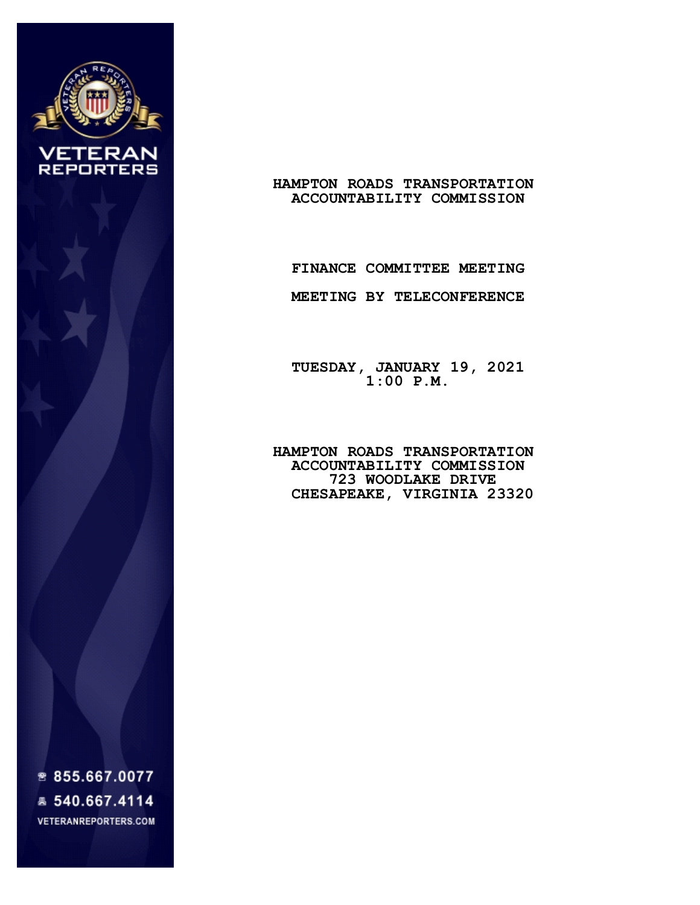# HAMPTON ROADS TRANSPORTATION ACCOUNTABILITY COMMISSION

## FINANCE COMMITTEE MEETING

## MEETING BY TELECONFERENCE

**TUESDAY, JANUARY 19, 2021**
**1:00 P.M.**

**HAMPTON ROADS TRANSPORTATION ACCOUNTABILITY COMMISSION**
**723 WOODLAKE DRIVE**
**CHESAPEAKE, VIRGINIA 23320**

VETERAN REPORTERS

855.667.0077

540.667.4114

VETERANREPORTERS.COM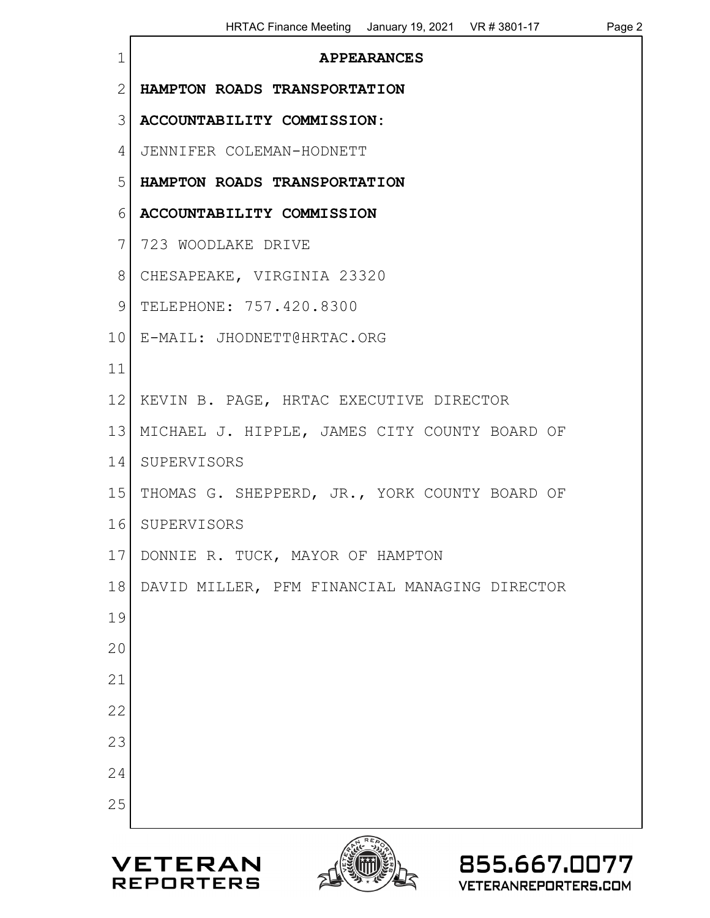# APPEARANCES

**HAMPTON ROADS TRANSPORTATION ACCOUNTABILITY COMMISSION:**

JENNIFER COLEMAN-HODNETT

**HAMPTON ROADS TRANSPORTATION ACCOUNTABILITY COMMISSION**

723 WOODLAKE DRIVE

CHESAPEAKE, VIRGINIA 23320

TELEPHONE: 757.420.8300

E-MAIL: JHODNETT@HRTAC.ORG

KEVIN B. PAGE, HRTAC EXECUTIVE DIRECTOR

MICHAEL J. HIPPLE, JAMES CITY COUNTY BOARD OF SUPERVISORS

THOMAS G. SHEPPERD, JR., YORK COUNTY BOARD OF SUPERVISORS

DONNIE R. TUCK, MAYOR OF HAMPTON

DAVID MILLER, PFM FINANCIAL MANAGING DIRECTOR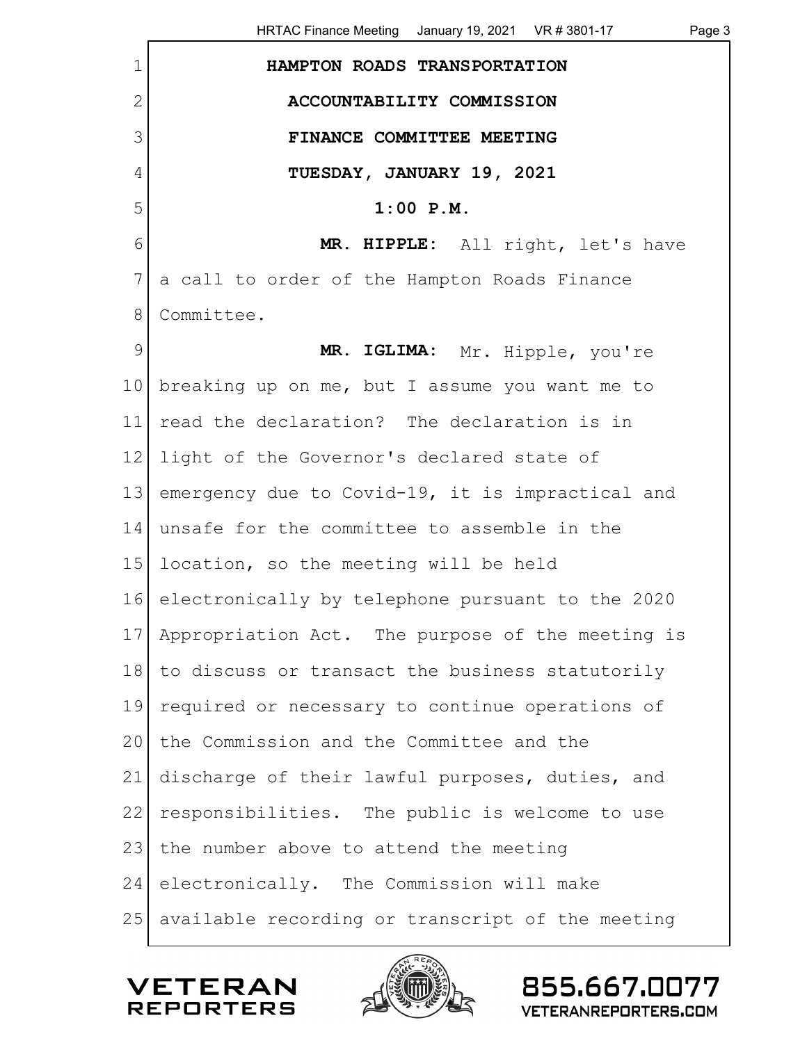**HAMPTON ROADS TRANSPORTATION**

**ACCOUNTABILITY COMMISSION**

**FINANCE COMMITTEE MEETING**

**TUESDAY, JANUARY 19, 2021**

**1:00 P.M.**

**MR. HIPPLE:** All right, let's have a call to order of the Hampton Roads Finance Committee.

**MR. IGLIMA:** Mr. Hipple, you're breaking up on me, but I assume you want me to read the declaration? The declaration is in light of the Governor's declared state of emergency due to Covid-19, it is impractical and unsafe for the committee to assemble in the location, so the meeting will be held electronically by telephone pursuant to the 2020 Appropriation Act. The purpose of the meeting is to discuss or transact the business statutorily required or necessary to continue operations of the Commission and the Committee and the discharge of their lawful purposes, duties, and responsibilities. The public is welcome to use the number above to attend the meeting electronically. The Commission will make available recording or transcript of the meeting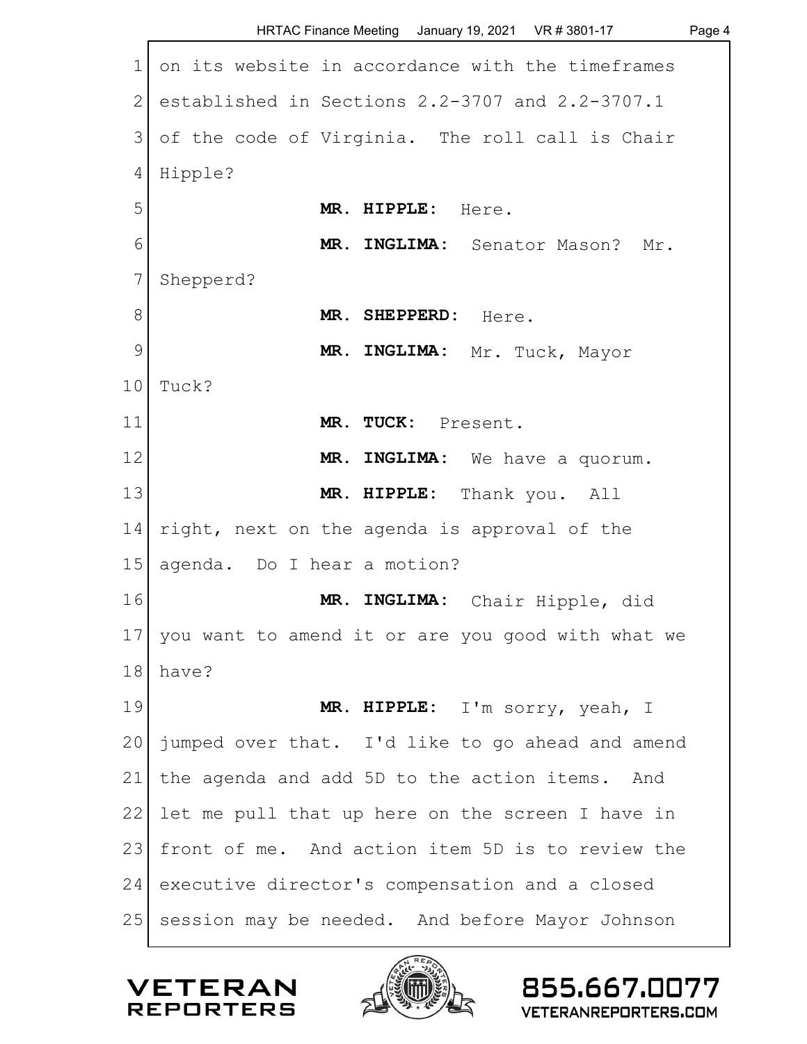on its website in accordance with the timeframes established in Sections 2.2-3707 and 2.2-3707.1 of the code of Virginia. The roll call is Chair Hipple?

**MR. HIPPLE:** Here.

**MR. INGLIMA:** Senator Mason? Mr. Shepperd?

**MR. SHEPPERD:** Here.

**MR. INGLIMA:** Mr. Tuck, Mayor Tuck?

**MR. TUCK:** Present.

**MR. INGLIMA:** We have a quorum.

**MR. HIPPLE:** Thank you. All right, next on the agenda is approval of the agenda. Do I hear a motion?

**MR. INGLIMA:** Chair Hipple, did you want to amend it or are you good with what we have?

**MR. HIPPLE:** I'm sorry, yeah, I jumped over that. I'd like to go ahead and amend the agenda and add 5D to the action items. And let me pull that up here on the screen I have in front of me. And action item 5D is to review the executive director's compensation and a closed session may be needed. And before Mayor Johnson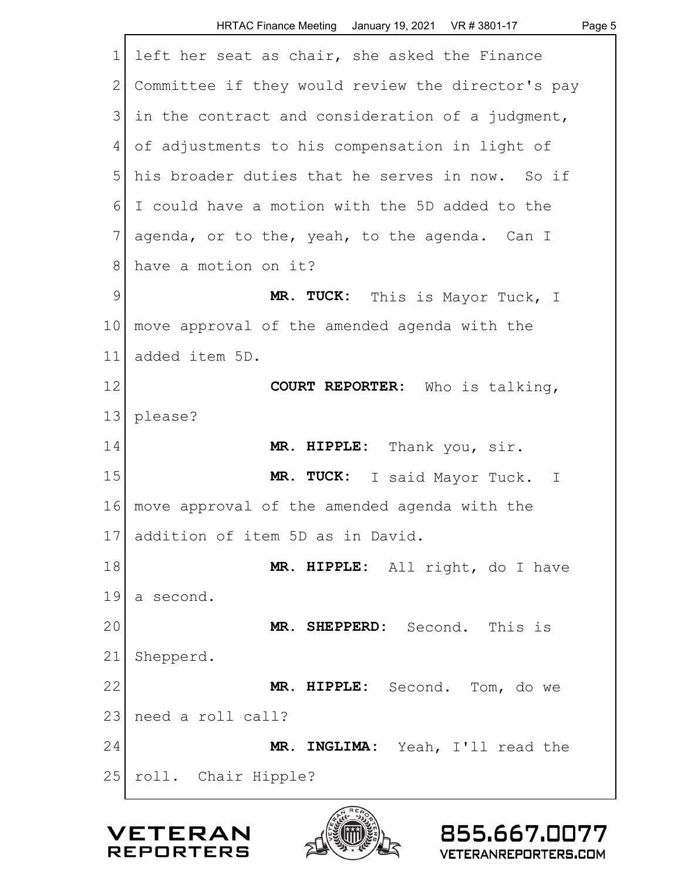left her seat as chair, she asked the Finance Committee if they would review the director's pay in the contract and consideration of a judgment, of adjustments to his compensation in light of his broader duties that he serves in now. So if I could have a motion with the 5D added to the agenda, or to the, yeah, to the agenda. Can I have a motion on it?

**MR. TUCK:** This is Mayor Tuck, I move approval of the amended agenda with the added item 5D.

**COURT REPORTER:** Who is talking, please?

**MR. HIPPLE:** Thank you, sir.

**MR. TUCK:** I said Mayor Tuck. I move approval of the amended agenda with the addition of item 5D as in David.

**MR. HIPPLE:** All right, do I have a second.

**MR. SHEPPERD:** Second. This is Shepperd.

**MR. HIPPLE:** Second. Tom, do we need a roll call?

**MR. INGLIMA:** Yeah, I'll read the roll. Chair Hipple?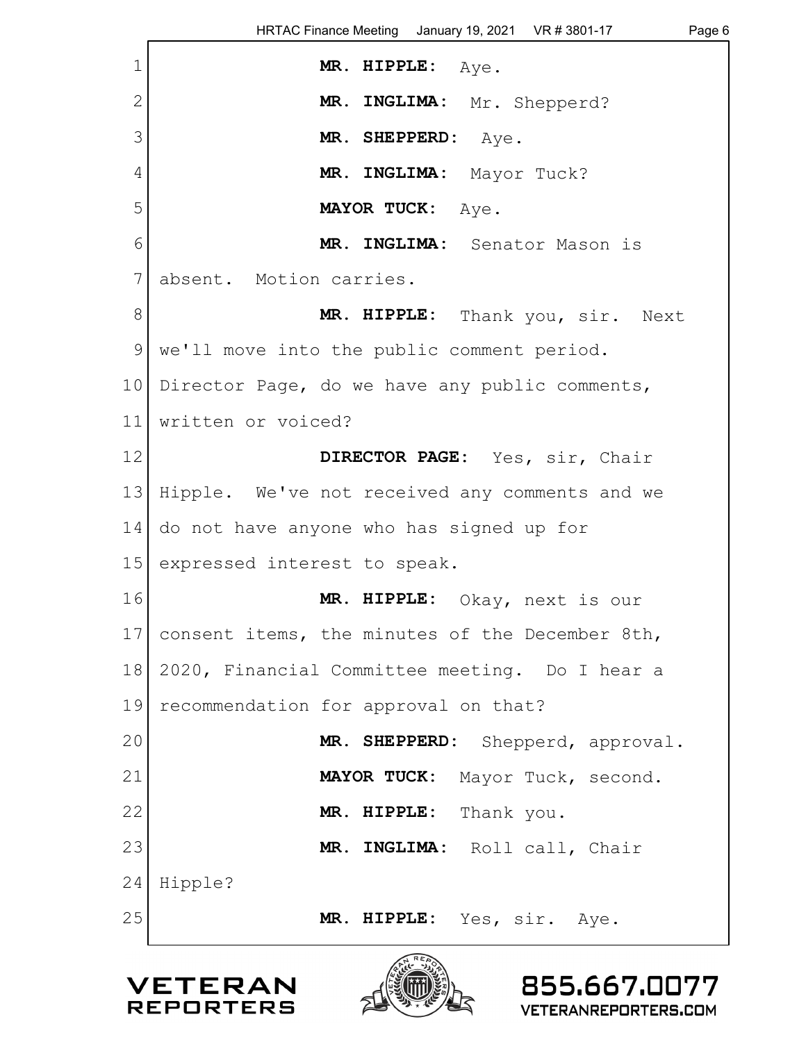**MR. HIPPLE:** Aye.

**MR. INGLIMA:** Mr. Shepperd?

**MR. SHEPPERD:** Aye.

**MR. INGLIMA:** Mayor Tuck?

**MAYOR TUCK:** Aye.

**MR. INGLIMA:** Senator Mason is absent. Motion carries.

**MR. HIPPLE:** Thank you, sir. Next we'll move into the public comment period. Director Page, do we have any public comments, written or voiced?

**DIRECTOR PAGE:** Yes, sir, Chair Hipple. We've not received any comments and we do not have anyone who has signed up for expressed interest to speak.

**MR. HIPPLE:** Okay, next is our consent items, the minutes of the December 8th, 2020, Financial Committee meeting. Do I hear a recommendation for approval on that?

**MR. SHEPPERD:** Shepperd, approval.

**MAYOR TUCK:** Mayor Tuck, second.

**MR. HIPPLE:** Thank you.

**MR. INGLIMA:** Roll call, Chair Hipple?

**MR. HIPPLE:** Yes, sir. Aye.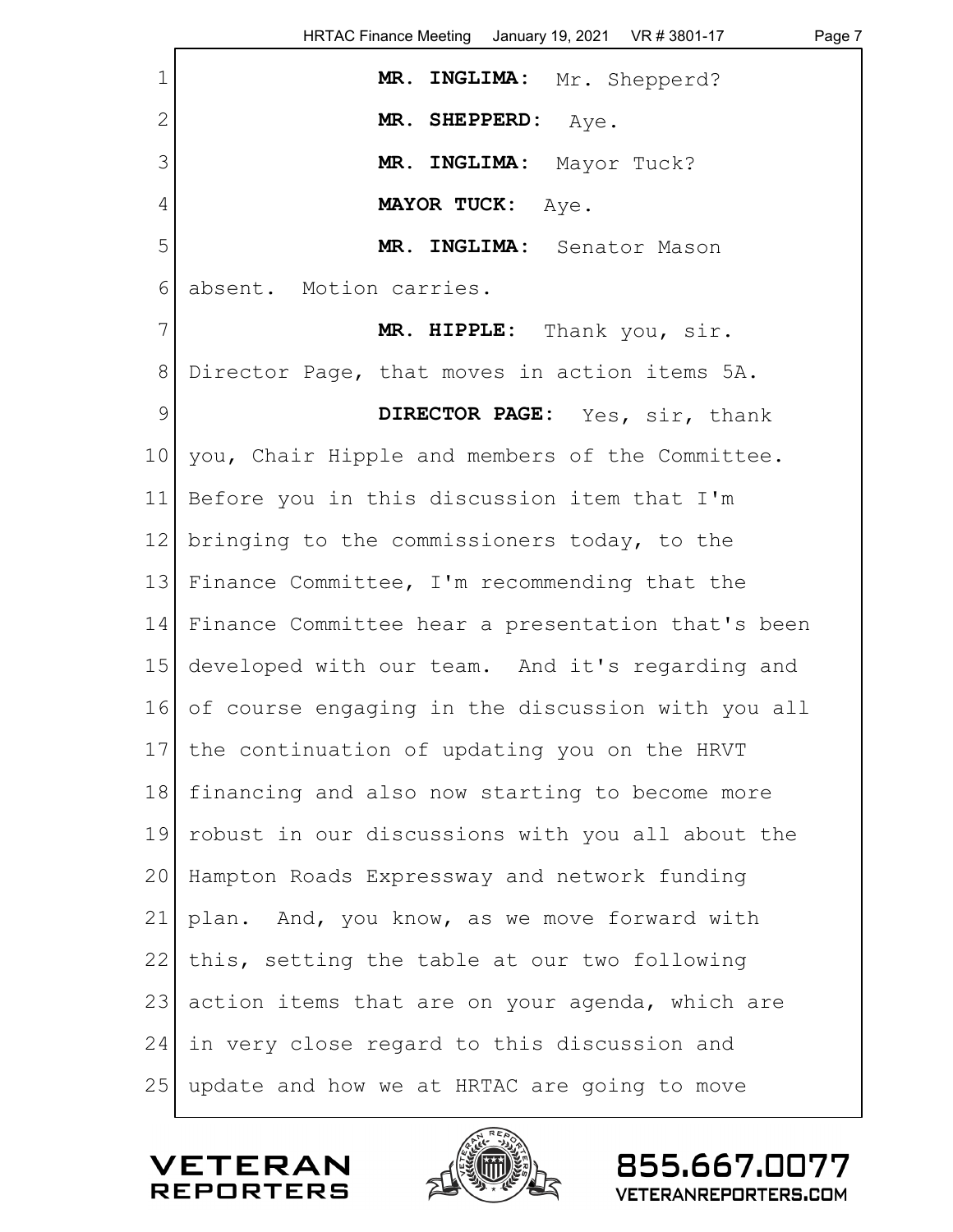**MR. INGLIMA:** Mr. Shepperd?

**MR. SHEPPERD:** Aye.

**MR. INGLIMA:** Mayor Tuck?

**MAYOR TUCK:** Aye.

**MR. INGLIMA:** Senator Mason absent. Motion carries.

**MR. HIPPLE:** Thank you, sir. Director Page, that moves in action items 5A.

**DIRECTOR PAGE:** Yes, sir, thank you, Chair Hipple and members of the Committee. Before you in this discussion item that I'm bringing to the commissioners today, to the Finance Committee, I'm recommending that the Finance Committee hear a presentation that's been developed with our team. And it's regarding and of course engaging in the discussion with you all the continuation of updating you on the HRVT financing and also now starting to become more robust in our discussions with you all about the Hampton Roads Expressway and network funding plan. And, you know, as we move forward with this, setting the table at our two following action items that are on your agenda, which are in very close regard to this discussion and update and how we at HRTAC are going to move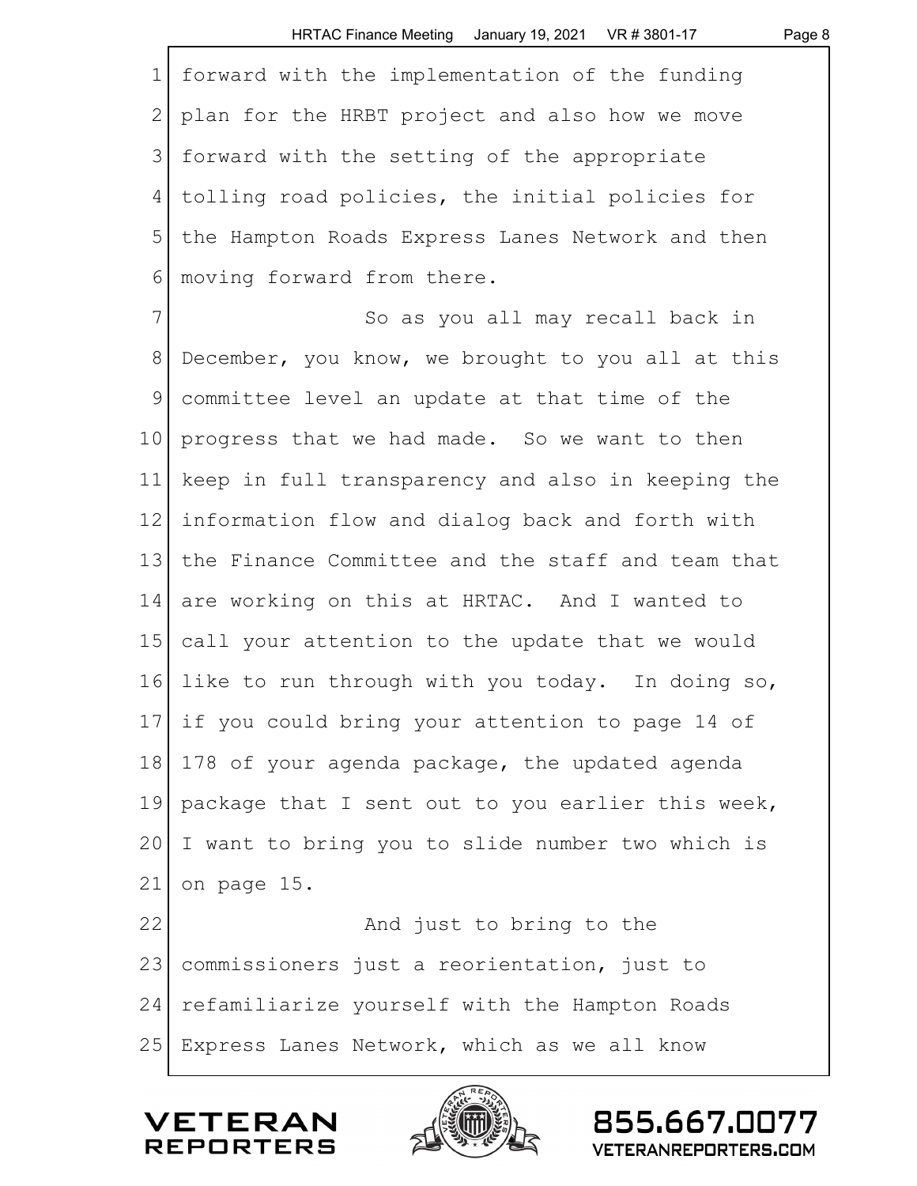forward with the implementation of the funding plan for the HRBT project and also how we move forward with the setting of the appropriate tolling road policies, the initial policies for the Hampton Roads Express Lanes Network and then moving forward from there.

So as you all may recall back in December, you know, we brought to you all at this committee level an update at that time of the progress that we had made. So we want to then keep in full transparency and also in keeping the information flow and dialog back and forth with the Finance Committee and the staff and team that are working on this at HRTAC. And I wanted to call your attention to the update that we would like to run through with you today. In doing so, if you could bring your attention to page 14 of 178 of your agenda package, the updated agenda package that I sent out to you earlier this week, I want to bring you to slide number two which is on page 15.

And just to bring to the commissioners just a reorientation, just to refamiliarize yourself with the Hampton Roads Express Lanes Network, which as we all know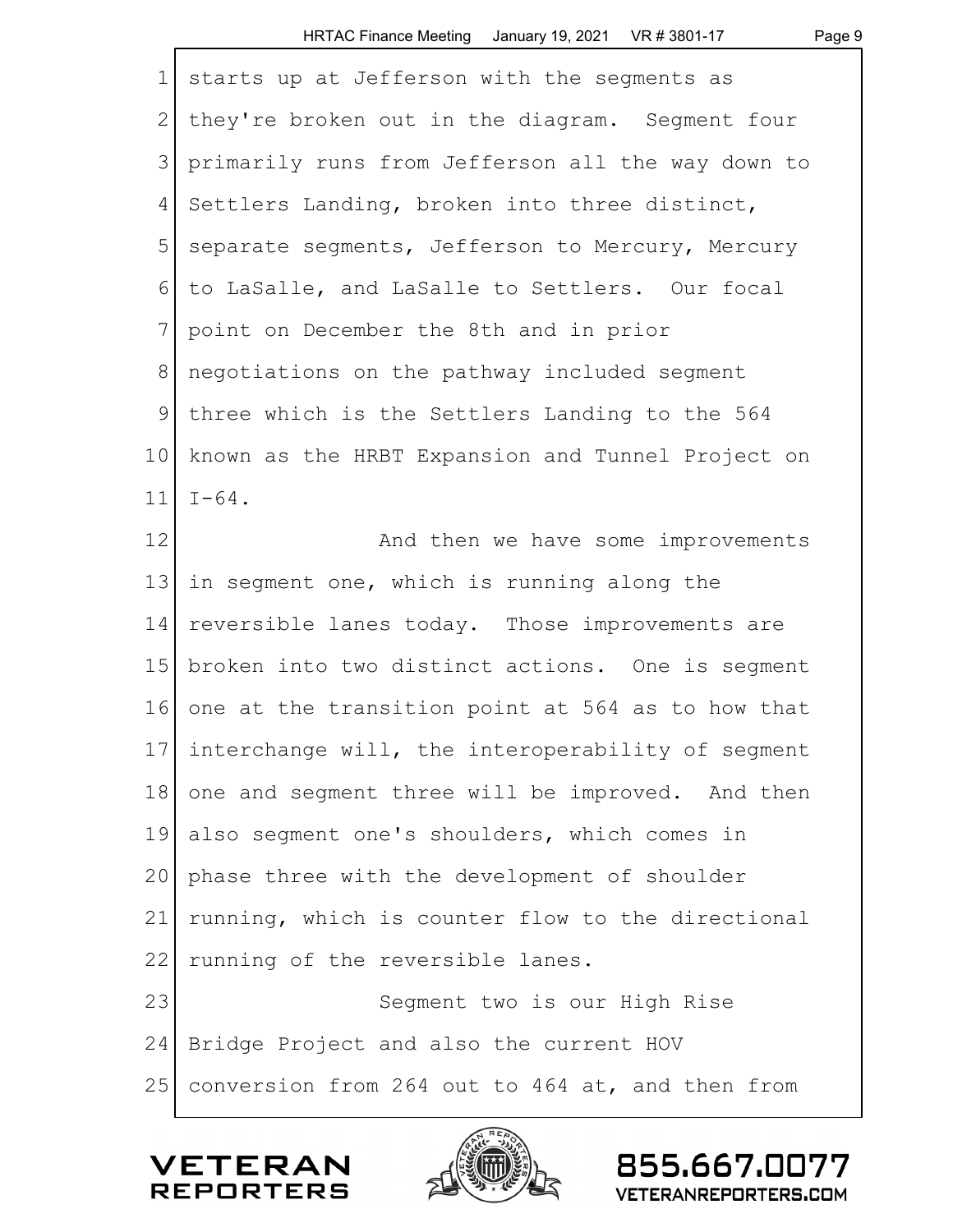starts up at Jefferson with the segments as they're broken out in the diagram. Segment four primarily runs from Jefferson all the way down to Settlers Landing, broken into three distinct, separate segments, Jefferson to Mercury, Mercury to LaSalle, and LaSalle to Settlers. Our focal point on December the 8th and in prior negotiations on the pathway included segment three which is the Settlers Landing to the 564 known as the HRBT Expansion and Tunnel Project on I-64.

And then we have some improvements in segment one, which is running along the reversible lanes today. Those improvements are broken into two distinct actions. One is segment one at the transition point at 564 as to how that interchange will, the interoperability of segment one and segment three will be improved. And then also segment one's shoulders, which comes in phase three with the development of shoulder running, which is counter flow to the directional running of the reversible lanes.

Segment two is our High Rise Bridge Project and also the current HOV conversion from 264 out to 464 at, and then from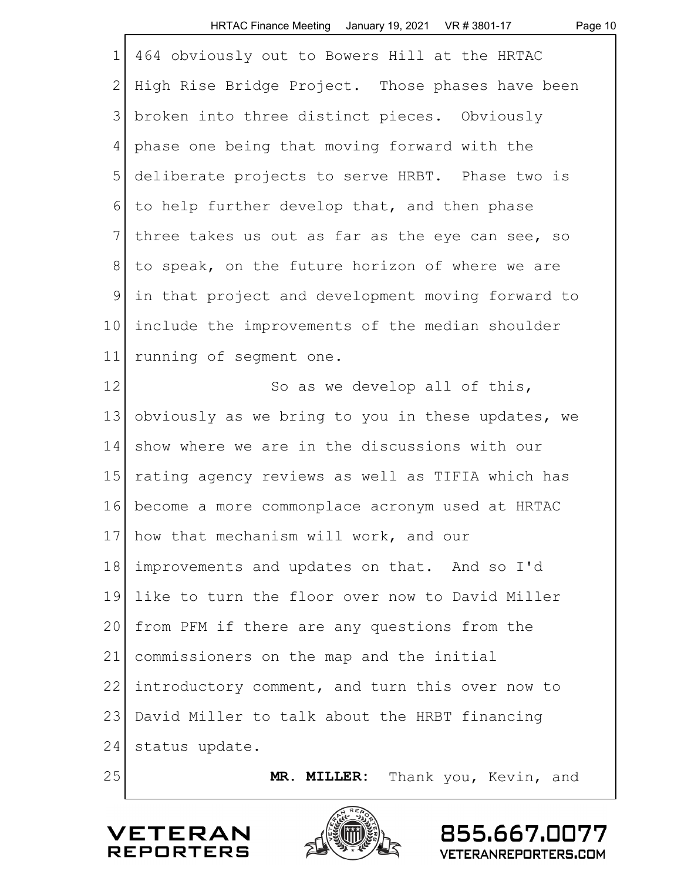464 obviously out to Bowers Hill at the HRTAC High Rise Bridge Project. Those phases have been broken into three distinct pieces. Obviously phase one being that moving forward with the deliberate projects to serve HRBT. Phase two is to help further develop that, and then phase three takes us out as far as the eye can see, so to speak, on the future horizon of where we are in that project and development moving forward to include the improvements of the median shoulder running of segment one.

So as we develop all of this, obviously as we bring to you in these updates, we show where we are in the discussions with our rating agency reviews as well as TIFIA which has become a more commonplace acronym used at HRTAC how that mechanism will work, and our improvements and updates on that. And so I'd like to turn the floor over now to David Miller from PFM if there are any questions from the commissioners on the map and the initial introductory comment, and turn this over now to David Miller to talk about the HRBT financing status update.

**MR. MILLER:** Thank you, Kevin, and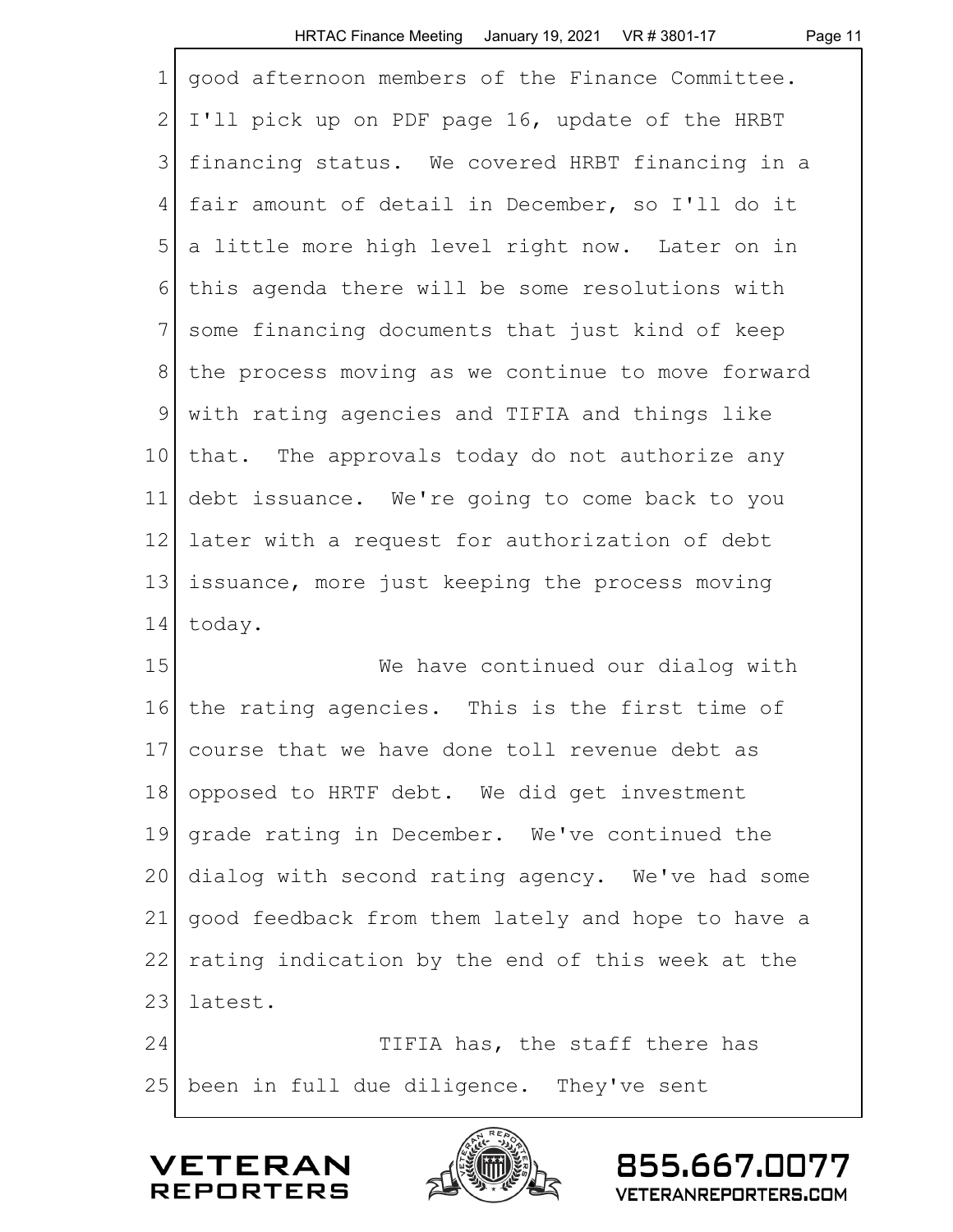good afternoon members of the Finance Committee. I'll pick up on PDF page 16, update of the HRBT financing status. We covered HRBT financing in a fair amount of detail in December, so I'll do it a little more high level right now. Later on in this agenda there will be some resolutions with some financing documents that just kind of keep the process moving as we continue to move forward with rating agencies and TIFIA and things like that. The approvals today do not authorize any debt issuance. We're going to come back to you later with a request for authorization of debt issuance, more just keeping the process moving today.

We have continued our dialog with the rating agencies. This is the first time of course that we have done toll revenue debt as opposed to HRTF debt. We did get investment grade rating in December. We've continued the dialog with second rating agency. We've had some good feedback from them lately and hope to have a rating indication by the end of this week at the latest.

TIFIA has, the staff there has been in full due diligence. They've sent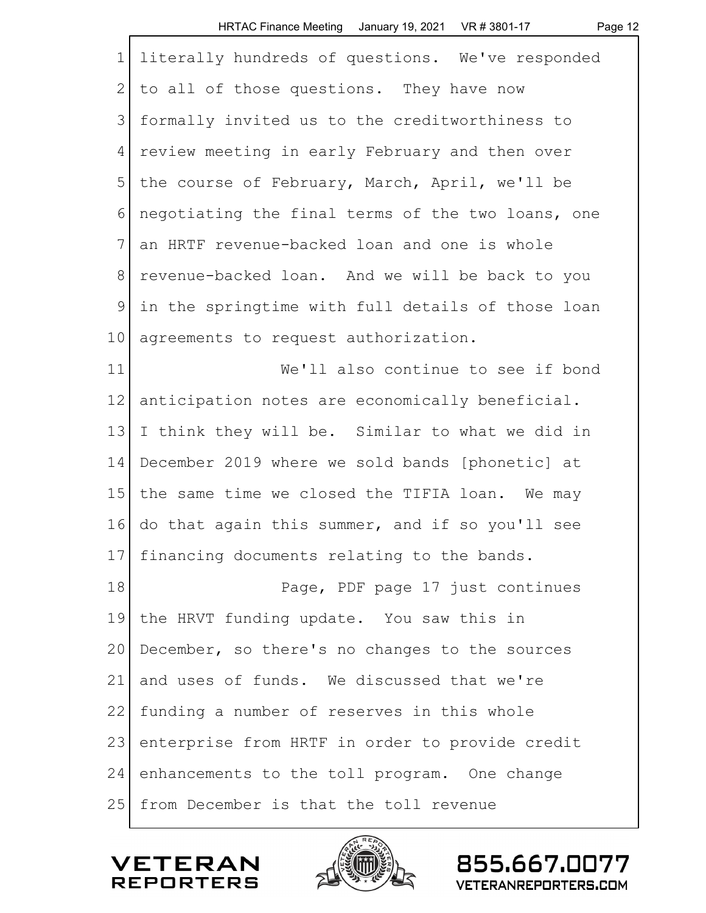literally hundreds of questions. We've responded to all of those questions. They have now formally invited us to the creditworthiness to review meeting in early February and then over the course of February, March, April, we'll be negotiating the final terms of the two loans, one an HRTF revenue-backed loan and one is whole revenue-backed loan. And we will be back to you in the springtime with full details of those loan agreements to request authorization.

We'll also continue to see if bond anticipation notes are economically beneficial. I think they will be. Similar to what we did in December 2019 where we sold bands [phonetic] at the same time we closed the TIFIA loan. We may do that again this summer, and if so you'll see financing documents relating to the bands.

Page, PDF page 17 just continues the HRVT funding update. You saw this in December, so there's no changes to the sources and uses of funds. We discussed that we're funding a number of reserves in this whole enterprise from HRTF in order to provide credit enhancements to the toll program. One change from December is that the toll revenue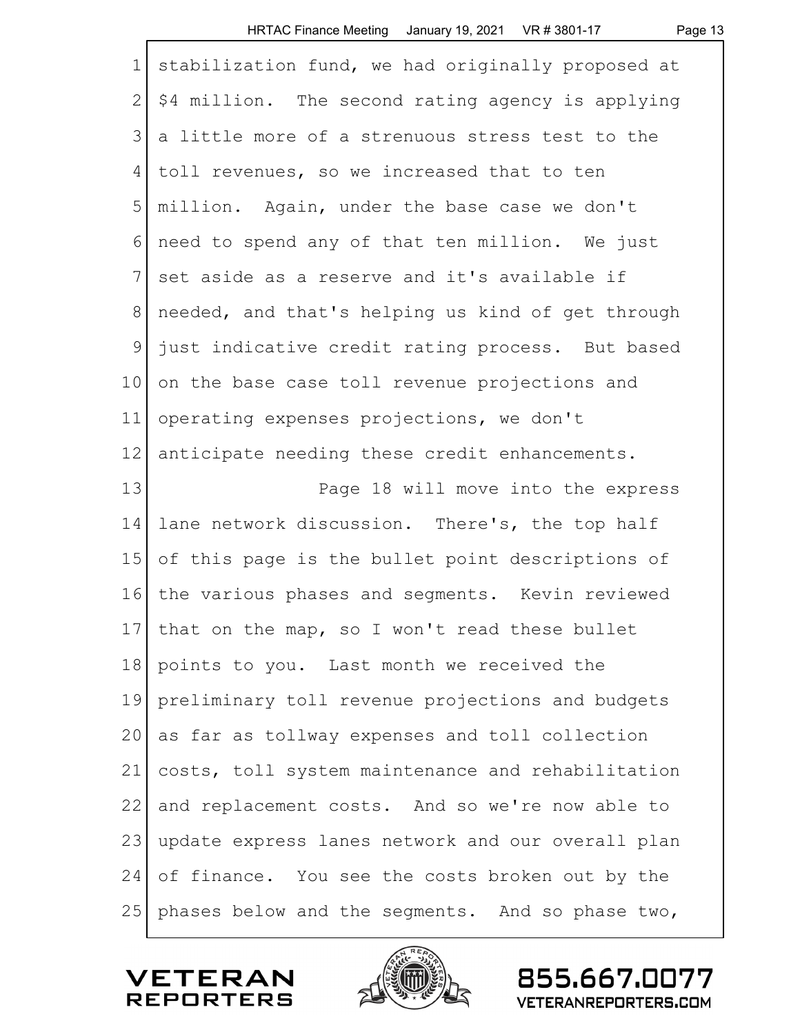stabilization fund, we had originally proposed at $4 million. The second rating agency is applying a little more of a strenuous stress test to the toll revenues, so we increased that to ten million. Again, under the base case we don't need to spend any of that ten million. We just set aside as a reserve and it's available if needed, and that's helping us kind of get through just indicative credit rating process. But based on the base case toll revenue projections and operating expenses projections, we don't anticipate needing these credit enhancements.

Page 18 will move into the express lane network discussion. There's, the top half of this page is the bullet point descriptions of the various phases and segments. Kevin reviewed that on the map, so I won't read these bullet points to you. Last month we received the preliminary toll revenue projections and budgets as far as tollway expenses and toll collection costs, toll system maintenance and rehabilitation and replacement costs. And so we're now able to update express lanes network and our overall plan of finance. You see the costs broken out by the phases below and the segments. And so phase two,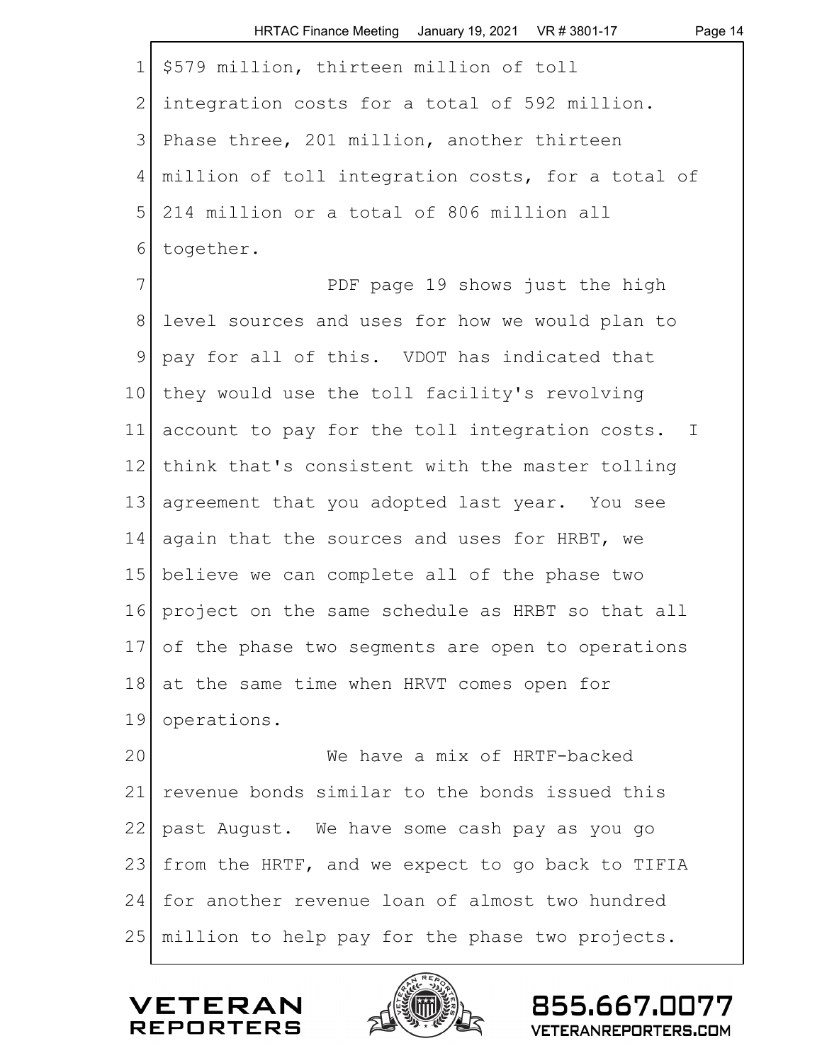$579 million, thirteen million of toll integration costs for a total of 592 million. Phase three, 201 million, another thirteen million of toll integration costs, for a total of 214 million or a total of 806 million all together.

PDF page 19 shows just the high level sources and uses for how we would plan to pay for all of this. VDOT has indicated that they would use the toll facility's revolving account to pay for the toll integration costs. I think that's consistent with the master tolling agreement that you adopted last year. You see again that the sources and uses for HRBT, we believe we can complete all of the phase two project on the same schedule as HRBT so that all of the phase two segments are open to operations at the same time when HRVT comes open for operations.

We have a mix of HRTF-backed revenue bonds similar to the bonds issued this past August. We have some cash pay as you go from the HRTF, and we expect to go back to TIFIA for another revenue loan of almost two hundred million to help pay for the phase two projects.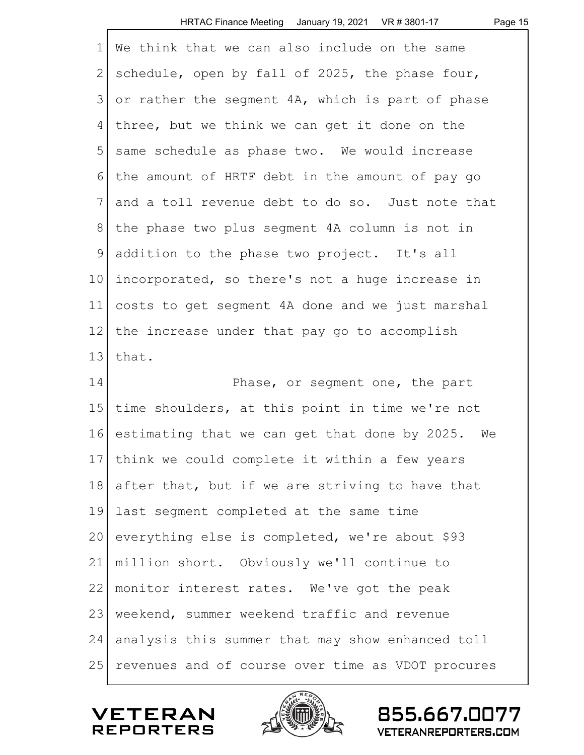We think that we can also include on the same schedule, open by fall of 2025, the phase four, or rather the segment 4A, which is part of phase three, but we think we can get it done on the same schedule as phase two. We would increase the amount of HRTF debt in the amount of pay go and a toll revenue debt to do so. Just note that the phase two plus segment 4A column is not in addition to the phase two project. It's all incorporated, so there's not a huge increase in costs to get segment 4A done and we just marshal the increase under that pay go to accomplish that.

Phase, or segment one, the part time shoulders, at this point in time we're not estimating that we can get that done by 2025. We think we could complete it within a few years after that, but if we are striving to have that last segment completed at the same time everything else is completed, we're about $93 million short. Obviously we'll continue to monitor interest rates. We've got the peak weekend, summer weekend traffic and revenue analysis this summer that may show enhanced toll revenues and of course over time as VDOT procures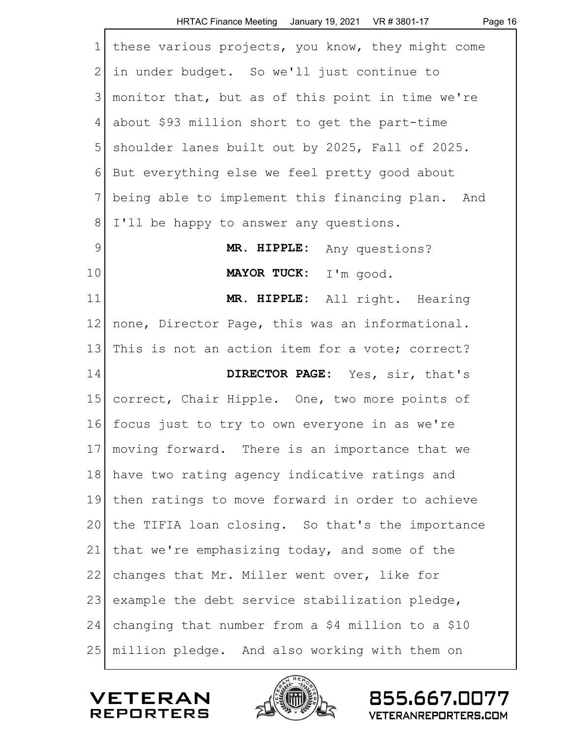these various projects, you know, they might come in under budget. So we'll just continue to monitor that, but as of this point in time we're about $93 million short to get the part-time shoulder lanes built out by 2025, Fall of 2025. But everything else we feel pretty good about being able to implement this financing plan. And I'll be happy to answer any questions.

**MR. HIPPLE:** Any questions?

**MAYOR TUCK:** I'm good.

**MR. HIPPLE:** All right. Hearing none, Director Page, this was an informational. This is not an action item for a vote; correct?

**DIRECTOR PAGE:** Yes, sir, that's correct, Chair Hipple. One, two more points of focus just to try to own everyone in as we're moving forward. There is an importance that we have two rating agency indicative ratings and then ratings to move forward in order to achieve the TIFIA loan closing. So that's the importance that we're emphasizing today, and some of the changes that Mr. Miller went over, like for example the debt service stabilization pledge, changing that number from a $4 million to a $10 million pledge. And also working with them on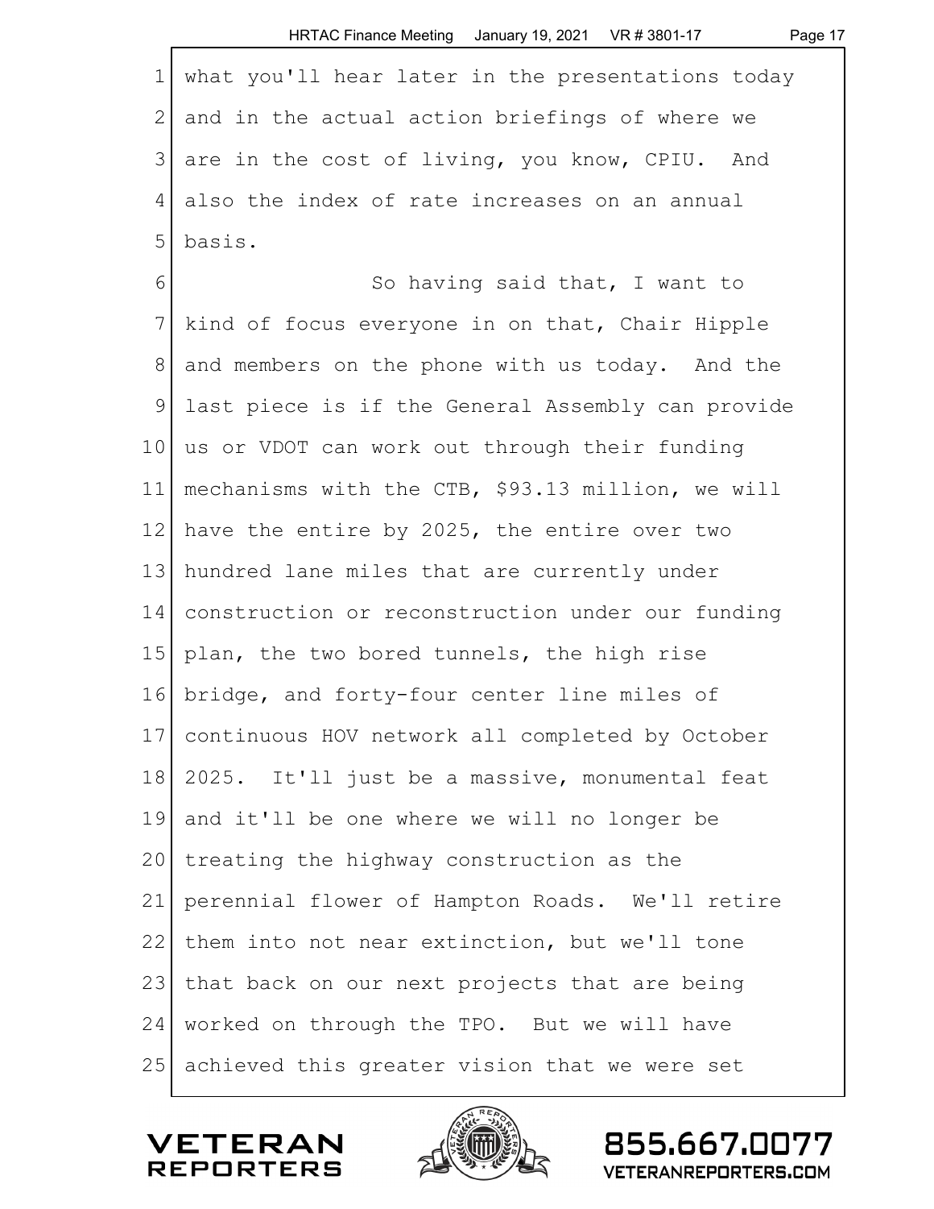what you'll hear later in the presentations today and in the actual action briefings of where we are in the cost of living, you know, CPIU. And also the index of rate increases on an annual basis.

So having said that, I want to kind of focus everyone in on that, Chair Hipple and members on the phone with us today. And the last piece is if the General Assembly can provide us or VDOT can work out through their funding mechanisms with the CTB, $93.13 million, we will have the entire by 2025, the entire over two hundred lane miles that are currently under construction or reconstruction under our funding plan, the two bored tunnels, the high rise bridge, and forty-four center line miles of continuous HOV network all completed by October 2025. It'll just be a massive, monumental feat and it'll be one where we will no longer be treating the highway construction as the perennial flower of Hampton Roads. We'll retire them into not near extinction, but we'll tone that back on our next projects that are being worked on through the TPO. But we will have achieved this greater vision that we were set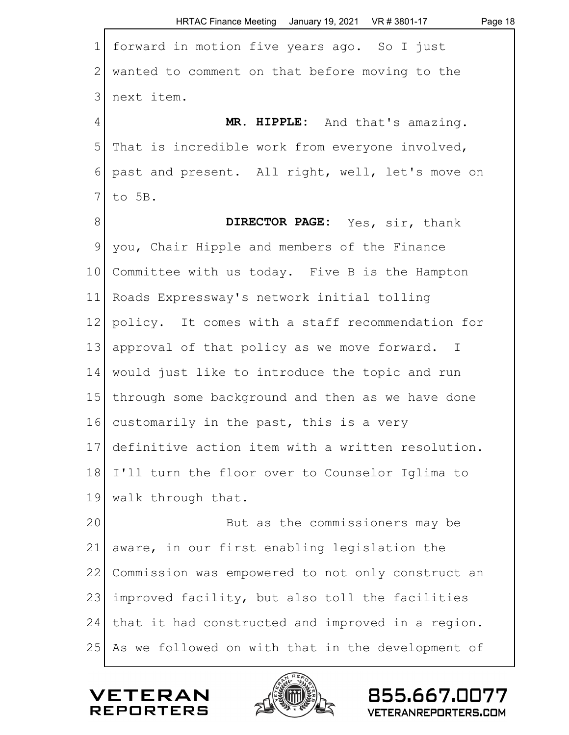forward in motion five years ago. So I just wanted to comment on that before moving to the next item.

**MR. HIPPLE:** And that's amazing. That is incredible work from everyone involved, past and present. All right, well, let's move on to 5B.

**DIRECTOR PAGE:** Yes, sir, thank you, Chair Hipple and members of the Finance Committee with us today. Five B is the Hampton Roads Expressway's network initial tolling policy. It comes with a staff recommendation for approval of that policy as we move forward. I would just like to introduce the topic and run through some background and then as we have done customarily in the past, this is a very definitive action item with a written resolution. I'll turn the floor over to Counselor Iglima to walk through that.

But as the commissioners may be aware, in our first enabling legislation the Commission was empowered to not only construct an improved facility, but also toll the facilities that it had constructed and improved in a region. As we followed on with that in the development of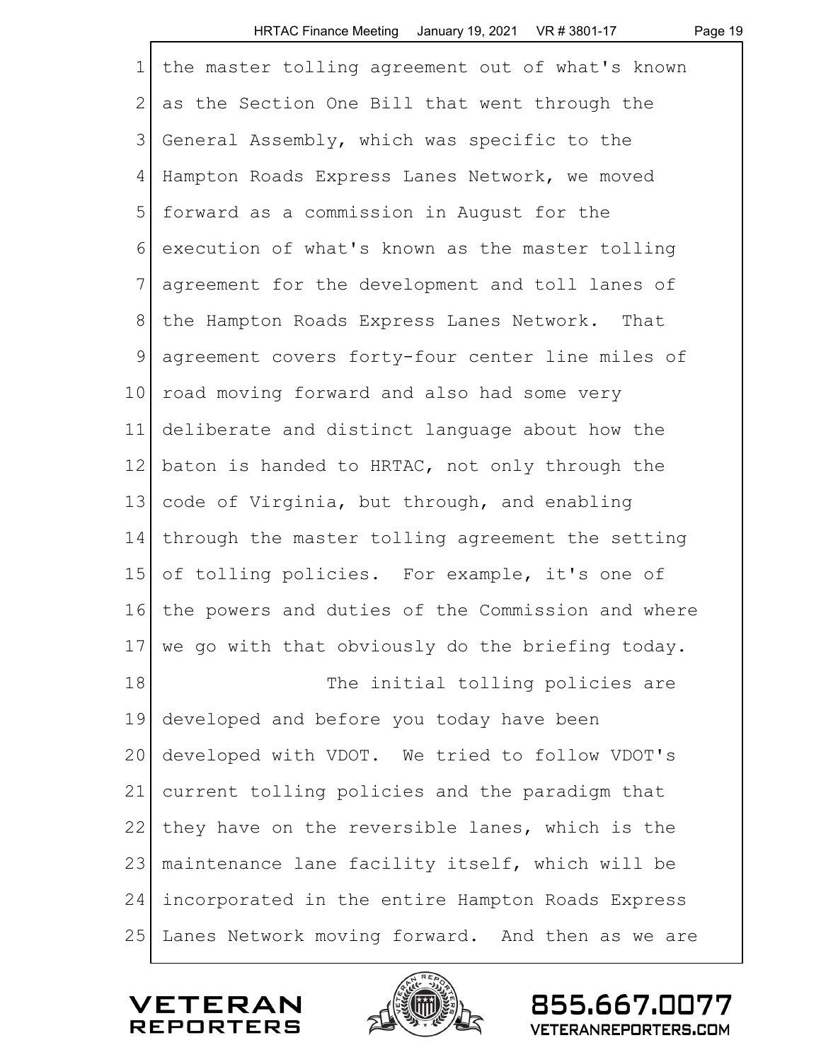the master tolling agreement out of what's known as the Section One Bill that went through the General Assembly, which was specific to the Hampton Roads Express Lanes Network, we moved forward as a commission in August for the execution of what's known as the master tolling agreement for the development and toll lanes of the Hampton Roads Express Lanes Network. That agreement covers forty-four center line miles of road moving forward and also had some very deliberate and distinct language about how the baton is handed to HRTAC, not only through the code of Virginia, but through, and enabling through the master tolling agreement the setting of tolling policies. For example, it's one of the powers and duties of the Commission and where we go with that obviously do the briefing today.

The initial tolling policies are developed and before you today have been developed with VDOT. We tried to follow VDOT's current tolling policies and the paradigm that they have on the reversible lanes, which is the maintenance lane facility itself, which will be incorporated in the entire Hampton Roads Express Lanes Network moving forward. And then as we are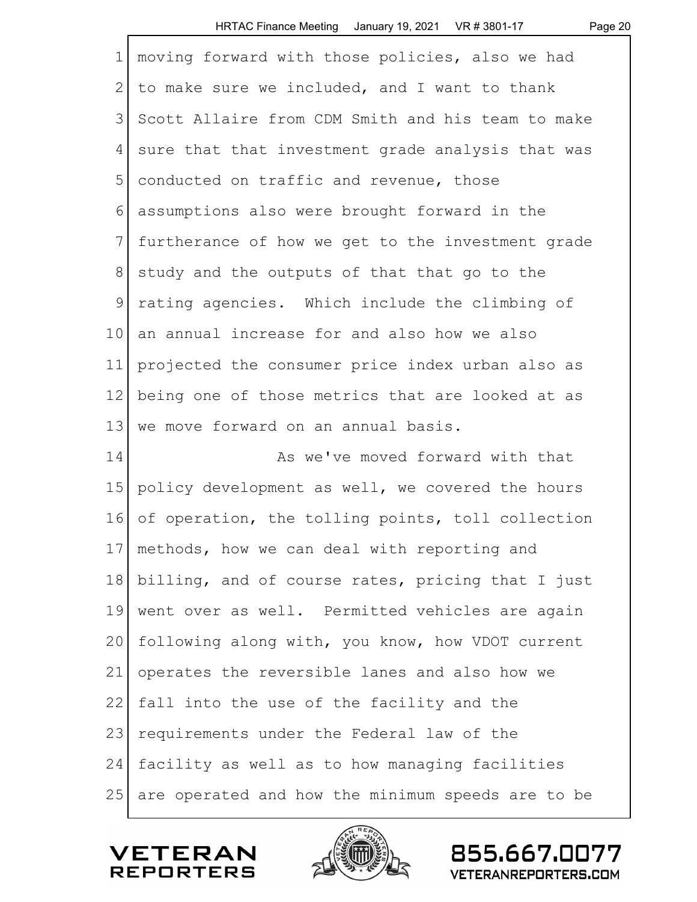moving forward with those policies, also we had to make sure we included, and I want to thank Scott Allaire from CDM Smith and his team to make sure that that investment grade analysis that was conducted on traffic and revenue, those assumptions also were brought forward in the furtherance of how we get to the investment grade study and the outputs of that that go to the rating agencies. Which include the climbing of an annual increase for and also how we also projected the consumer price index urban also as being one of those metrics that are looked at as we move forward on an annual basis.

As we've moved forward with that policy development as well, we covered the hours of operation, the tolling points, toll collection methods, how we can deal with reporting and billing, and of course rates, pricing that I just went over as well. Permitted vehicles are again following along with, you know, how VDOT current operates the reversible lanes and also how we fall into the use of the facility and the requirements under the Federal law of the facility as well as to how managing facilities are operated and how the minimum speeds are to be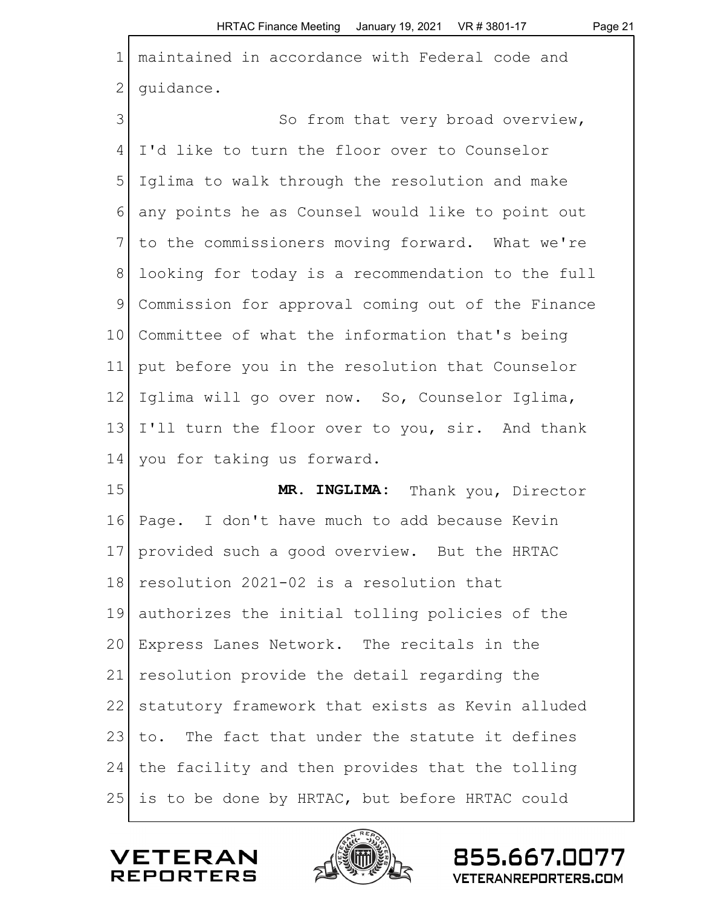maintained in accordance with Federal code and guidance.

So from that very broad overview, I'd like to turn the floor over to Counselor Iglima to walk through the resolution and make any points he as Counsel would like to point out to the commissioners moving forward. What we're looking for today is a recommendation to the full Commission for approval coming out of the Finance Committee of what the information that's being put before you in the resolution that Counselor Iglima will go over now. So, Counselor Iglima, I'll turn the floor over to you, sir. And thank you for taking us forward.

**MR. INGLIMA:** Thank you, Director Page. I don't have much to add because Kevin provided such a good overview. But the HRTAC resolution 2021-02 is a resolution that authorizes the initial tolling policies of the Express Lanes Network. The recitals in the resolution provide the detail regarding the statutory framework that exists as Kevin alluded to. The fact that under the statute it defines the facility and then provides that the tolling is to be done by HRTAC, but before HRTAC could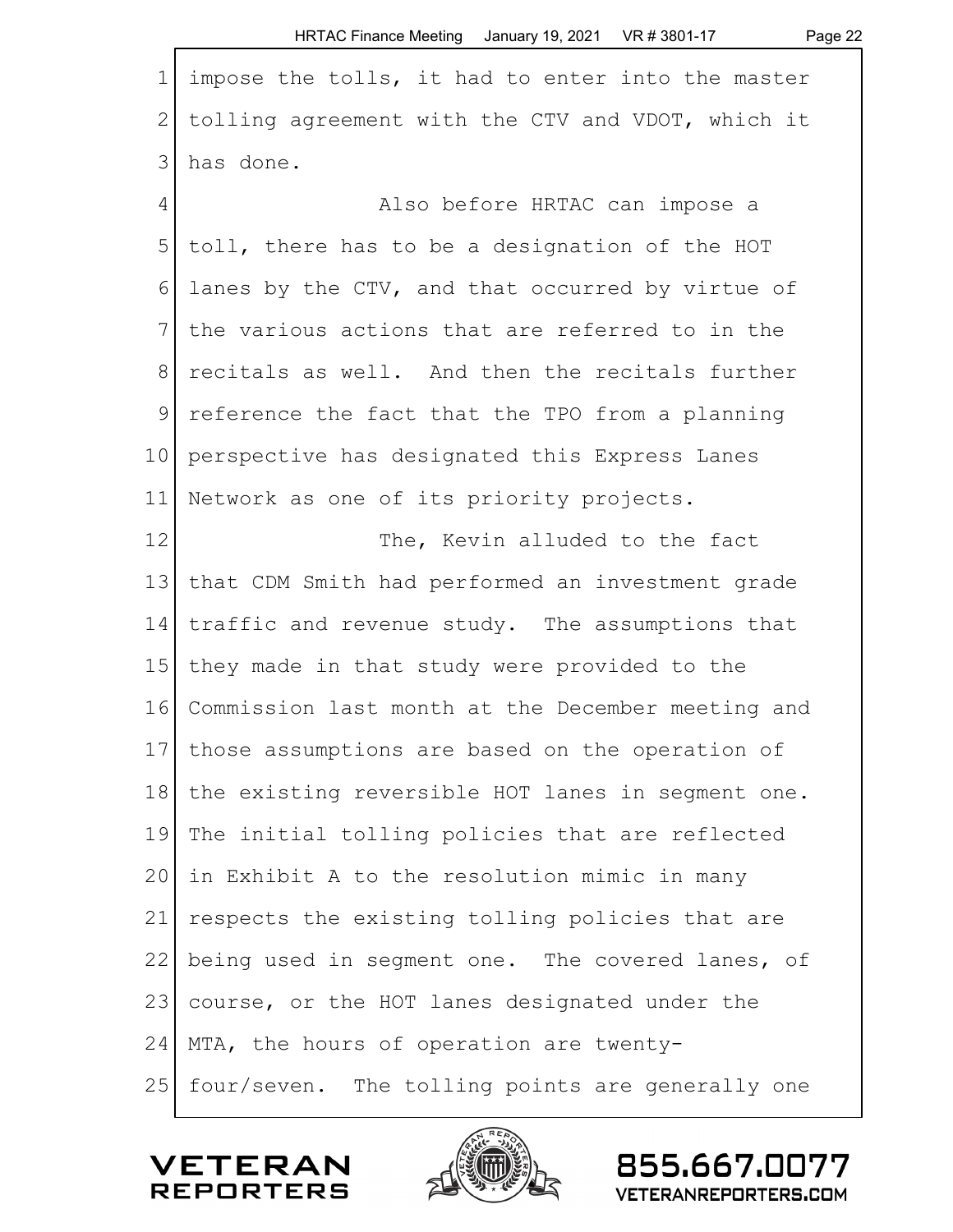impose the tolls, it had to enter into the master tolling agreement with the CTV and VDOT, which it has done.

Also before HRTAC can impose a toll, there has to be a designation of the HOT lanes by the CTV, and that occurred by virtue of the various actions that are referred to in the recitals as well. And then the recitals further reference the fact that the TPO from a planning perspective has designated this Express Lanes Network as one of its priority projects.

The, Kevin alluded to the fact that CDM Smith had performed an investment grade traffic and revenue study. The assumptions that they made in that study were provided to the Commission last month at the December meeting and those assumptions are based on the operation of the existing reversible HOT lanes in segment one. The initial tolling policies that are reflected in Exhibit A to the resolution mimic in many respects the existing tolling policies that are being used in segment one. The covered lanes, of course, or the HOT lanes designated under the MTA, the hours of operation are twenty-four/seven. The tolling points are generally one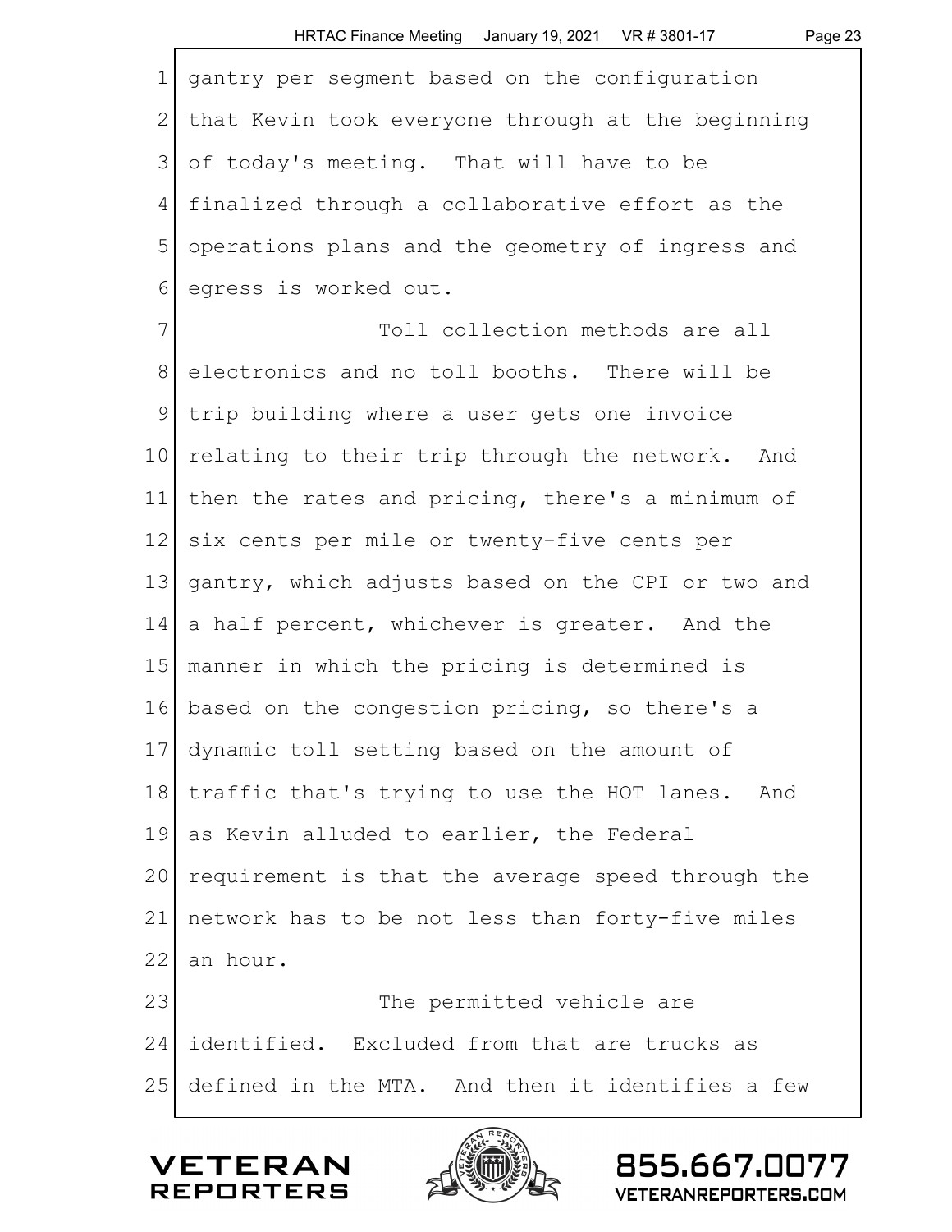gantry per segment based on the configuration that Kevin took everyone through at the beginning of today's meeting. That will have to be finalized through a collaborative effort as the operations plans and the geometry of ingress and egress is worked out.

Toll collection methods are all electronics and no toll booths. There will be trip building where a user gets one invoice relating to their trip through the network. And then the rates and pricing, there's a minimum of six cents per mile or twenty-five cents per gantry, which adjusts based on the CPI or two and a half percent, whichever is greater. And the manner in which the pricing is determined is based on the congestion pricing, so there's a dynamic toll setting based on the amount of traffic that's trying to use the HOT lanes. And as Kevin alluded to earlier, the Federal requirement is that the average speed through the network has to be not less than forty-five miles an hour.

The permitted vehicle are identified. Excluded from that are trucks as defined in the MTA. And then it identifies a few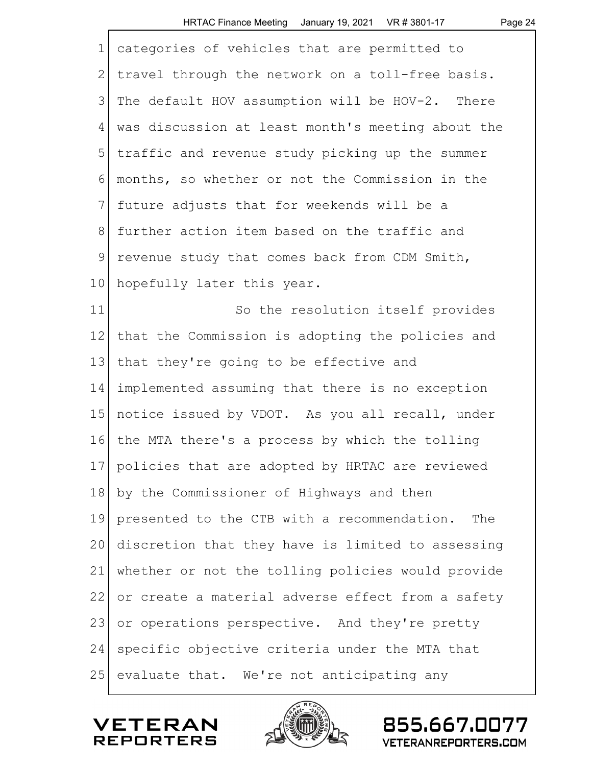categories of vehicles that are permitted to travel through the network on a toll-free basis. The default HOV assumption will be HOV-2. There was discussion at least month's meeting about the traffic and revenue study picking up the summer months, so whether or not the Commission in the future adjusts that for weekends will be a further action item based on the traffic and revenue study that comes back from CDM Smith, hopefully later this year.

So the resolution itself provides that the Commission is adopting the policies and that they're going to be effective and implemented assuming that there is no exception notice issued by VDOT. As you all recall, under the MTA there's a process by which the tolling policies that are adopted by HRTAC are reviewed by the Commissioner of Highways and then presented to the CTB with a recommendation. The discretion that they have is limited to assessing whether or not the tolling policies would provide or create a material adverse effect from a safety or operations perspective. And they're pretty specific objective criteria under the MTA that evaluate that. We're not anticipating any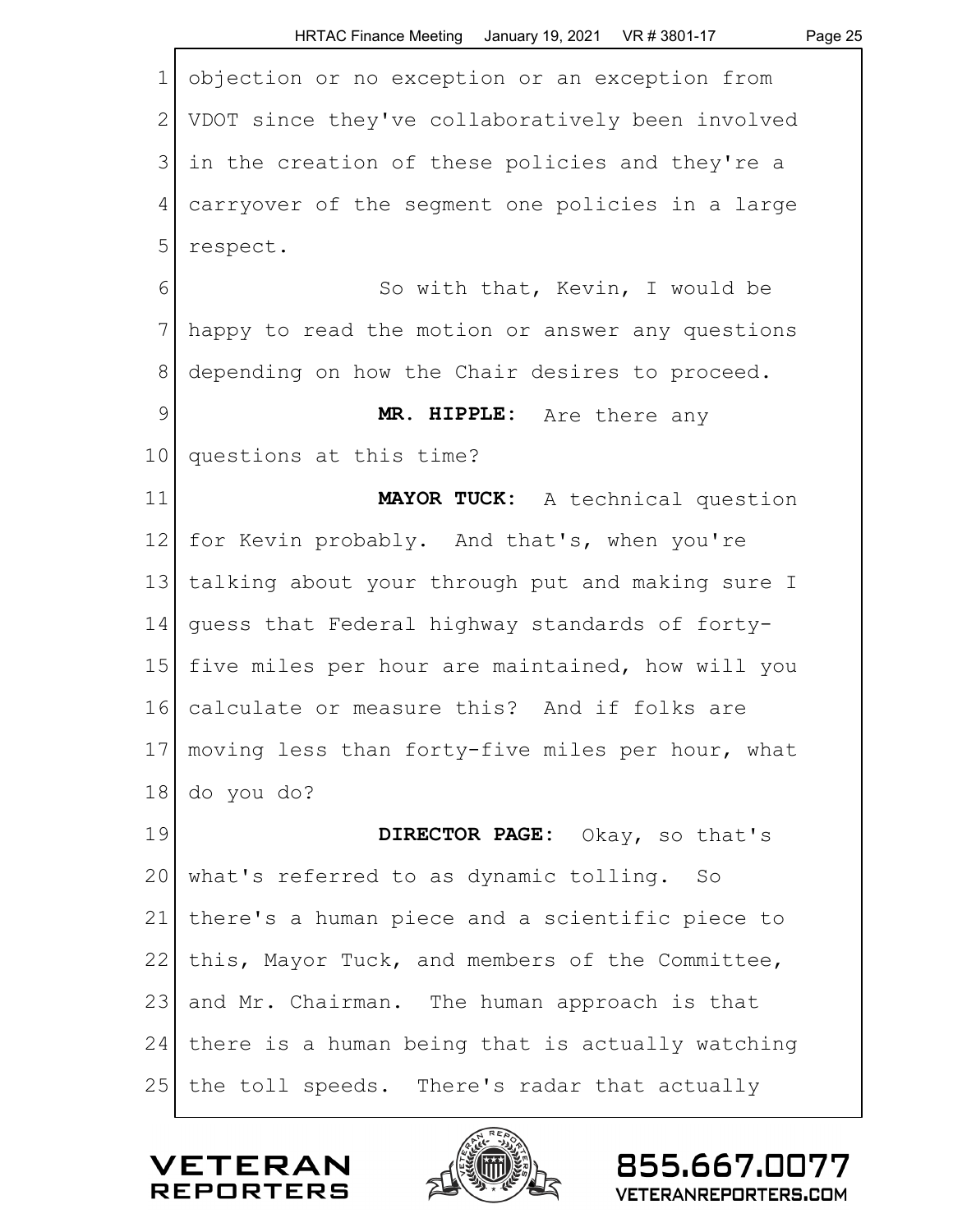objection or no exception or an exception from VDOT since they've collaboratively been involved in the creation of these policies and they're a carryover of the segment one policies in a large respect.

So with that, Kevin, I would be happy to read the motion or answer any questions depending on how the Chair desires to proceed.

**MR. HIPPLE:** Are there any questions at this time?

**MAYOR TUCK:** A technical question for Kevin probably. And that's, when you're talking about your through put and making sure I guess that Federal highway standards of forty-five miles per hour are maintained, how will you calculate or measure this? And if folks are moving less than forty-five miles per hour, what do you do?

**DIRECTOR PAGE:** Okay, so that's what's referred to as dynamic tolling. So there's a human piece and a scientific piece to this, Mayor Tuck, and members of the Committee, and Mr. Chairman. The human approach is that there is a human being that is actually watching the toll speeds. There's radar that actually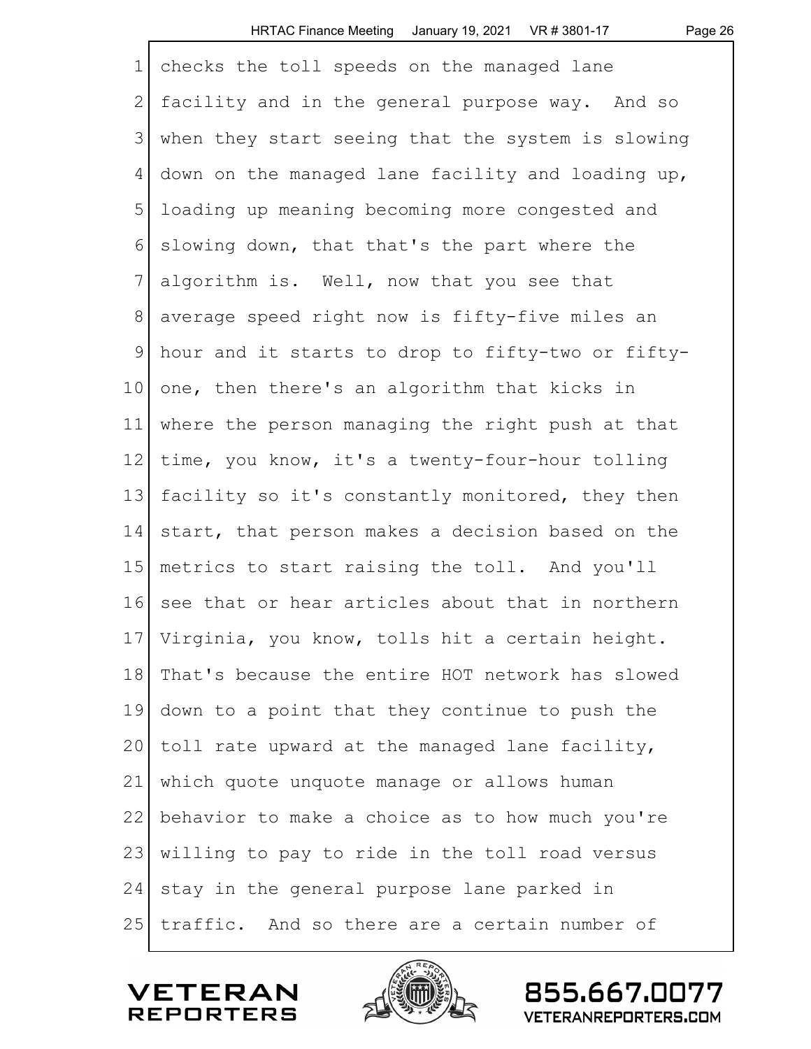checks the toll speeds on the managed lane facility and in the general purpose way. And so when they start seeing that the system is slowing down on the managed lane facility and loading up, loading up meaning becoming more congested and slowing down, that that's the part where the algorithm is. Well, now that you see that average speed right now is fifty-five miles an hour and it starts to drop to fifty-two or fifty-one, then there's an algorithm that kicks in where the person managing the right push at that time, you know, it's a twenty-four-hour tolling facility so it's constantly monitored, they then start, that person makes a decision based on the metrics to start raising the toll. And you'll see that or hear articles about that in northern Virginia, you know, tolls hit a certain height. That's because the entire HOT network has slowed down to a point that they continue to push the toll rate upward at the managed lane facility, which quote unquote manage or allows human behavior to make a choice as to how much you're willing to pay to ride in the toll road versus stay in the general purpose lane parked in traffic. And so there are a certain number of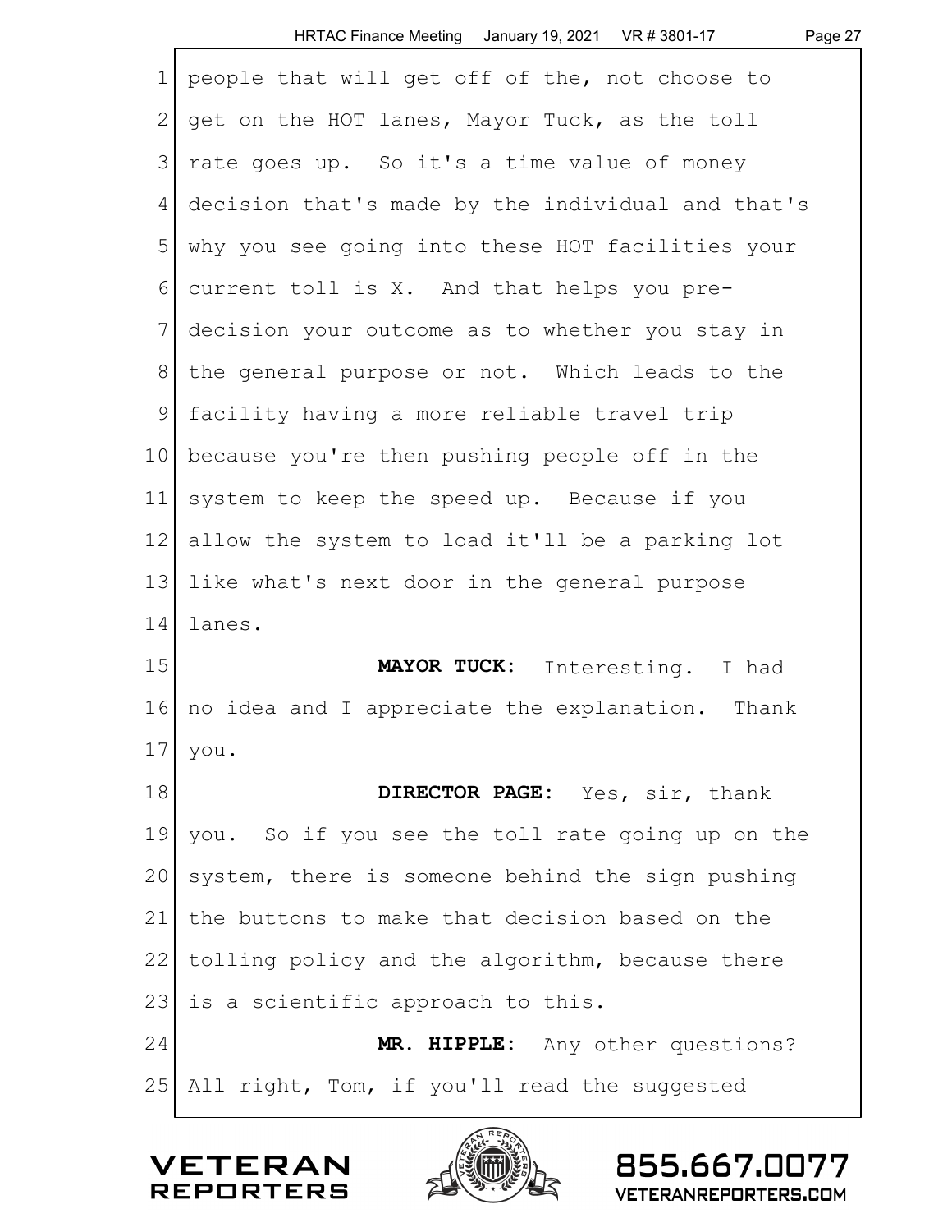people that will get off of the, not choose to get on the HOT lanes, Mayor Tuck, as the toll rate goes up. So it's a time value of money decision that's made by the individual and that's why you see going into these HOT facilities your current toll is X. And that helps you pre-decision your outcome as to whether you stay in the general purpose or not. Which leads to the facility having a more reliable travel trip because you're then pushing people off in the system to keep the speed up. Because if you allow the system to load it'll be a parking lot like what's next door in the general purpose lanes.

**MAYOR TUCK:** Interesting. I had no idea and I appreciate the explanation. Thank you.

**DIRECTOR PAGE:** Yes, sir, thank you. So if you see the toll rate going up on the system, there is someone behind the sign pushing the buttons to make that decision based on the tolling policy and the algorithm, because there is a scientific approach to this.

**MR. HIPPLE:** Any other questions? All right, Tom, if you'll read the suggested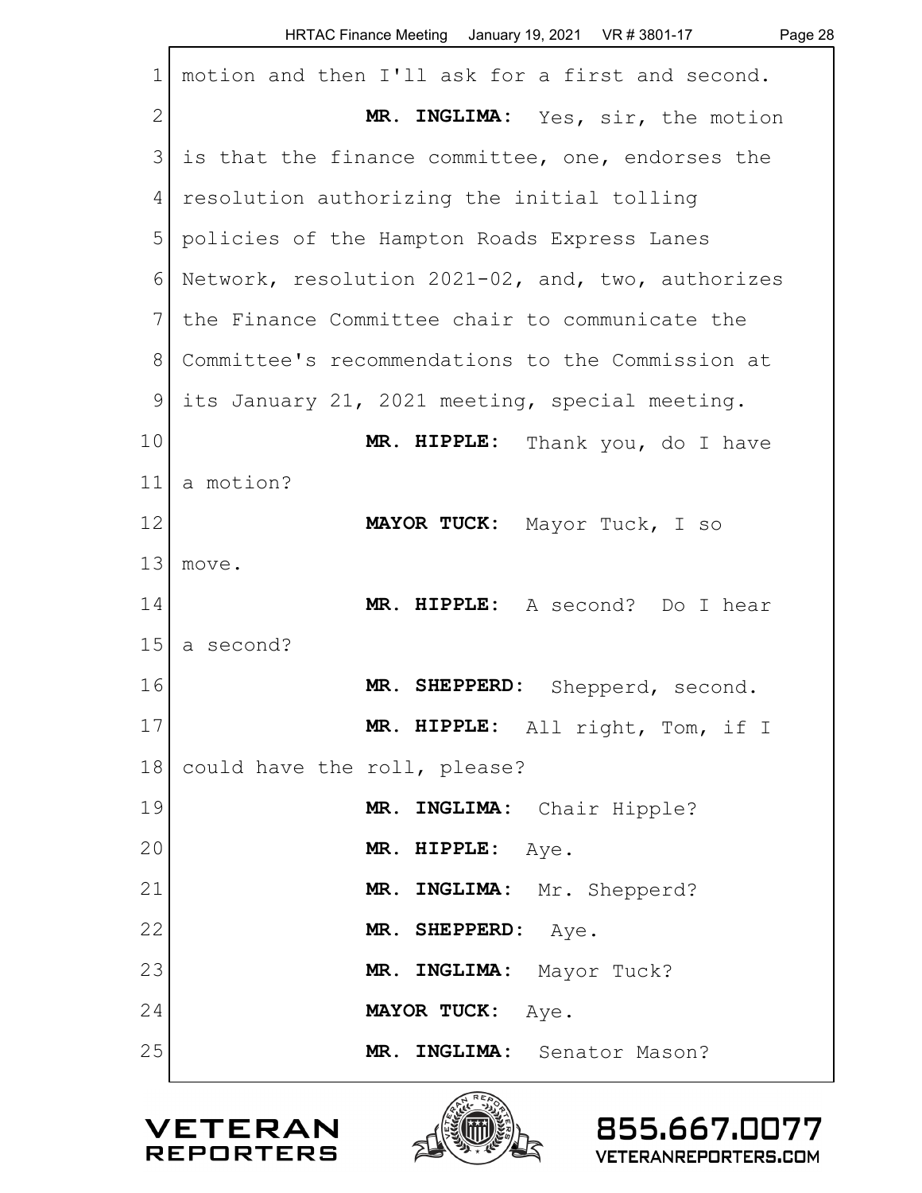motion and then I'll ask for a first and second.

**MR. INGLIMA:** Yes, sir, the motion is that the finance committee, one, endorses the resolution authorizing the initial tolling policies of the Hampton Roads Express Lanes Network, resolution 2021-02, and, two, authorizes the Finance Committee chair to communicate the Committee's recommendations to the Commission at its January 21, 2021 meeting, special meeting.

**MR. HIPPLE:** Thank you, do I have a motion?

**MAYOR TUCK:** Mayor Tuck, I so move.

**MR. HIPPLE:** A second? Do I hear a second?

**MR. SHEPPERD:** Shepperd, second.

**MR. HIPPLE:** All right, Tom, if I could have the roll, please?

**MR. INGLIMA:** Chair Hipple?

**MR. HIPPLE:** Aye.

**MR. INGLIMA:** Mr. Shepperd?

**MR. SHEPPERD:** Aye.

**MR. INGLIMA:** Mayor Tuck?

**MAYOR TUCK:** Aye.

**MR. INGLIMA:** Senator Mason?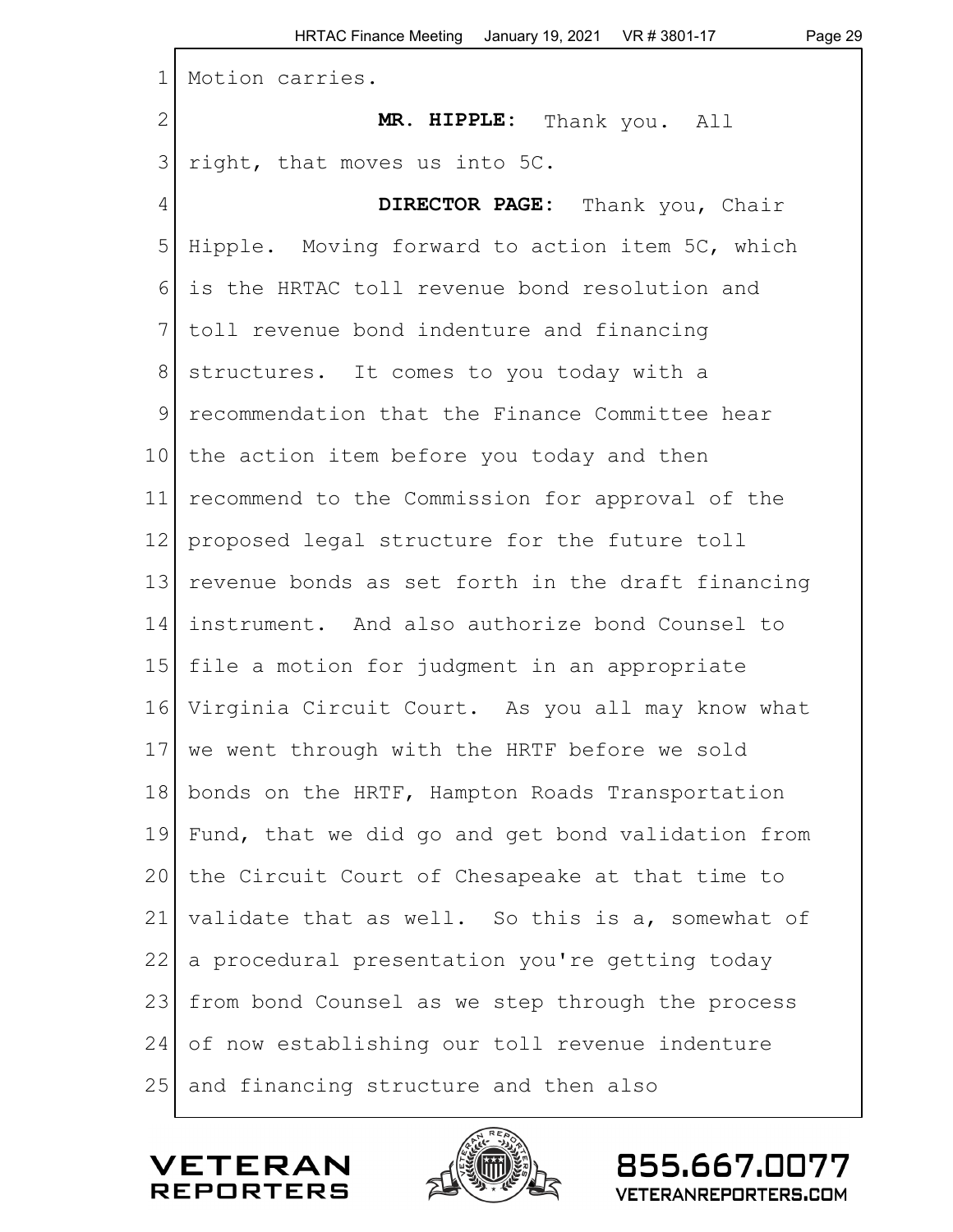Motion carries.

**MR. HIPPLE:** Thank you. All right, that moves us into 5C.

**DIRECTOR PAGE:** Thank you, Chair Hipple. Moving forward to action item 5C, which is the HRTAC toll revenue bond resolution and toll revenue bond indenture and financing structures. It comes to you today with a recommendation that the Finance Committee hear the action item before you today and then recommend to the Commission for approval of the proposed legal structure for the future toll revenue bonds as set forth in the draft financing instrument. And also authorize bond Counsel to file a motion for judgment in an appropriate Virginia Circuit Court. As you all may know what we went through with the HRTF before we sold bonds on the HRTF, Hampton Roads Transportation Fund, that we did go and get bond validation from the Circuit Court of Chesapeake at that time to validate that as well. So this is a, somewhat of a procedural presentation you're getting today from bond Counsel as we step through the process of now establishing our toll revenue indenture and financing structure and then also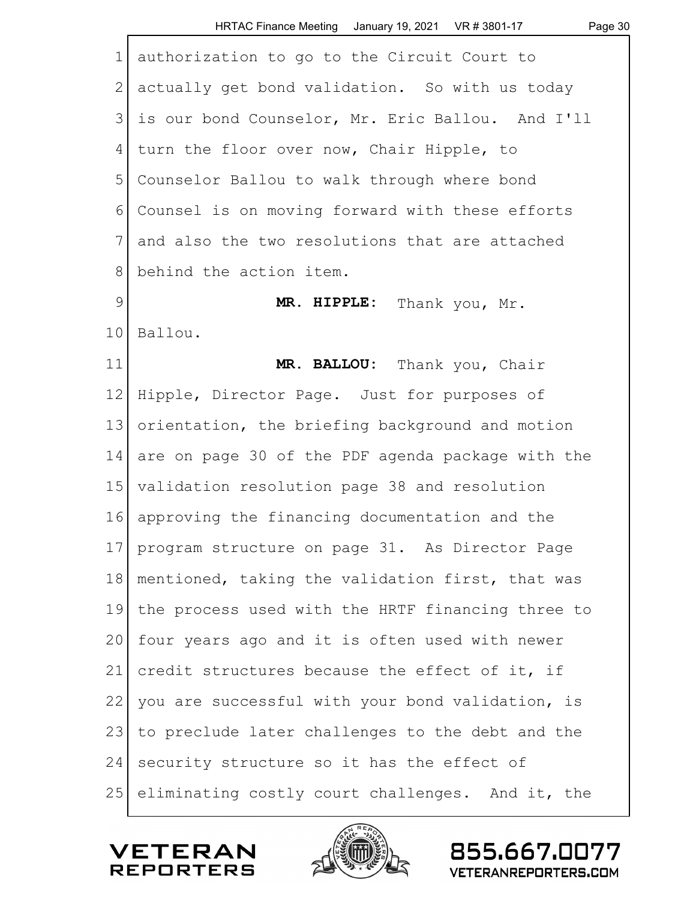authorization to go to the Circuit Court to actually get bond validation. So with us today is our bond Counselor, Mr. Eric Ballou. And I'll turn the floor over now, Chair Hipple, to Counselor Ballou to walk through where bond Counsel is on moving forward with these efforts and also the two resolutions that are attached behind the action item.

**MR. HIPPLE:** Thank you, Mr. Ballou.

**MR. BALLOU:** Thank you, Chair Hipple, Director Page. Just for purposes of orientation, the briefing background and motion are on page 30 of the PDF agenda package with the validation resolution page 38 and resolution approving the financing documentation and the program structure on page 31. As Director Page mentioned, taking the validation first, that was the process used with the HRTF financing three to four years ago and it is often used with newer credit structures because the effect of it, if you are successful with your bond validation, is to preclude later challenges to the debt and the security structure so it has the effect of eliminating costly court challenges. And it, the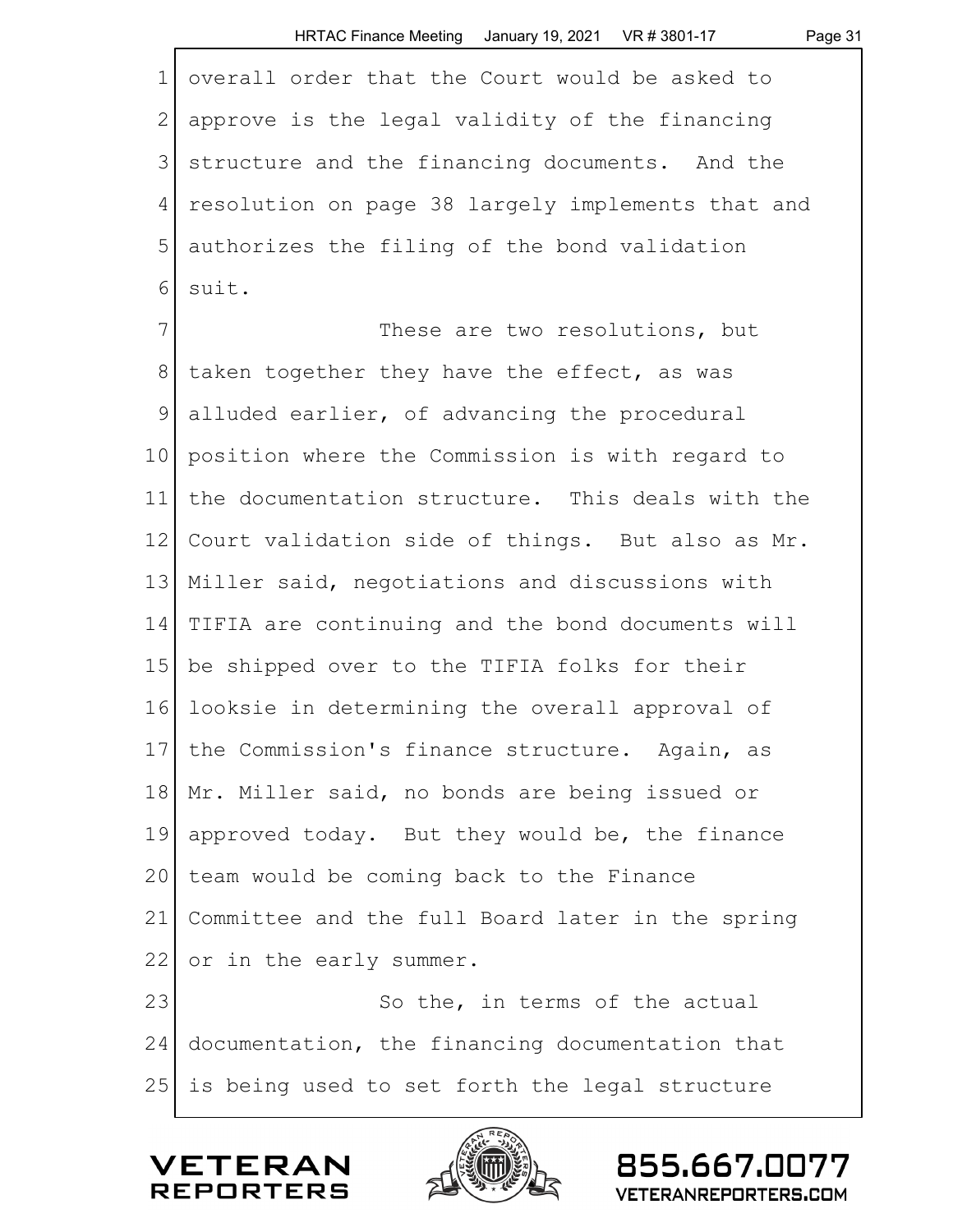overall order that the Court would be asked to approve is the legal validity of the financing structure and the financing documents. And the resolution on page 38 largely implements that and authorizes the filing of the bond validation suit.

These are two resolutions, but taken together they have the effect, as was alluded earlier, of advancing the procedural position where the Commission is with regard to the documentation structure. This deals with the Court validation side of things. But also as Mr. Miller said, negotiations and discussions with TIFIA are continuing and the bond documents will be shipped over to the TIFIA folks for their looksie in determining the overall approval of the Commission's finance structure. Again, as Mr. Miller said, no bonds are being issued or approved today. But they would be, the finance team would be coming back to the Finance Committee and the full Board later in the spring or in the early summer.

So the, in terms of the actual documentation, the financing documentation that is being used to set forth the legal structure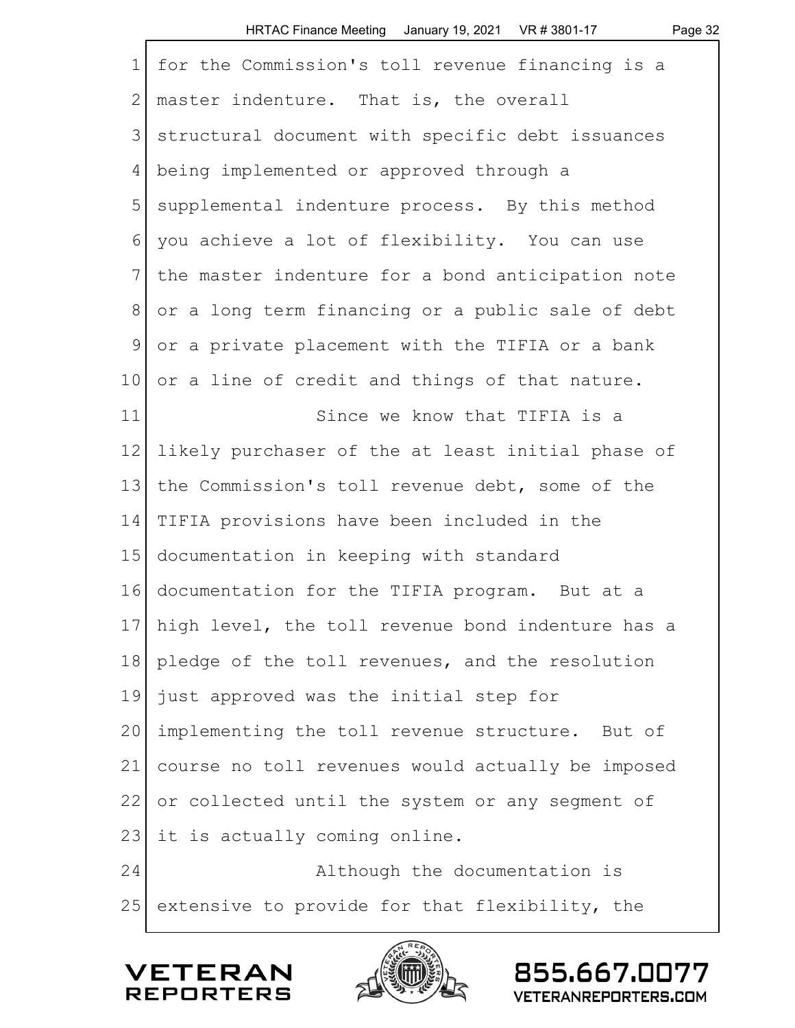for the Commission's toll revenue financing is a master indenture. That is, the overall structural document with specific debt issuances being implemented or approved through a supplemental indenture process. By this method you achieve a lot of flexibility. You can use the master indenture for a bond anticipation note or a long term financing or a public sale of debt or a private placement with the TIFIA or a bank or a line of credit and things of that nature.

Since we know that TIFIA is a likely purchaser of the at least initial phase of the Commission's toll revenue debt, some of the TIFIA provisions have been included in the documentation in keeping with standard documentation for the TIFIA program. But at a high level, the toll revenue bond indenture has a pledge of the toll revenues, and the resolution just approved was the initial step for implementing the toll revenue structure. But of course no toll revenues would actually be imposed or collected until the system or any segment of it is actually coming online.

Although the documentation is extensive to provide for that flexibility, the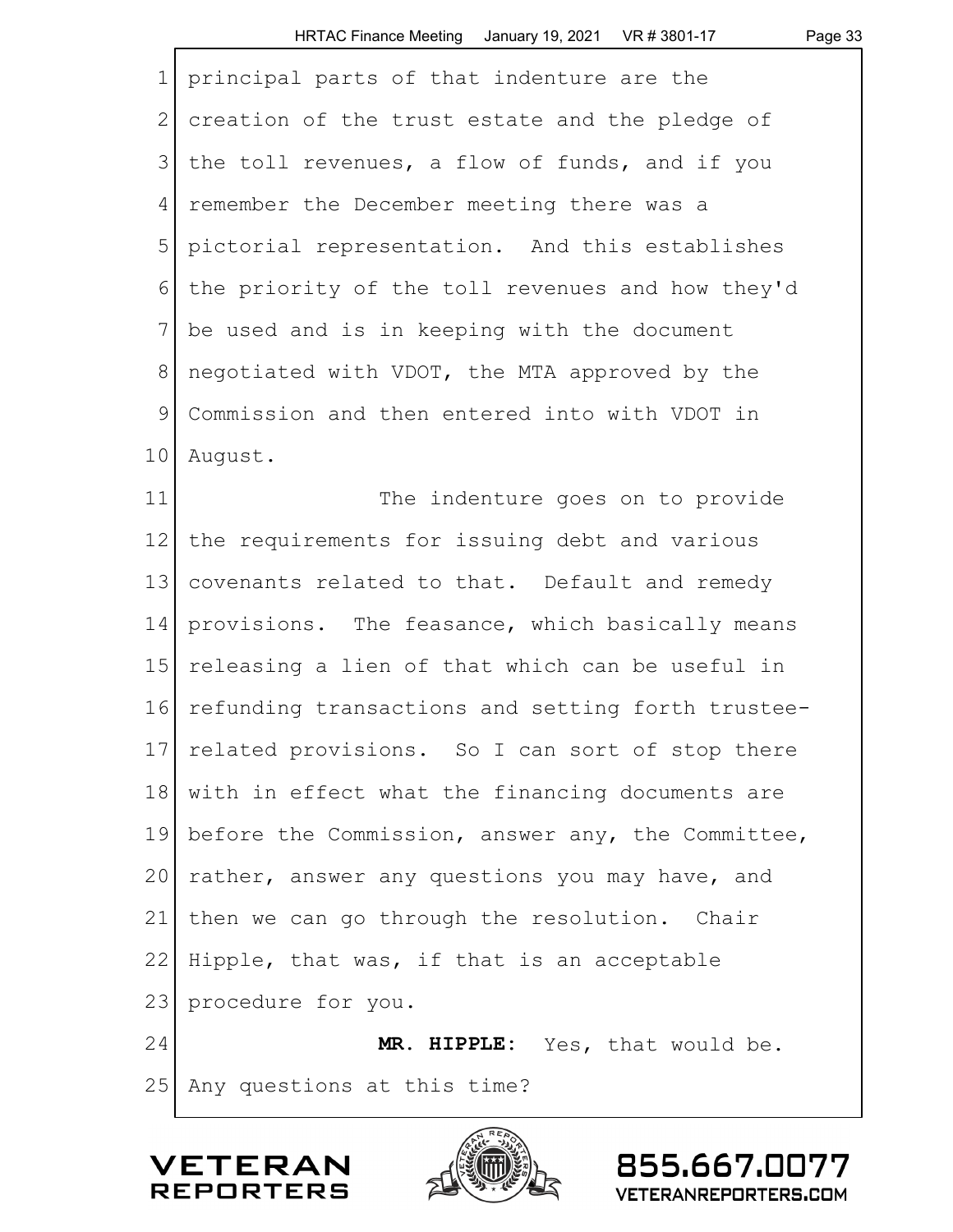principal parts of that indenture are the creation of the trust estate and the pledge of the toll revenues, a flow of funds, and if you remember the December meeting there was a pictorial representation. And this establishes the priority of the toll revenues and how they'd be used and is in keeping with the document negotiated with VDOT, the MTA approved by the Commission and then entered into with VDOT in August.

The indenture goes on to provide the requirements for issuing debt and various covenants related to that. Default and remedy provisions. The feasance, which basically means releasing a lien of that which can be useful in refunding transactions and setting forth trustee-related provisions. So I can sort of stop there with in effect what the financing documents are before the Commission, answer any, the Committee, rather, answer any questions you may have, and then we can go through the resolution. Chair Hipple, that was, if that is an acceptable procedure for you.

**MR. HIPPLE:** Yes, that would be. Any questions at this time?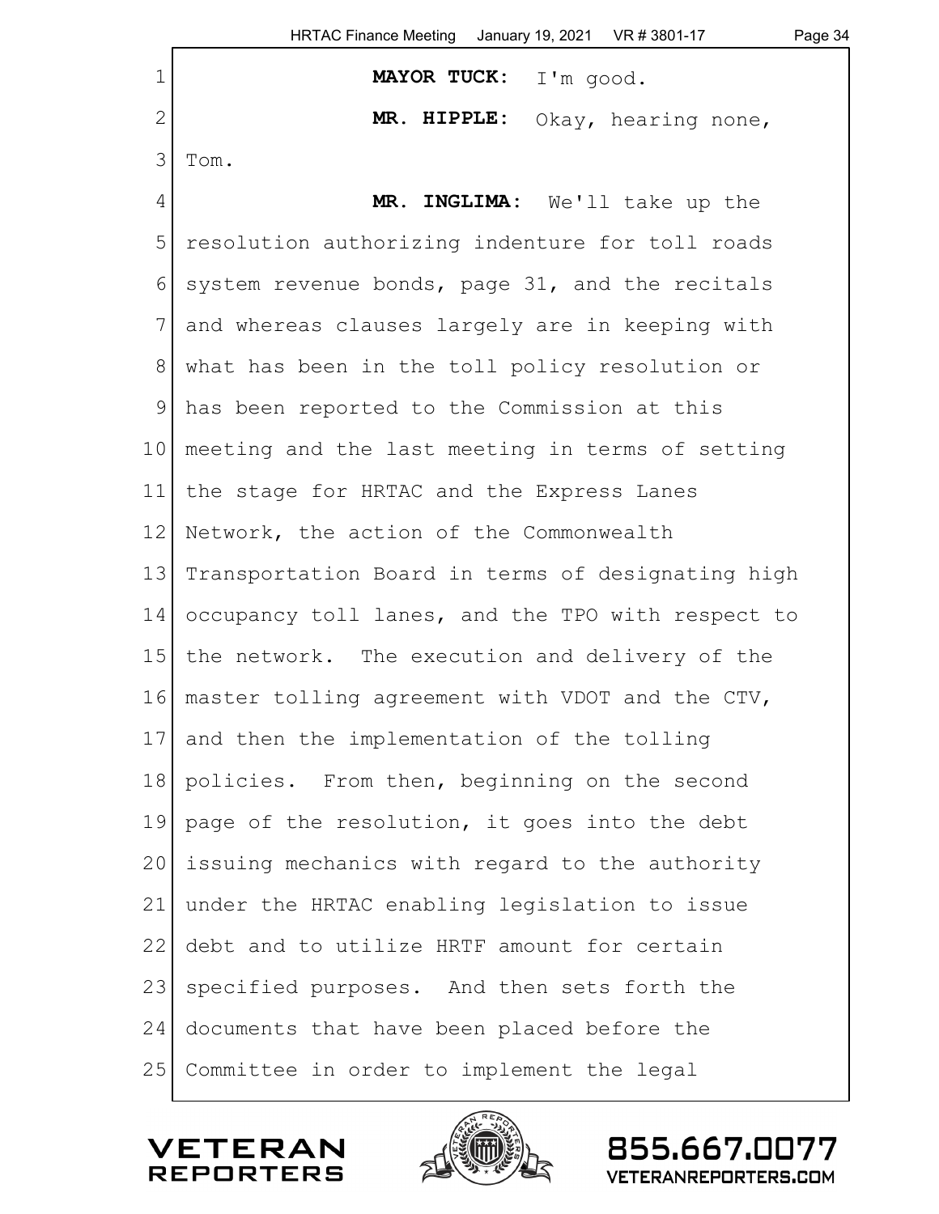**MAYOR TUCK:** I'm good.

**MR. HIPPLE:** Okay, hearing none, Tom.

**MR. INGLIMA:** We'll take up the resolution authorizing indenture for toll roads system revenue bonds, page 31, and the recitals and whereas clauses largely are in keeping with what has been in the toll policy resolution or has been reported to the Commission at this meeting and the last meeting in terms of setting the stage for HRTAC and the Express Lanes Network, the action of the Commonwealth Transportation Board in terms of designating high occupancy toll lanes, and the TPO with respect to the network. The execution and delivery of the master tolling agreement with VDOT and the CTV, and then the implementation of the tolling policies. From then, beginning on the second page of the resolution, it goes into the debt issuing mechanics with regard to the authority under the HRTAC enabling legislation to issue debt and to utilize HRTF amount for certain specified purposes. And then sets forth the documents that have been placed before the Committee in order to implement the legal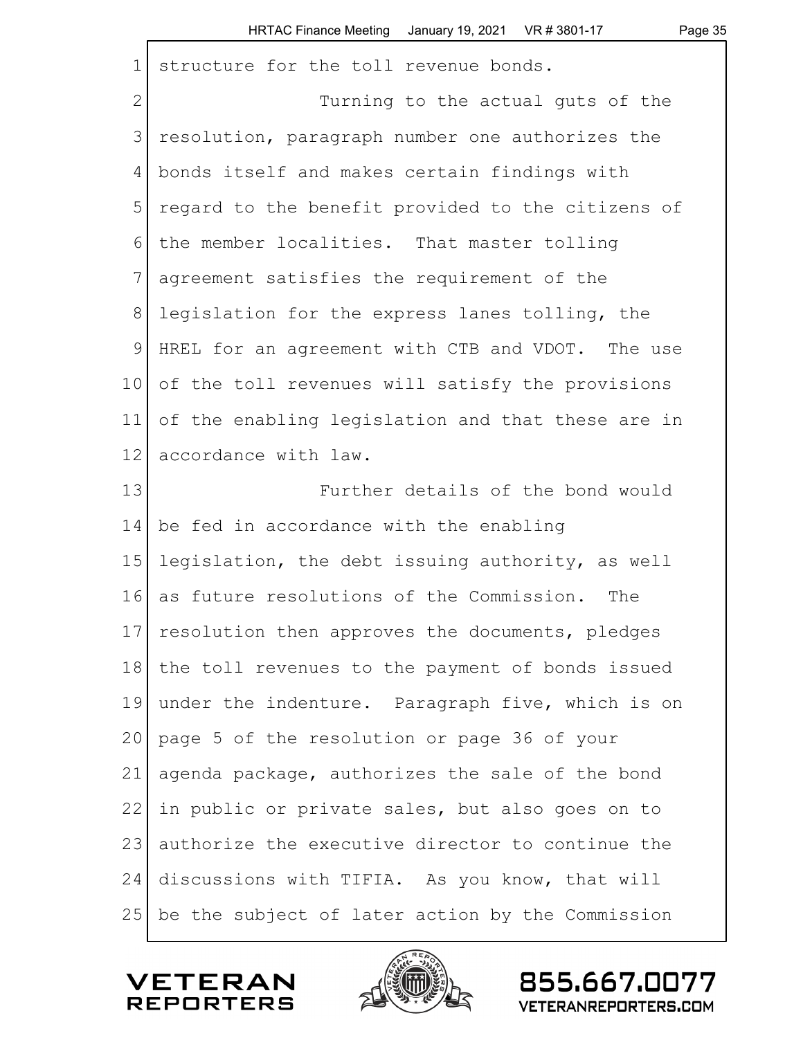structure for the toll revenue bonds.

Turning to the actual guts of the resolution, paragraph number one authorizes the bonds itself and makes certain findings with regard to the benefit provided to the citizens of the member localities. That master tolling agreement satisfies the requirement of the legislation for the express lanes tolling, the HREL for an agreement with CTB and VDOT. The use of the toll revenues will satisfy the provisions of the enabling legislation and that these are in accordance with law.

Further details of the bond would be fed in accordance with the enabling legislation, the debt issuing authority, as well as future resolutions of the Commission. The resolution then approves the documents, pledges the toll revenues to the payment of bonds issued under the indenture. Paragraph five, which is on page 5 of the resolution or page 36 of your agenda package, authorizes the sale of the bond in public or private sales, but also goes on to authorize the executive director to continue the discussions with TIFIA. As you know, that will be the subject of later action by the Commission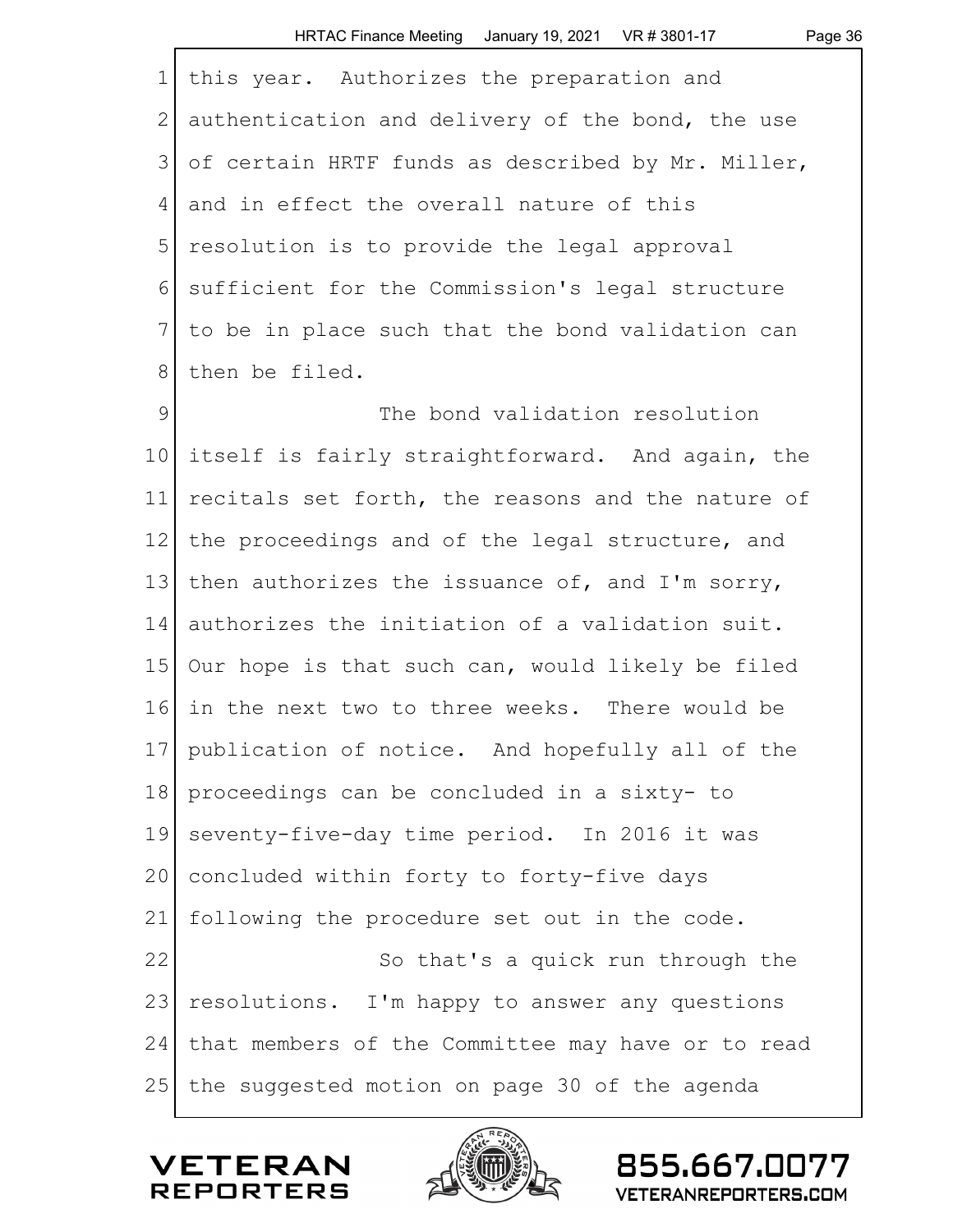this year. Authorizes the preparation and authentication and delivery of the bond, the use of certain HRTF funds as described by Mr. Miller, and in effect the overall nature of this resolution is to provide the legal approval sufficient for the Commission's legal structure to be in place such that the bond validation can then be filed.

The bond validation resolution itself is fairly straightforward. And again, the recitals set forth, the reasons and the nature of the proceedings and of the legal structure, and then authorizes the issuance of, and I'm sorry, authorizes the initiation of a validation suit. Our hope is that such can, would likely be filed in the next two to three weeks. There would be publication of notice. And hopefully all of the proceedings can be concluded in a sixty- to seventy-five-day time period. In 2016 it was concluded within forty to forty-five days following the procedure set out in the code.

So that's a quick run through the resolutions. I'm happy to answer any questions that members of the Committee may have or to read the suggested motion on page 30 of the agenda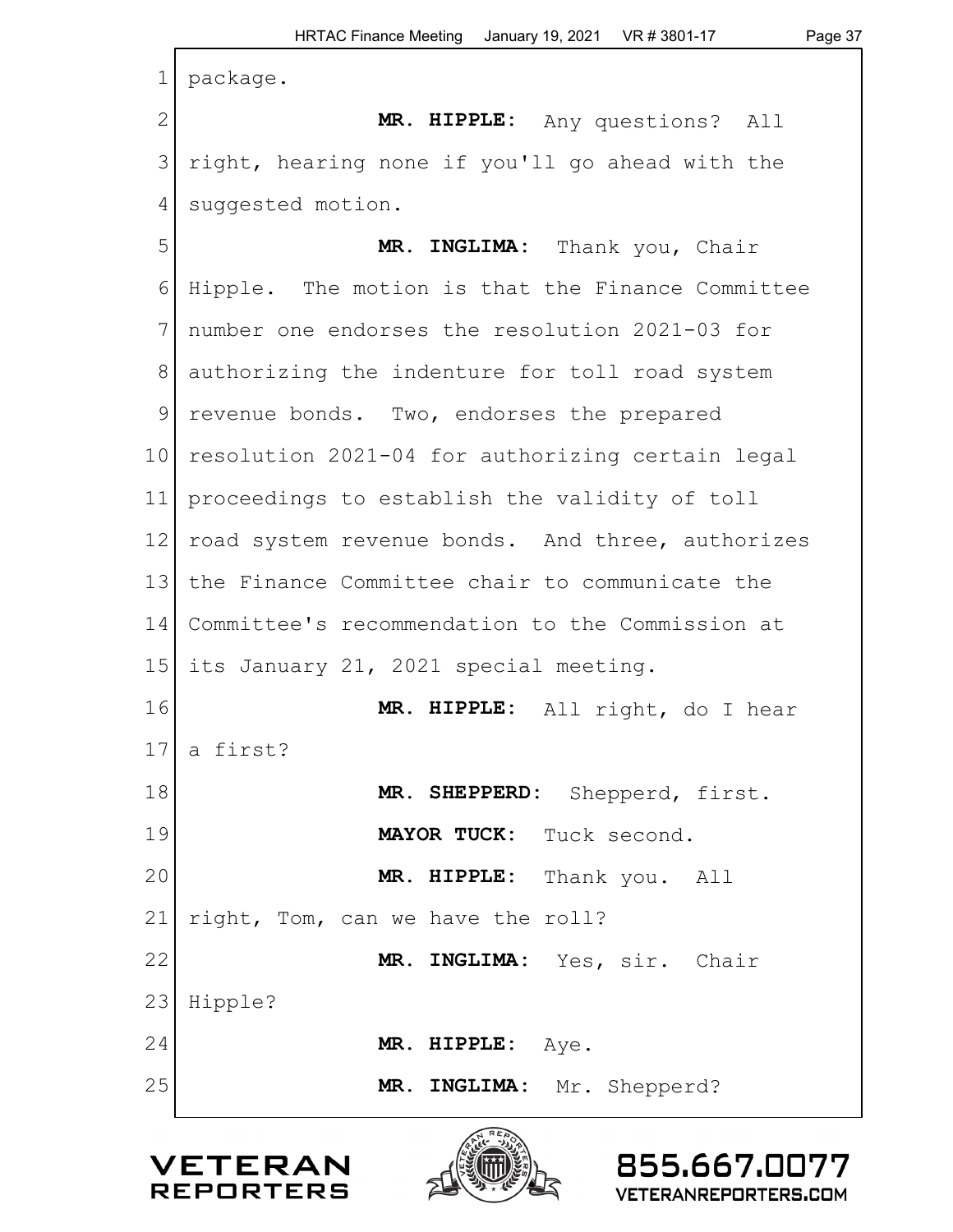package.

**MR. HIPPLE:** Any questions? All right, hearing none if you'll go ahead with the suggested motion.

**MR. INGLIMA:** Thank you, Chair Hipple. The motion is that the Finance Committee number one endorses the resolution 2021-03 for authorizing the indenture for toll road system revenue bonds. Two, endorses the prepared resolution 2021-04 for authorizing certain legal proceedings to establish the validity of toll road system revenue bonds. And three, authorizes the Finance Committee chair to communicate the Committee's recommendation to the Commission at its January 21, 2021 special meeting.

**MR. HIPPLE:** All right, do I hear a first?

**MR. SHEPPERD:** Shepperd, first.

**MAYOR TUCK:** Tuck second.

**MR. HIPPLE:** Thank you. All right, Tom, can we have the roll?

**MR. INGLIMA:** Yes, sir. Chair Hipple?

**MR. HIPPLE:** Aye.

**MR. INGLIMA:** Mr. Shepperd?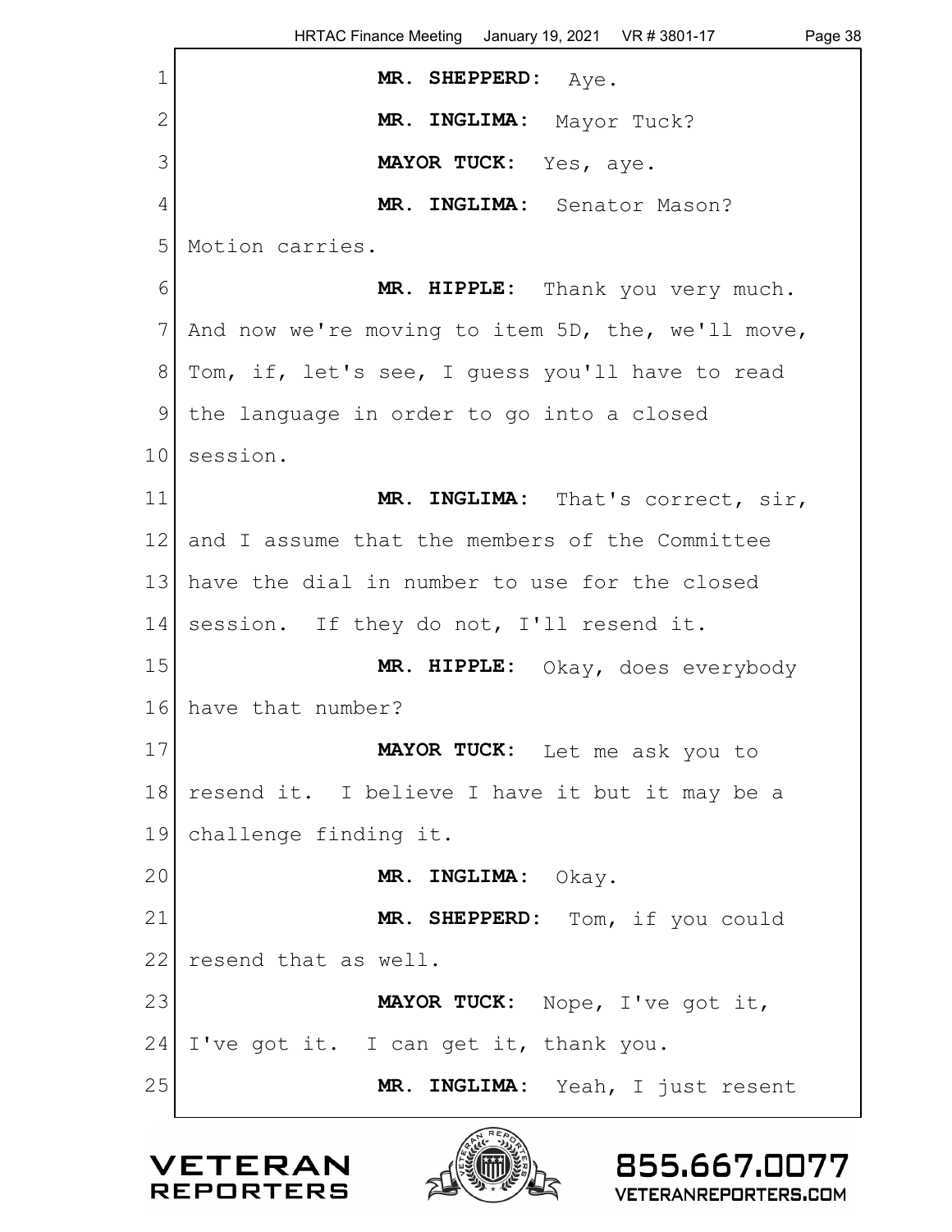**MR. SHEPPERD:** Aye.

**MR. INGLIMA:** Mayor Tuck?

**MAYOR TUCK:** Yes, aye.

**MR. INGLIMA:** Senator Mason? Motion carries.

**MR. HIPPLE:** Thank you very much. And now we're moving to item 5D, the, we'll move, Tom, if, let's see, I guess you'll have to read the language in order to go into a closed session.

**MR. INGLIMA:** That's correct, sir, and I assume that the members of the Committee have the dial in number to use for the closed session. If they do not, I'll resend it.

**MR. HIPPLE:** Okay, does everybody have that number?

**MAYOR TUCK:** Let me ask you to resend it. I believe I have it but it may be a challenge finding it.

**MR. INGLIMA:** Okay.

**MR. SHEPPERD:** Tom, if you could resend that as well.

**MAYOR TUCK:** Nope, I've got it, I've got it. I can get it, thank you.

**MR. INGLIMA:** Yeah, I just resent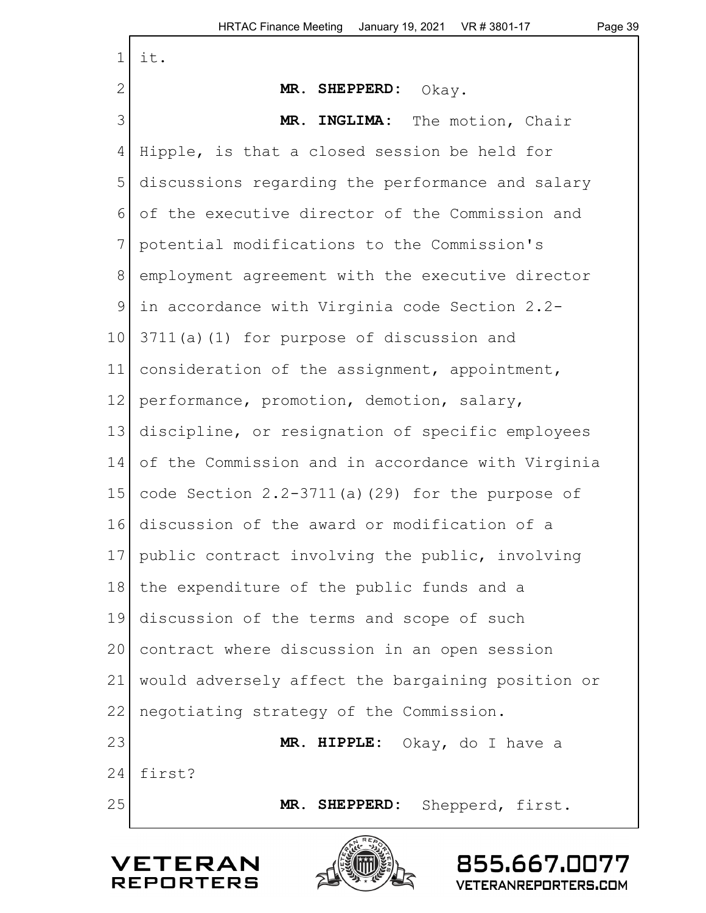it.

**MR. SHEPPERD:** Okay.

**MR. INGLIMA:** The motion, Chair Hipple, is that a closed session be held for discussions regarding the performance and salary of the executive director of the Commission and potential modifications to the Commission's employment agreement with the executive director in accordance with Virginia code Section 2.2-3711(a)(1) for purpose of discussion and consideration of the assignment, appointment, performance, promotion, demotion, salary, discipline, or resignation of specific employees of the Commission and in accordance with Virginia code Section 2.2-3711(a)(29) for the purpose of discussion of the award or modification of a public contract involving the public, involving the expenditure of the public funds and a discussion of the terms and scope of such contract where discussion in an open session would adversely affect the bargaining position or negotiating strategy of the Commission.

**MR. HIPPLE:** Okay, do I have a first?

**MR. SHEPPERD:** Shepperd, first.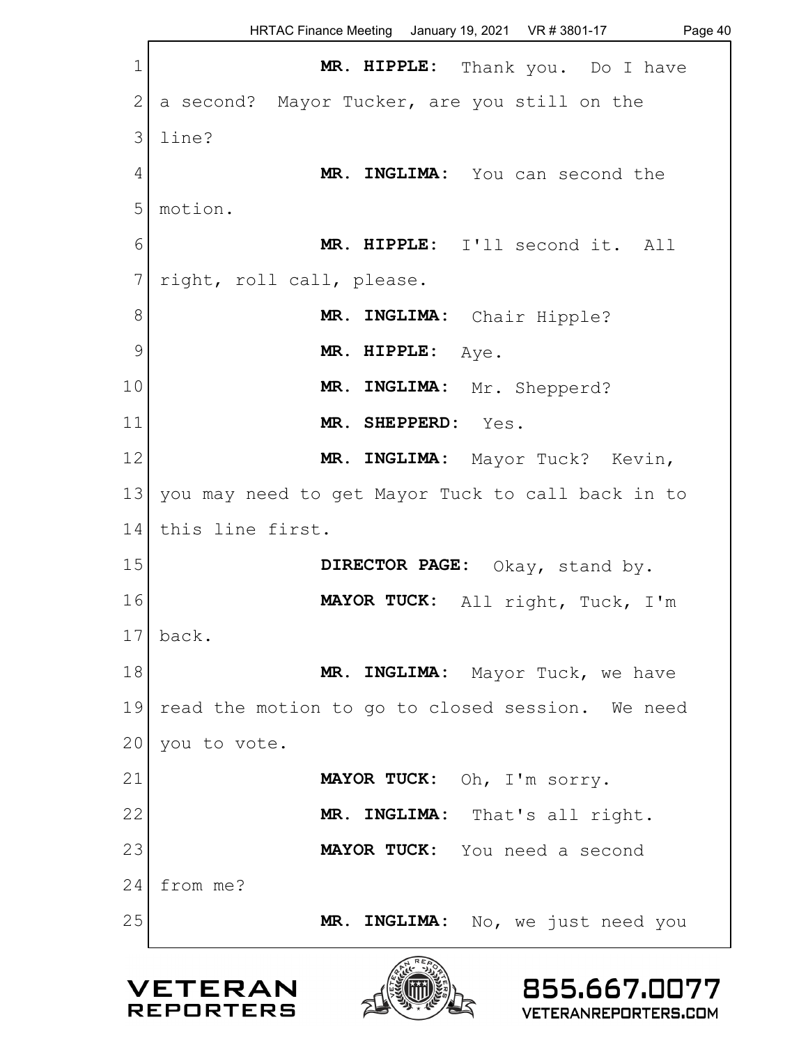**MR. HIPPLE:** Thank you. Do I have a second? Mayor Tucker, are you still on the line?

**MR. INGLIMA:** You can second the motion.

**MR. HIPPLE:** I'll second it. All right, roll call, please.

**MR. INGLIMA:** Chair Hipple?

**MR. HIPPLE:** Aye.

**MR. INGLIMA:** Mr. Shepperd?

**MR. SHEPPERD:** Yes.

**MR. INGLIMA:** Mayor Tuck? Kevin, you may need to get Mayor Tuck to call back in to this line first.

**DIRECTOR PAGE:** Okay, stand by.

**MAYOR TUCK:** All right, Tuck, I'm back.

**MR. INGLIMA:** Mayor Tuck, we have read the motion to go to closed session. We need you to vote.

**MAYOR TUCK:** Oh, I'm sorry.

**MR. INGLIMA:** That's all right.

**MAYOR TUCK:** You need a second from me?

**MR. INGLIMA:** No, we just need you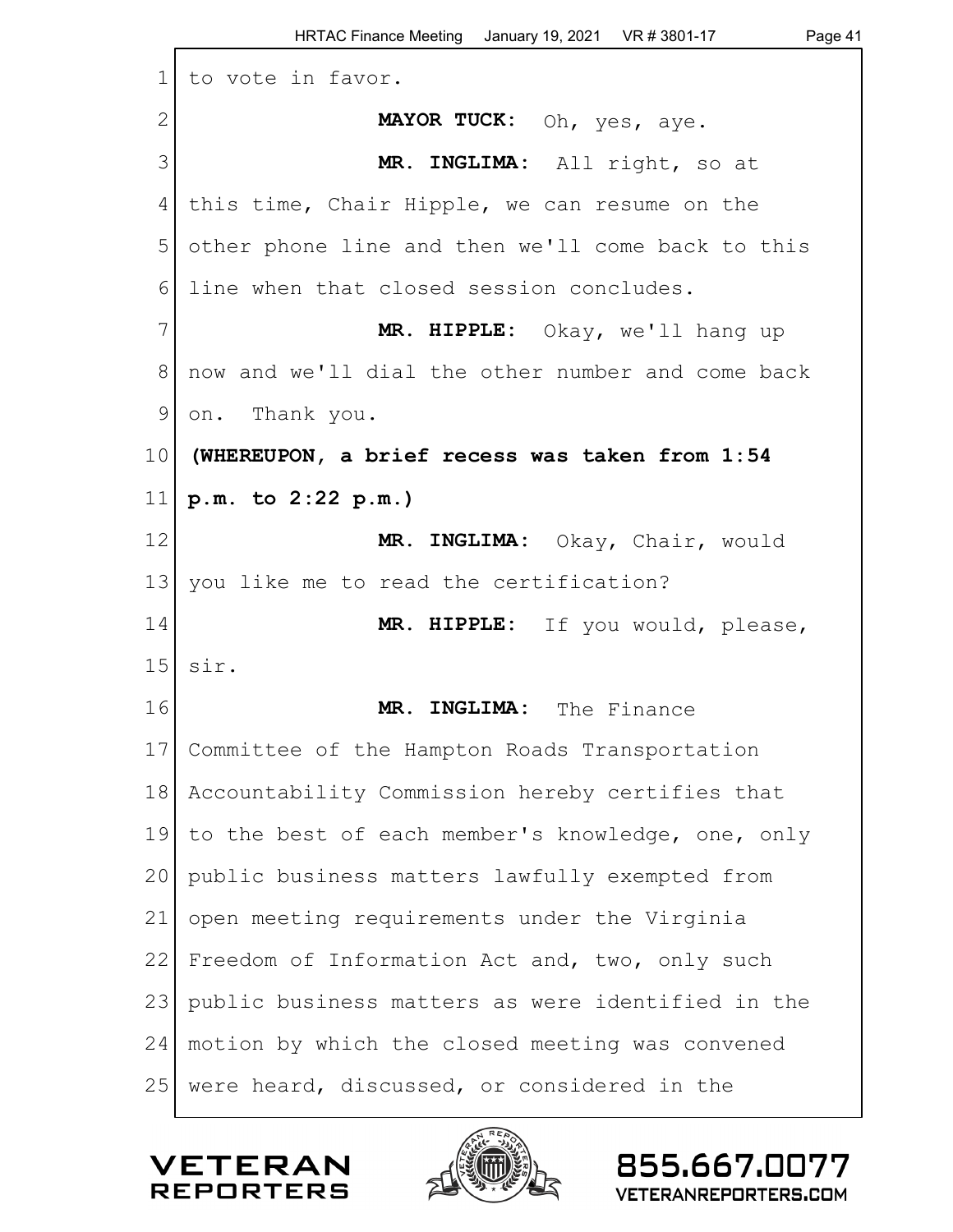to vote in favor.

**MAYOR TUCK:** Oh, yes, aye.

**MR. INGLIMA:** All right, so at this time, Chair Hipple, we can resume on the other phone line and then we'll come back to this line when that closed session concludes.

**MR. HIPPLE:** Okay, we'll hang up now and we'll dial the other number and come back on. Thank you.

**(WHEREUPON, a brief recess was taken from 1:54 p.m. to 2:22 p.m.)**

**MR. INGLIMA:** Okay, Chair, would you like me to read the certification?

**MR. HIPPLE:** If you would, please, sir.

**MR. INGLIMA:** The Finance Committee of the Hampton Roads Transportation Accountability Commission hereby certifies that to the best of each member's knowledge, one, only public business matters lawfully exempted from open meeting requirements under the Virginia Freedom of Information Act and, two, only such public business matters as were identified in the motion by which the closed meeting was convened were heard, discussed, or considered in the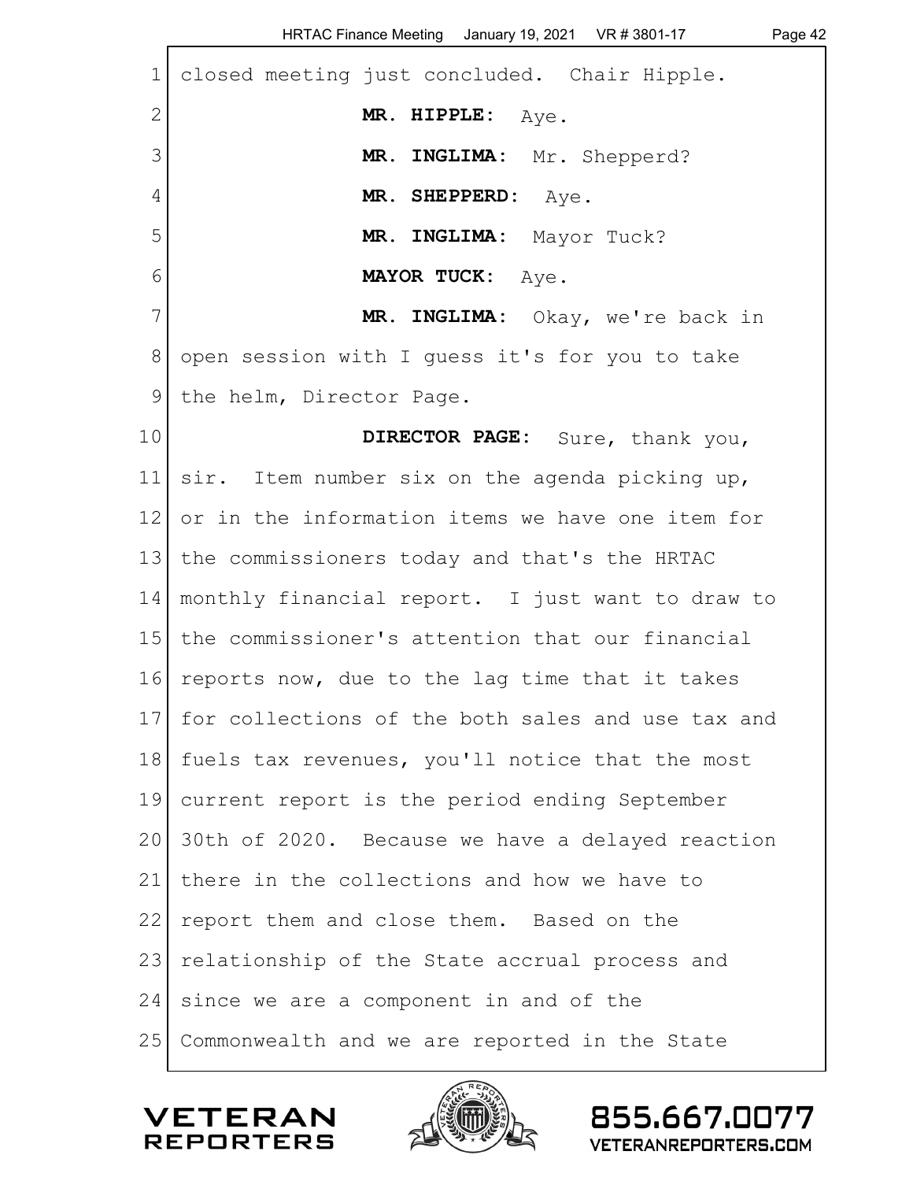closed meeting just concluded. Chair Hipple.

**MR. HIPPLE:** Aye.

**MR. INGLIMA:** Mr. Shepperd?

**MR. SHEPPERD:** Aye.

**MR. INGLIMA:** Mayor Tuck?

**MAYOR TUCK:** Aye.

**MR. INGLIMA:** Okay, we're back in open session with I guess it's for you to take the helm, Director Page.

**DIRECTOR PAGE:** Sure, thank you, sir. Item number six on the agenda picking up, or in the information items we have one item for the commissioners today and that's the HRTAC monthly financial report. I just want to draw to the commissioner's attention that our financial reports now, due to the lag time that it takes for collections of the both sales and use tax and fuels tax revenues, you'll notice that the most current report is the period ending September 30th of 2020. Because we have a delayed reaction there in the collections and how we have to report them and close them. Based on the relationship of the State accrual process and since we are a component in and of the Commonwealth and we are reported in the State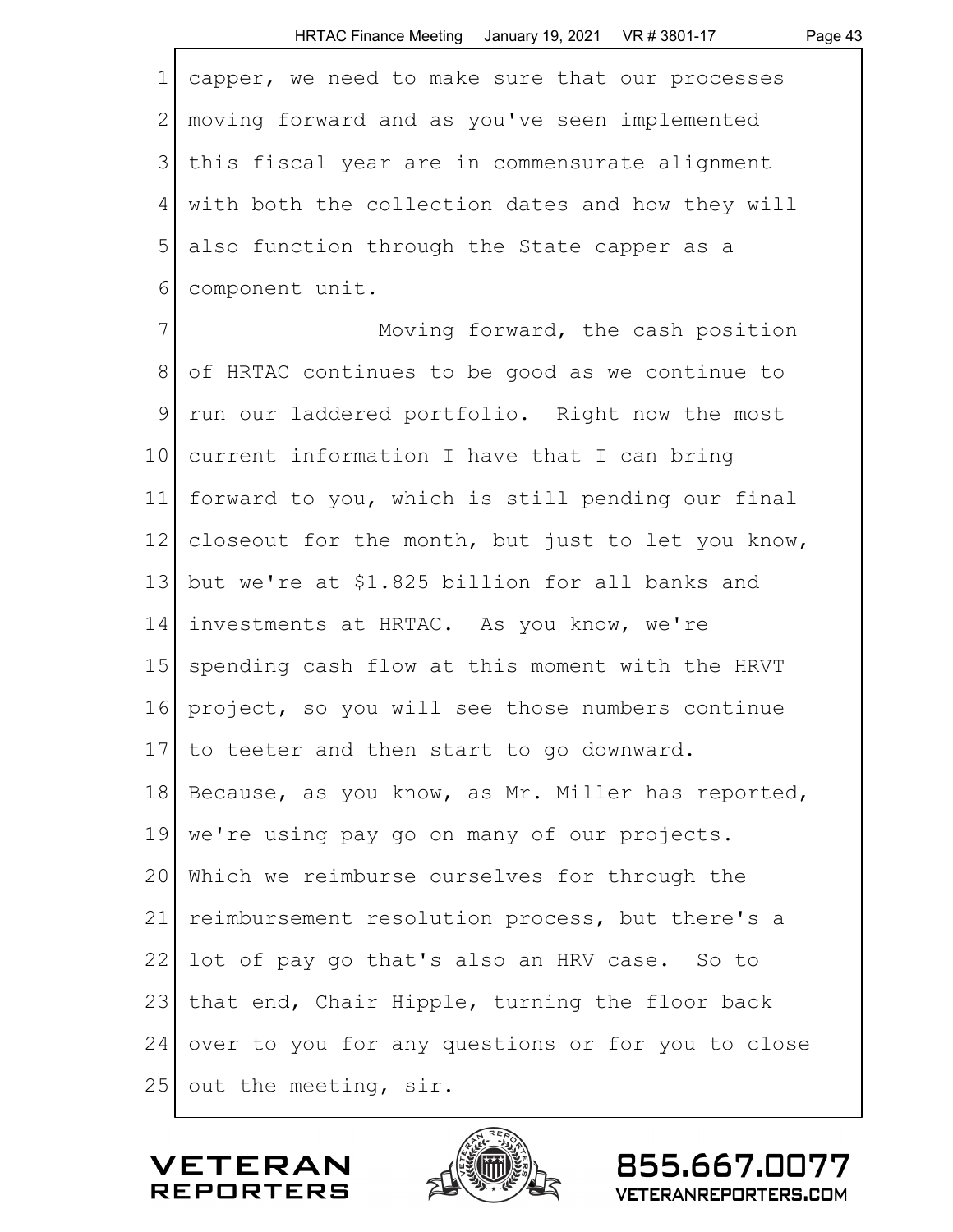capper, we need to make sure that our processes moving forward and as you've seen implemented this fiscal year are in commensurate alignment with both the collection dates and how they will also function through the State capper as a component unit.

Moving forward, the cash position of HRTAC continues to be good as we continue to run our laddered portfolio. Right now the most current information I have that I can bring forward to you, which is still pending our final closeout for the month, but just to let you know, but we're at $1.825 billion for all banks and investments at HRTAC. As you know, we're spending cash flow at this moment with the HRVT project, so you will see those numbers continue to teeter and then start to go downward. Because, as you know, as Mr. Miller has reported, we're using pay go on many of our projects. Which we reimburse ourselves for through the reimbursement resolution process, but there's a lot of pay go that's also an HRV case. So to that end, Chair Hipple, turning the floor back over to you for any questions or for you to close out the meeting, sir.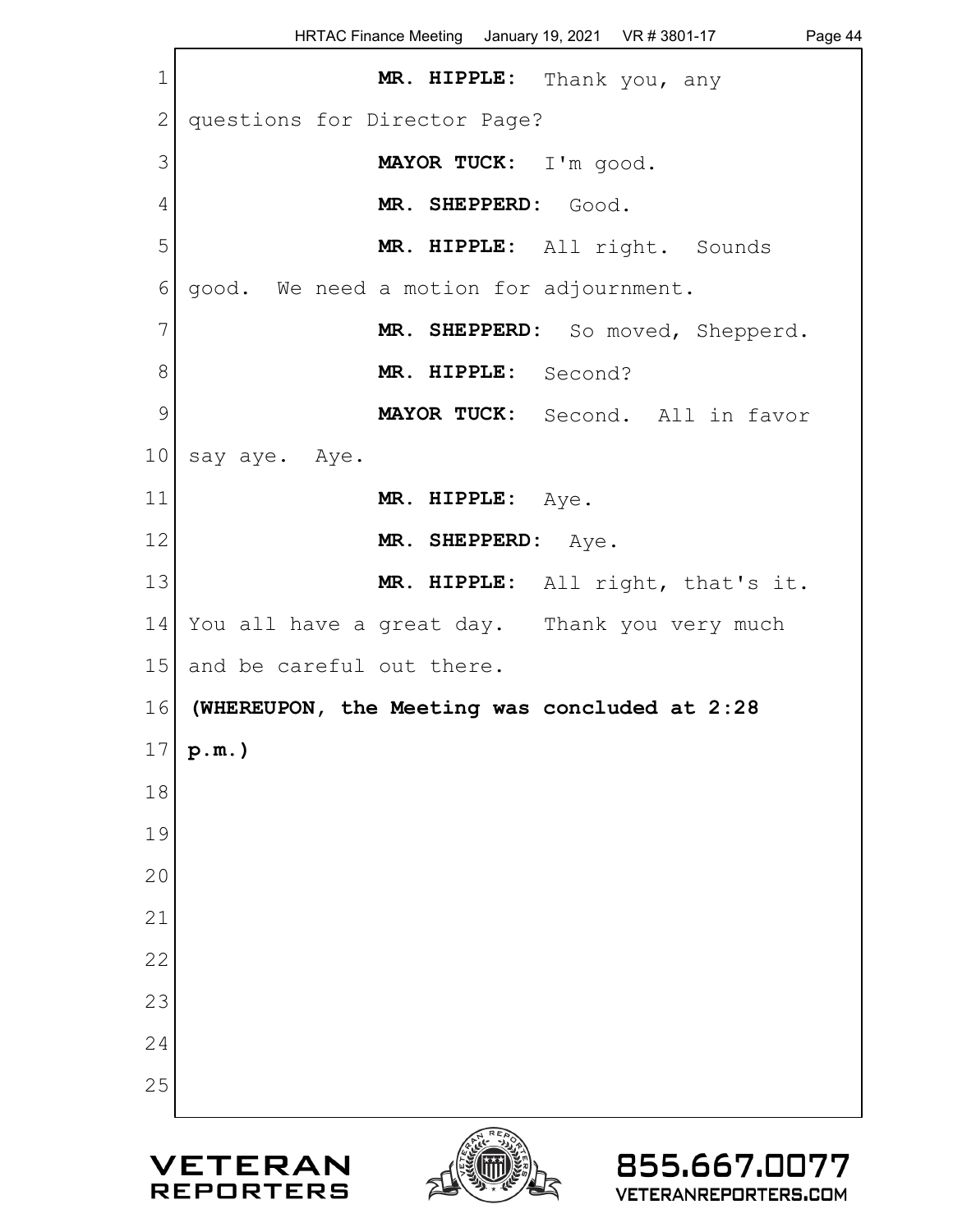**MR. HIPPLE:** Thank you, any questions for Director Page?

**MAYOR TUCK:** I'm good.

**MR. SHEPPERD:** Good.

**MR. HIPPLE:** All right. Sounds good. We need a motion for adjournment.

**MR. SHEPPERD:** So moved, Shepperd.

**MR. HIPPLE:** Second?

**MAYOR TUCK:** Second. All in favor say aye. Aye.

**MR. HIPPLE:** Aye.

**MR. SHEPPERD:** Aye.

**MR. HIPPLE:** All right, that's it. You all have a great day. Thank you very much and be careful out there.

**(WHEREUPON, the Meeting was concluded at 2:28 p.m.)**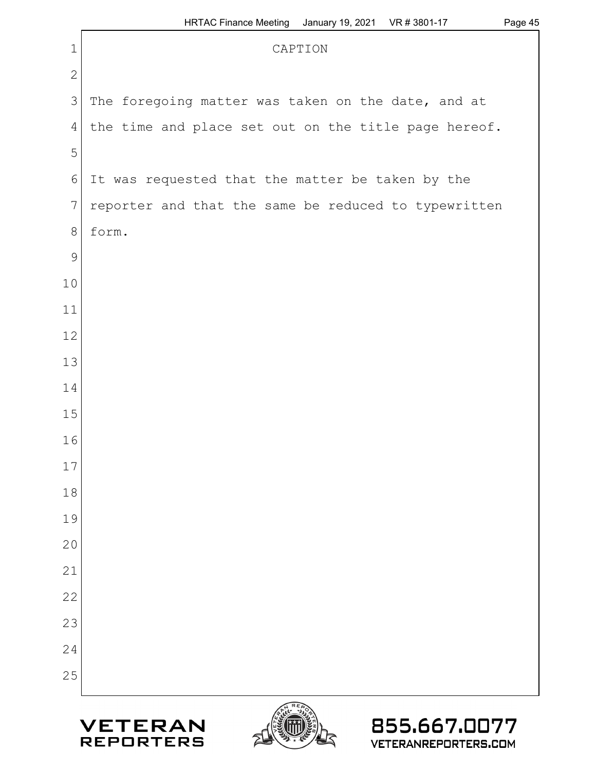# CAPTION

The foregoing matter was taken on the date, and at the time and place set out on the title page hereof.

It was requested that the matter be taken by the reporter and that the same be reduced to typewritten form.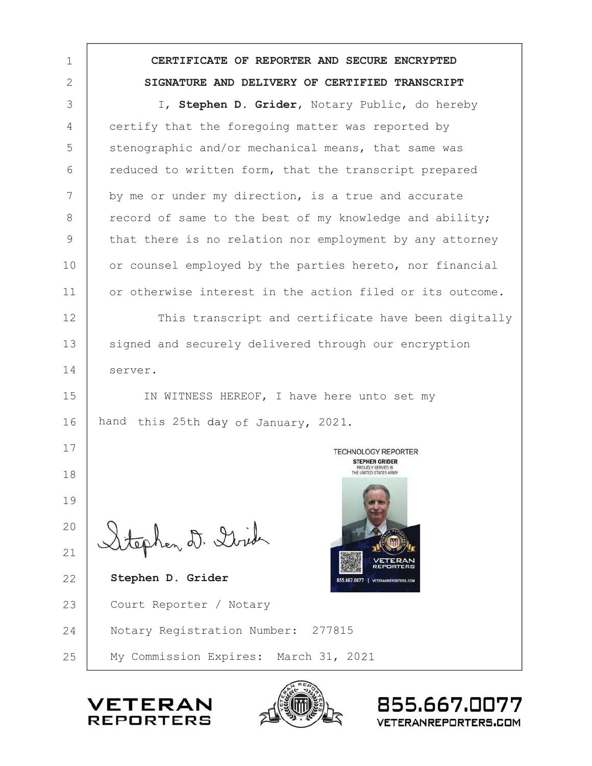**CERTIFICATE OF REPORTER AND SECURE ENCRYPTED SIGNATURE AND DELIVERY OF CERTIFIED TRANSCRIPT**

I, **Stephen D. Grider**, Notary Public, do hereby certify that the foregoing matter was reported by stenographic and/or mechanical means, that same was reduced to written form, that the transcript prepared by me or under my direction, is a true and accurate record of same to the best of my knowledge and ability; that there is no relation nor employment by any attorney or counsel employed by the parties hereto, nor financial or otherwise interest in the action filed or its outcome.

This transcript and certificate have been digitally signed and securely delivered through our encryption server.

IN WITNESS HEREOF, I have here unto set my hand this 25th day of January, 2021.

TECHNOLOGY REPORTER
STEPHEN GRIDER
PROUDLY SERVED IN THE UNITED STATES ARMY
VETERAN REPORTERS
855.667.0077 | VETERANREPORTERS.COM

*Stephen D. Grider*

**Stephen D. Grider**
Court Reporter / Notary
Notary Registration Number: 277815
My Commission Expires: March 31, 2021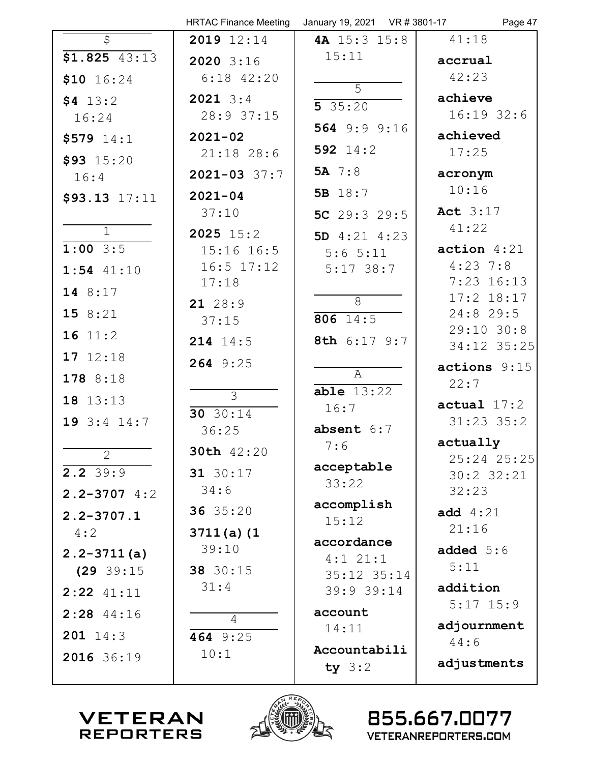**$**

**$1.825** 43:13

**$10** 16:24

**$4** 13:2 16:24

**$579** 14:1

**$93** 15:20 16:4

**$93.13** 17:11

**1**

**1:00** 3:5

**1:54** 41:10

**14** 8:17

**15** 8:21

**16** 11:2

**17** 12:18

**178** 8:18

**18** 13:13

**19** 3:4 14:7

**2**

**2.2** 39:9

**2.2-3707** 4:2

**2.2-3707.1** 4:2

**2.2-3711(a) (29** 39:15

**2:22** 41:11

**2:28** 44:16

**201** 14:3

**2016** 36:19

**2019** 12:14

**2020** 3:16 6:18 42:20

**2021** 3:4 28:9 37:15

**2021-02** 21:18 28:6

**2021-03** 37:7

**2021-04** 37:10

**2025** 15:2 15:16 16:5 16:5 17:12 17:18

**21** 28:9 37:15

**214** 14:5

**264** 9:25

**3**

**30** 30:14 36:25

**30th** 42:20

**31** 30:17 34:6

**36** 35:20

**3711(a)(1** 39:10

**38** 30:15 31:4

**4**

**464** 9:25 10:1

**4A** 15:3 15:8 15:11

**5**

**5** 35:20

**564** 9:9 9:16

**592** 14:2

**5A** 7:8

**5B** 18:7

**5C** 29:3 29:5

**5D** 4:21 4:23 5:6 5:11 5:17 38:7

**8**

**806** 14:5

**8th** 6:17 9:7

**A**

**able** 13:22 16:7

**absent** 6:7 7:6

**acceptable** 33:22

**accomplish** 15:12

**accordance** 4:1 21:1 35:12 35:14 39:9 39:14

**account** 14:11

**Accountability** 3:2 41:18

**accrual** 42:23

**achieve** 16:19 32:6

**achieved** 17:25

**acronym** 10:16

**Act** 3:17 41:22

**action** 4:21 4:23 7:8 7:23 16:13 17:2 18:17 24:8 29:5 29:10 30:8 34:12 35:25

**actions** 9:15 22:7

**actual** 17:2 31:23 35:2

**actually** 25:24 25:25 30:2 32:21 32:23

**add** 4:21 21:16

**added** 5:6 5:11

**addition** 5:17 15:9

**adjournment** 44:6

**adjustments**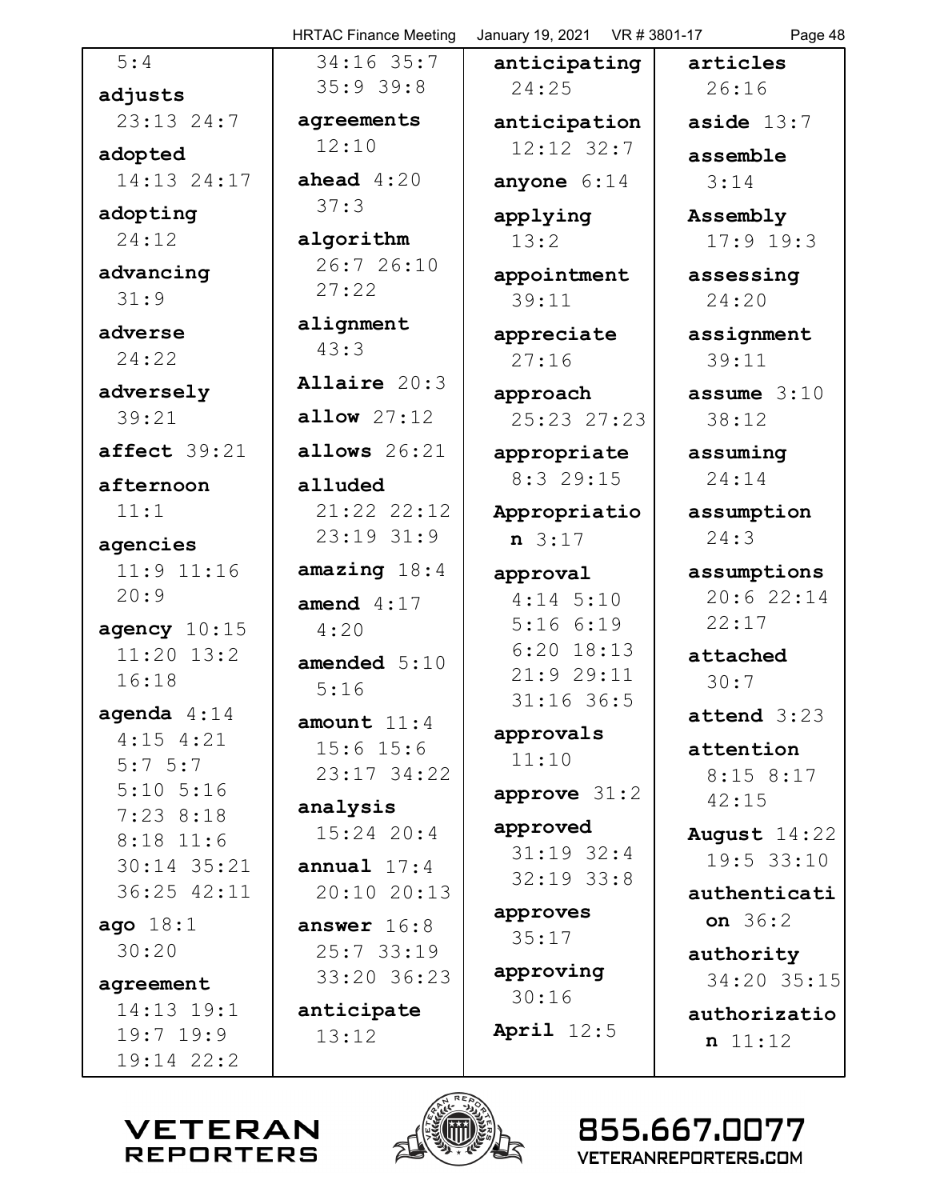5:4

**adjusts** 23:13 24:7

**adopted** 14:13 24:17

**adopting** 24:12

**advancing** 31:9

**adverse** 24:22

**adversely** 39:21

**affect** 39:21

**afternoon** 11:1

**agencies** 11:9 11:16 20:9

**agency** 10:15 11:20 13:2 16:18

**agenda** 4:14 4:15 4:21 5:7 5:7 5:10 5:16 7:23 8:18 8:18 11:6 30:14 35:21 36:25 42:11

**ago** 18:1 30:20

**agreement** 14:13 19:1 19:7 19:9 19:14 22:2 34:16 35:7 35:9 39:8

**agreements** 12:10

**ahead** 4:20 37:3

**algorithm** 26:7 26:10 27:22

**alignment** 43:3

**Allaire** 20:3

**allow** 27:12

**allows** 26:21

**alluded** 21:22 22:12 23:19 31:9

**amazing** 18:4

**amend** 4:17 4:20

**amended** 5:10 5:16

**amount** 11:4 15:6 15:6 23:17 34:22

**analysis** 15:24 20:4

**annual** 17:4 20:10 20:13

**answer** 16:8 25:7 33:19 33:20 36:23

**anticipate** 13:12

**anticipating** 24:25

**anticipation** 12:12 32:7

**anyone** 6:14

**applying** 13:2

**appointment** 39:11

**appreciate** 27:16

**approach** 25:23 27:23

**appropriate** 8:3 29:15

**Appropriation** 3:17

**approval** 4:14 5:10 5:16 6:19 6:20 18:13 21:9 29:11 31:16 36:5

**approvals** 11:10

**approve** 31:2

**approved** 31:19 32:4 32:19 33:8

**approves** 35:17

**approving** 30:16

**April** 12:5

**articles** 26:16

**aside** 13:7

**assemble** 3:14

**Assembly** 17:9 19:3

**assessing** 24:20

**assignment** 39:11

**assume** 3:10 38:12

**assuming** 24:14

**assumption** 24:3

**assumptions** 20:6 22:14 22:17

**attached** 30:7

**attend** 3:23

**attention** 8:15 8:17 42:15

**August** 14:22 19:5 33:10

**authentication** 36:2

**authority** 34:20 35:15

**authorization** 11:12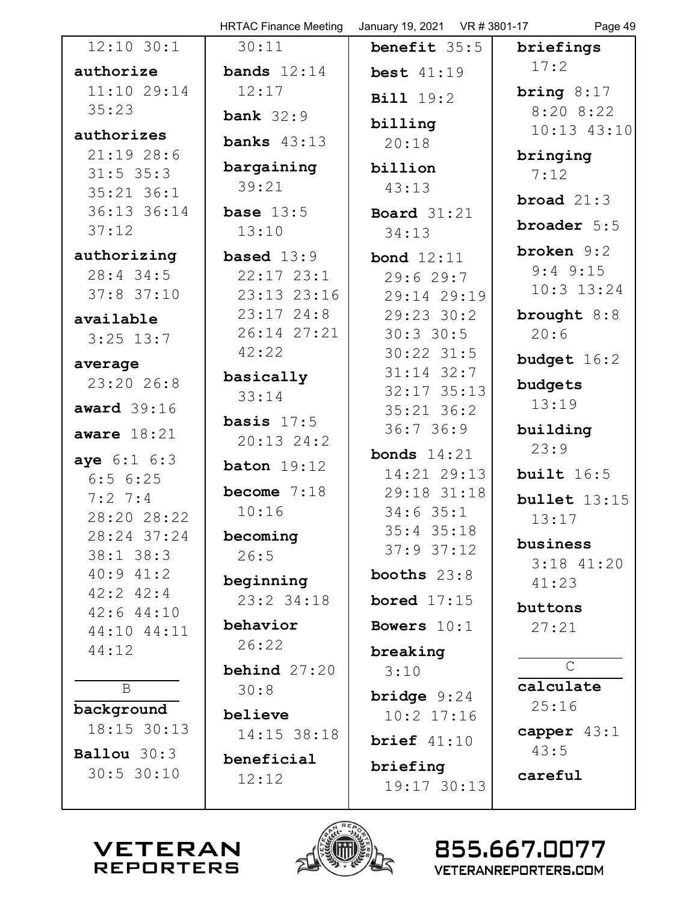12:10 30:1

**authorize** 11:10 29:14 35:23

**authorizes** 21:19 28:6 31:5 35:3 35:21 36:1 36:13 36:14 37:12

**authorizing** 28:4 34:5 37:8 37:10

**available** 3:25 13:7

**average** 23:20 26:8

**award** 39:16

**aware** 18:21

**aye** 6:1 6:3 6:5 6:25 7:2 7:4 28:20 28:22 28:24 37:24 38:1 38:3 40:9 41:2 42:2 42:4 42:6 44:10 44:10 44:11 44:12

B

**background** 18:15 30:13

**Ballou** 30:3 30:5 30:10 30:11

**bands** 12:14 12:17

**bank** 32:9

**banks** 43:13

**bargaining** 39:21

**base** 13:5 13:10

**based** 13:9 22:17 23:1 23:13 23:16 23:17 24:8 26:14 27:21 42:22

**basically** 33:14

**basis** 17:5 20:13 24:2

**baton** 19:12

**become** 7:18 10:16

**becoming** 26:5

**beginning** 23:2 34:18

**behavior** 26:22

**behind** 27:20 30:8

**believe** 14:15 38:18

**beneficial** 12:12

**benefit** 35:5

**best** 41:19

**Bill** 19:2

**billing** 20:18

**billion** 43:13

**Board** 31:21 34:13

**bond** 12:11 29:6 29:7 29:14 29:19 29:23 30:2 30:3 30:5 30:22 31:5 31:14 32:7 32:17 35:13 35:21 36:2 36:7 36:9

**bonds** 14:21 14:21 29:13 29:18 31:18 34:6 35:1 35:4 35:18 37:9 37:12

**booths** 23:8

**bored** 17:15

**Bowers** 10:1

**breaking** 3:10

**bridge** 9:24 10:2 17:16

**brief** 41:10

**briefing** 19:17 30:13

**briefings** 17:2

**bring** 8:17 8:20 8:22 10:13 43:10

**bringing** 7:12

**broad** 21:3

**broader** 5:5

**broken** 9:2 9:4 9:15 10:3 13:24

**brought** 8:8 20:6

**budget** 16:2

**budgets** 13:19

**building** 23:9

**built** 16:5

**bullet** 13:15 13:17

**business** 3:18 41:20 41:23

**buttons** 27:21

C

**calculate** 25:16

**capper** 43:1 43:5

**careful**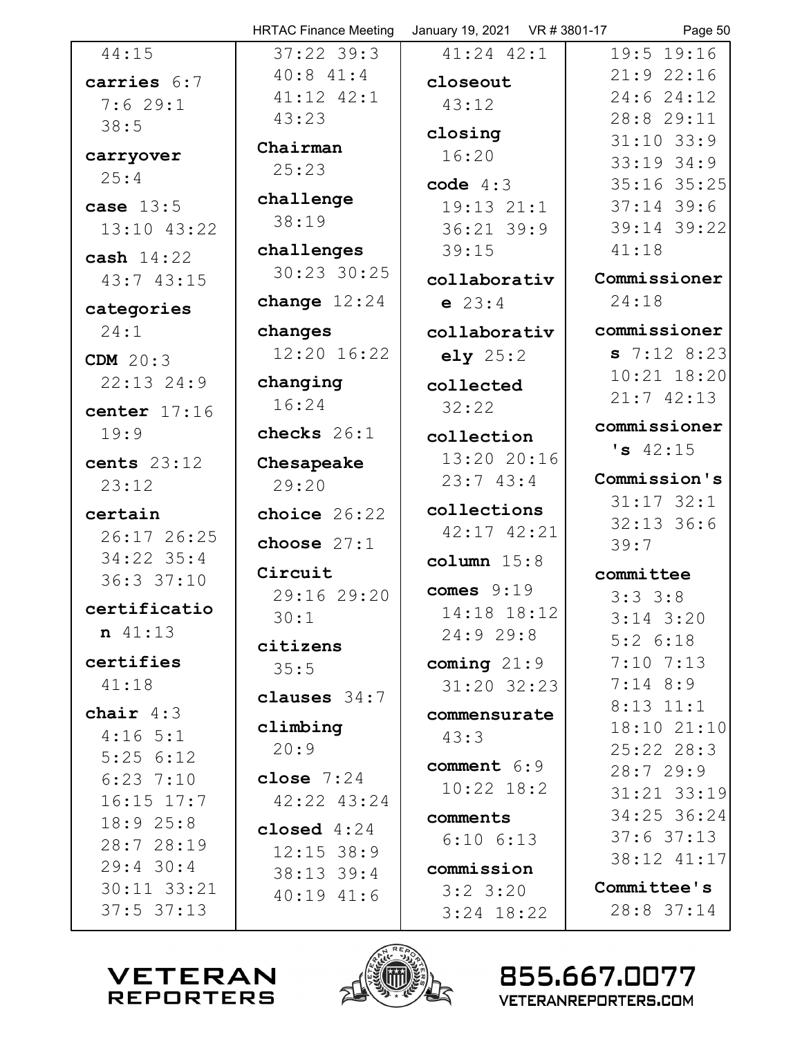44:15

**carries** 6:7
7:6 29:1
38:5

**carryover**
25:4

**case** 13:5
13:10 43:22

**cash** 14:22
43:7 43:15

**categories**
24:1

**CDM** 20:3
22:13 24:9

**center** 17:16
19:9

**cents** 23:12
23:12

**certain**
26:17 26:25
34:22 35:4
36:3 37:10

**certification** 41:13

**certifies**
41:18

**chair** 4:3
4:16 5:1
5:25 6:12
6:23 7:10
16:15 17:7
18:9 25:8
28:7 28:19
29:4 30:4
30:11 33:21
37:5 37:13
37:22 39:3
40:8 41:4
41:12 42:1
43:23

**Chairman**
25:23

**challenge**
38:19

**challenges**
30:23 30:25

**change** 12:24

**changes**
12:20 16:22

**changing**
16:24

**checks** 26:1

**Chesapeake**
29:20

**choice** 26:22

**choose** 27:1

**Circuit**
29:16 29:20
30:1

**citizens**
35:5

**clauses** 34:7

**climbing**
20:9

**close** 7:24
42:22 43:24

**closed** 4:24
12:15 38:9
38:13 39:4
40:19 41:6
41:24 42:1

**closeout**
43:12

**closing**
16:20

**code** 4:3
19:13 21:1
36:21 39:9
39:15

**collaborative** 23:4

**collaboratively** 25:2

**collected**
32:22

**collection**
13:20 20:16
23:7 43:4

**collections**
42:17 42:21

**column** 15:8

**comes** 9:19
14:18 18:12
24:9 29:8

**coming** 21:9
31:20 32:23

**commensurate**
43:3

**comment** 6:9
10:22 18:2

**comments**
6:10 6:13

**commission**
3:2 3:20
3:24 18:22
19:5 19:16
21:9 22:16
24:6 24:12
28:8 29:11
31:10 33:9
33:19 34:9
35:16 35:25
37:14 39:6
39:14 39:22
41:18

**Commissioner**
24:18

**commissioners** 7:12 8:23
10:21 18:20
21:7 42:13

**commissioner's** 42:15

**Commission's**
31:17 32:1
32:13 36:6
39:7

**committee**
3:3 3:8
3:14 3:20
5:2 6:18
7:10 7:13
7:14 8:9
8:13 11:1
18:10 21:10
25:22 28:3
28:7 29:9
31:21 33:19
34:25 36:24
37:6 37:13
38:12 41:17

**Committee's**
28:8 37:14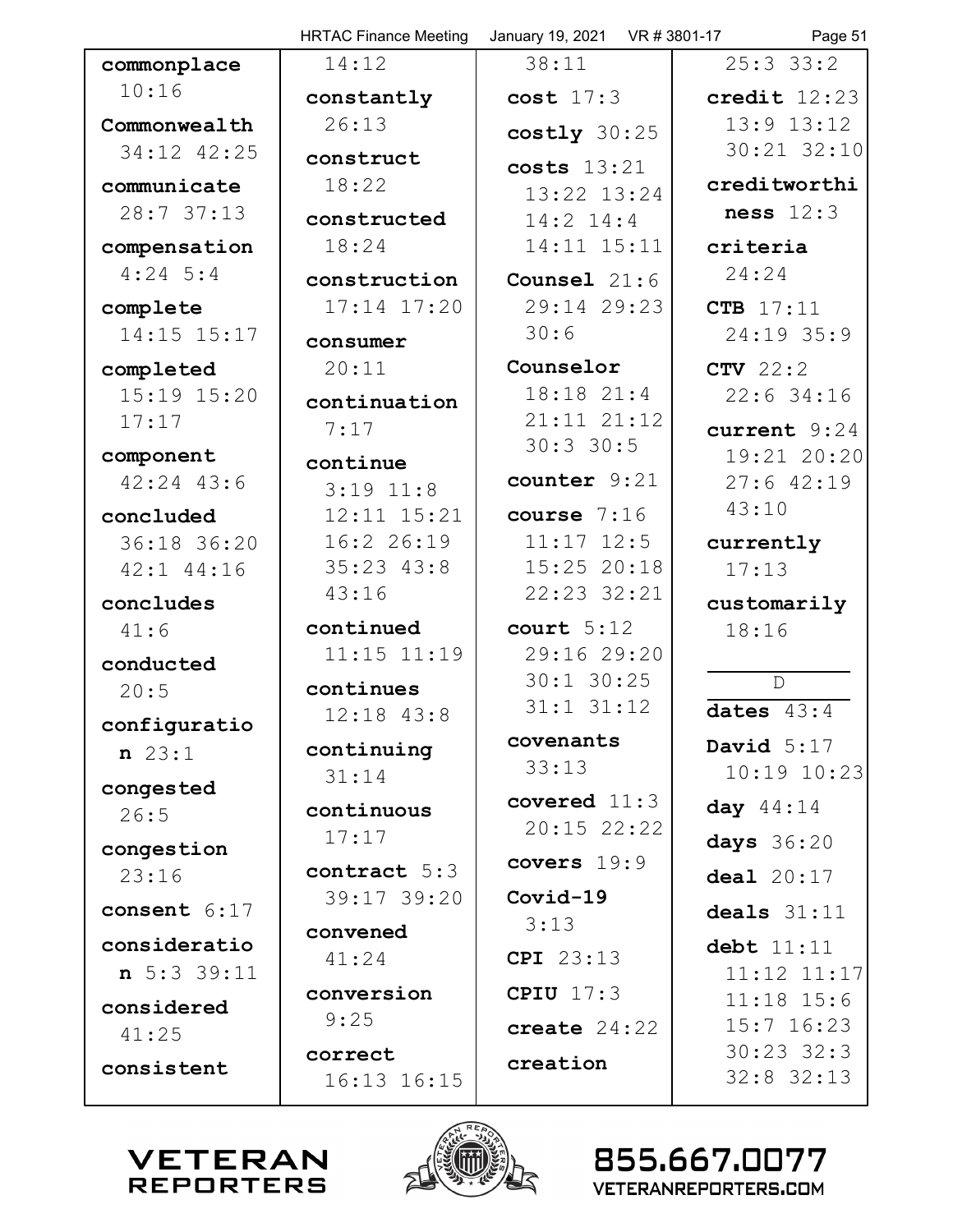**commonplace** 10:16

**Commonwealth** 34:12 42:25

**communicate** 28:7 37:13

**compensation** 4:24 5:4

**complete** 14:15 15:17

**completed** 15:19 15:20 17:17

**component** 42:24 43:6

**concluded** 36:18 36:20 42:1 44:16

**concludes** 41:6

**conducted** 20:5

**configuration** 23:1

**congested** 26:5

**congestion** 23:16

**consent** 6:17

**consideration** 5:3 39:11

**considered** 41:25

**consistent** 14:12

**constantly** 26:13

**construct** 18:22

**constructed** 18:24

**construction** 17:14 17:20

**consumer** 20:11

**continuation** 7:17

**continue** 3:19 11:8 12:11 15:21 16:2 26:19 35:23 43:8 43:16

**continued** 11:15 11:19

**continues** 12:18 43:8

**continuing** 31:14

**continuous** 17:17

**contract** 5:3 39:17 39:20

**convened** 41:24

**conversion** 9:25

**correct** 16:13 16:15 38:11

**cost** 17:3

**costly** 30:25

**costs** 13:21 13:22 13:24 14:2 14:4 14:11 15:11

**Counsel** 21:6 29:14 29:23 30:6

**Counselor** 18:18 21:4 21:11 21:12 30:3 30:5

**counter** 9:21

**course** 7:16 11:17 12:5 15:25 20:18 22:23 32:21

**court** 5:12 29:16 29:20 30:1 30:25 31:1 31:12

**covenants** 33:13

**covered** 11:3 20:15 22:22

**covers** 19:9

**Covid-19** 3:13

**CPI** 23:13

**CPIU** 17:3

**create** 24:22

**creation** 25:3 33:2

**credit** 12:23 13:9 13:12 30:21 32:10

**creditworthiness** 12:3

**criteria** 24:24

**CTB** 17:11 24:19 35:9

**CTV** 22:2 22:6 34:16

**current** 9:24 19:21 20:20 27:6 42:19 43:10

**currently** 17:13

**customarily** 18:16

D

**dates** 43:4

**David** 5:17 10:19 10:23

**day** 44:14

**days** 36:20

**deal** 20:17

**deals** 31:11

**debt** 11:11 11:12 11:17 11:18 15:6 15:7 16:23 30:23 32:3 32:8 32:13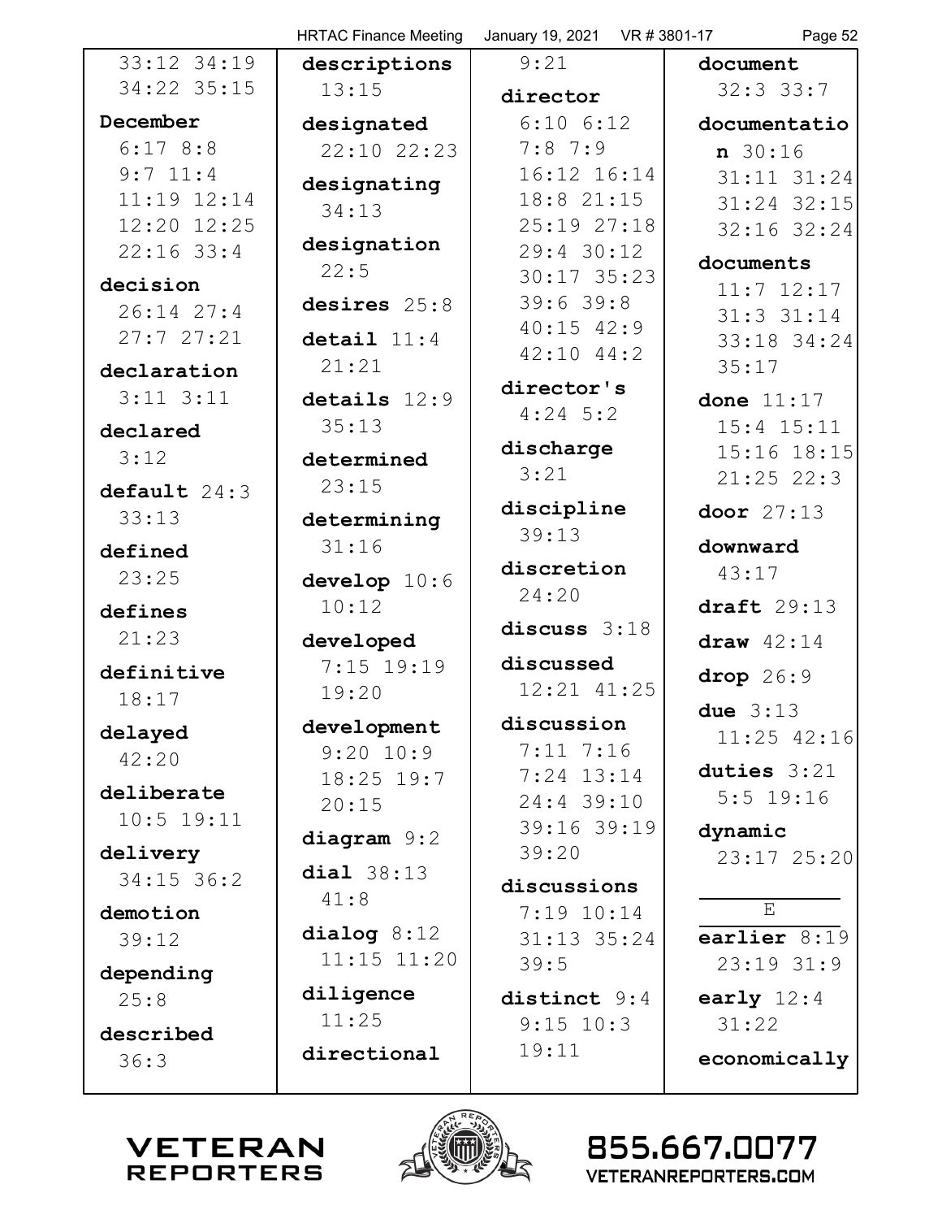33:12 34:19
34:22 35:15

**December**
6:17 8:8
9:7 11:4
11:19 12:14
12:20 12:25
22:16 33:4

**decision**
26:14 27:4
27:7 27:21

**declaration**
3:11 3:11

**declared**
3:12

**default** 24:3
33:13

**defined**
23:25

**defines**
21:23

**definitive**
18:17

**delayed**
42:20

**deliberate**
10:5 19:11

**delivery**
34:15 36:2

**demotion**
39:12

**depending**
25:8

**described**
36:3

**descriptions**
13:15

**designated**
22:10 22:23

**designating**
34:13

**designation**
22:5

**desires** 25:8

**detail** 11:4
21:21

**details** 12:9
35:13

**determined**
23:15

**determining**
31:16

**develop** 10:6
10:12

**developed**
7:15 19:19
19:20

**development**
9:20 10:9
18:25 19:7
20:15

**diagram** 9:2

**dial** 38:13
41:8

**dialog** 8:12
11:15 11:20

**diligence**
11:25

**directional**
9:21

**director**
6:10 6:12
7:8 7:9
16:12 16:14
18:8 21:15
25:19 27:18
29:4 30:12
30:17 35:23
39:6 39:8
40:15 42:9
42:10 44:2

**director's**
4:24 5:2

**discharge**
3:21

**discipline**
39:13

**discretion**
24:20

**discuss** 3:18

**discussed**
12:21 41:25

**discussion**
7:11 7:16
7:24 13:14
24:4 39:10
39:16 39:19
39:20

**discussions**
7:19 10:14
31:13 35:24
39:5

**distinct** 9:4
9:15 10:3
19:11

**document**
32:3 33:7

**documentation** 30:16
31:11 31:24
31:24 32:15
32:16 32:24

**documents**
11:7 12:17
31:3 31:14
33:18 34:24
35:17

**done** 11:17
15:4 15:11
15:16 18:15
21:25 22:3

**door** 27:13

**downward**
43:17

**draft** 29:13

**draw** 42:14

**drop** 26:9

**due** 3:13
11:25 42:16

**duties** 3:21
5:5 19:16

**dynamic**
23:17 25:20

E

**earlier** 8:19
23:19 31:9

**early** 12:4
31:22

**economically**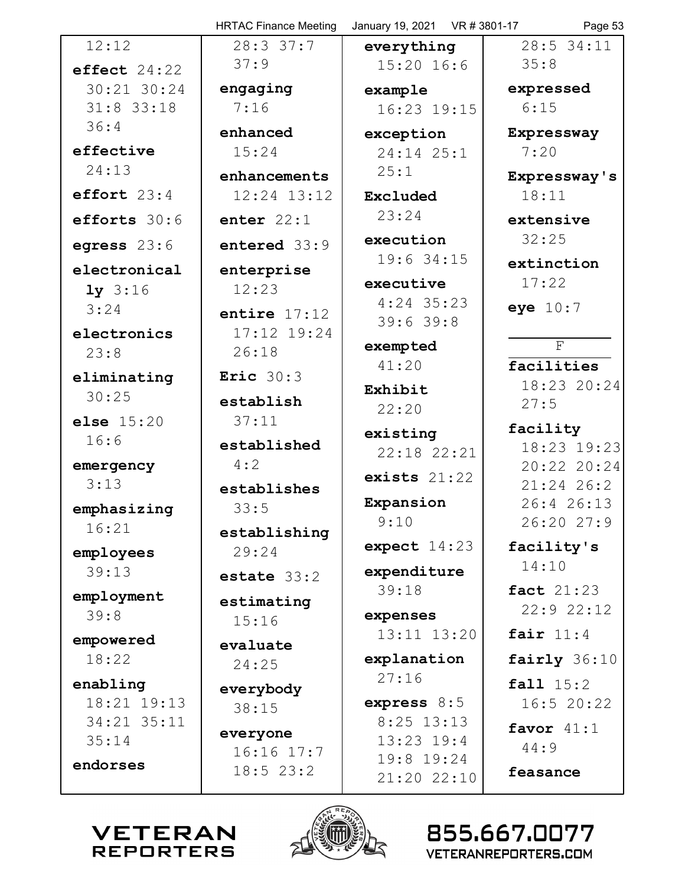12:12

**effect** 24:22 30:21 30:24 31:8 33:18 36:4

**effective** 24:13

**effort** 23:4

**efforts** 30:6

**egress** 23:6

**electronically** 3:16 3:24

**electronics** 23:8

**eliminating** 30:25

**else** 15:20 16:6

**emergency** 3:13

**emphasizing** 16:21

**employees** 39:13

**employment** 39:8

**empowered** 18:22

**enabling** 18:21 19:13 34:21 35:11 35:14

**endorses** 28:3 37:7 37:9

**engaging** 7:16

**enhanced** 15:24

**enhancements** 12:24 13:12

**enter** 22:1

**entered** 33:9

**enterprise** 12:23

**entire** 17:12 17:12 19:24 26:18

**Eric** 30:3

**establish** 37:11

**established** 4:2

**establishes** 33:5

**establishing** 29:24

**estate** 33:2

**estimating** 15:16

**evaluate** 24:25

**everybody** 38:15

**everyone** 16:16 17:7 18:5 23:2

**everything** 15:20 16:6

**example** 16:23 19:15

**exception** 24:14 25:1 25:1

**Excluded** 23:24

**execution** 19:6 34:15

**executive** 4:24 35:23 39:6 39:8

**exempted** 41:20

**Exhibit** 22:20

**existing** 22:18 22:21

**exists** 21:22

**Expansion** 9:10

**expect** 14:23

**expenditure** 39:18

**expenses** 13:11 13:20

**explanation** 27:16

**express** 8:5 8:25 13:13 13:23 19:4 19:8 19:24 21:20 22:10 28:5 34:11 35:8

**expressed** 6:15

**Expressway** 7:20

**Expressway's** 18:11

**extensive** 32:25

**extinction** 17:22

**eye** 10:7

F

**facilities** 18:23 20:24 27:5

**facility** 18:23 19:23 20:22 20:24 21:24 26:2 26:4 26:13 26:20 27:9

**facility's** 14:10

**fact** 21:23 22:9 22:12

**fair** 11:4

**fairly** 36:10

**fall** 15:2 16:5 20:22

**favor** 41:1 44:9

**feasance**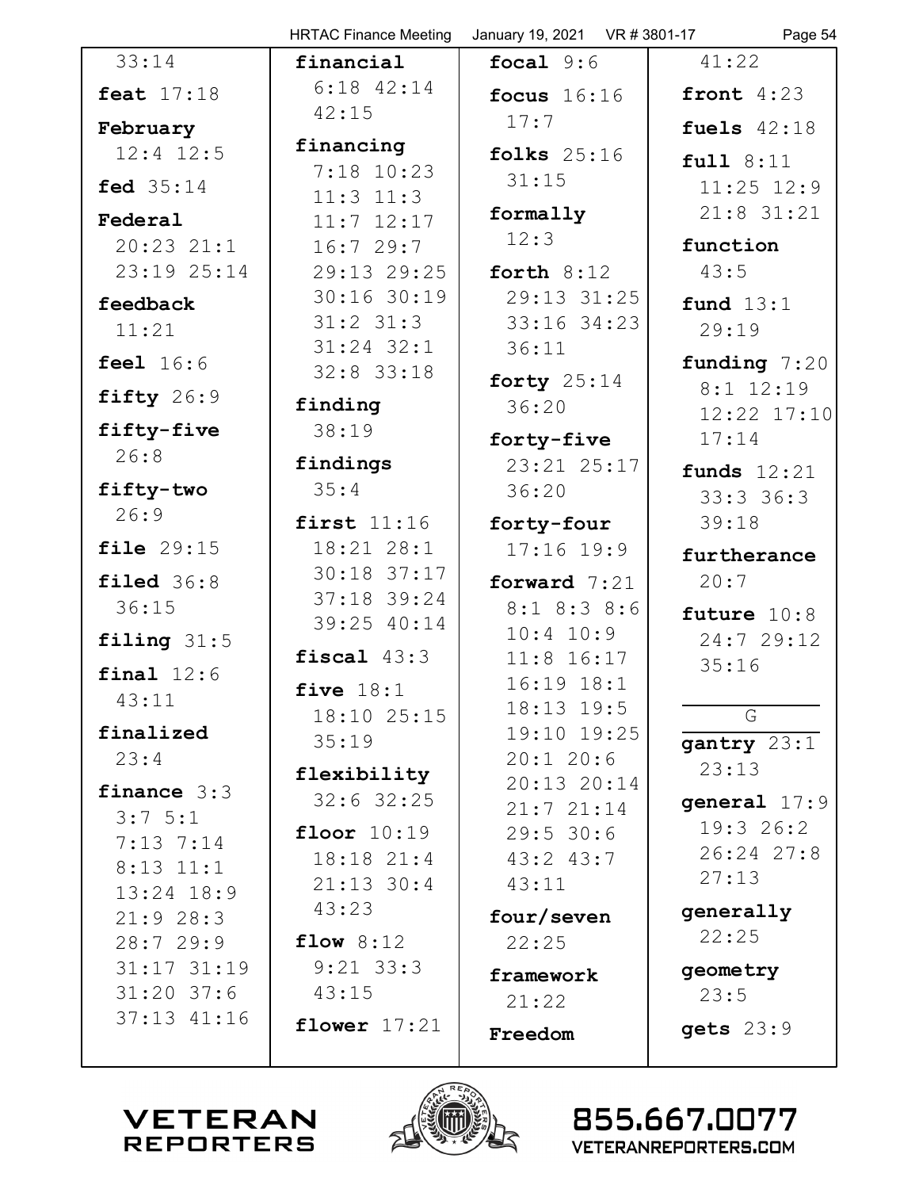33:14

**feat** 17:18

**February** 12:4 12:5

**fed** 35:14

**Federal** 20:23 21:1 23:19 25:14

**feedback** 11:21

**feel** 16:6

**fifty** 26:9

**fifty-five** 26:8

**fifty-two** 26:9

**file** 29:15

**filed** 36:8 36:15

**filing** 31:5

**final** 12:6 43:11

**finalized** 23:4

**finance** 3:3 3:7 5:1 7:13 7:14 8:13 11:1 13:24 18:9 21:9 28:3 28:7 29:9 31:17 31:19 31:20 37:6 37:13 41:16

**financial** 6:18 42:14 42:15

**financing** 7:18 10:23 11:3 11:3 11:7 12:17 16:7 29:7 29:13 29:25 30:16 30:19 31:2 31:3 31:24 32:1 32:8 33:18

**finding** 38:19

**findings** 35:4

**first** 11:16 18:21 28:1 30:18 37:17 37:18 39:24 39:25 40:14

**fiscal** 43:3

**five** 18:1 18:10 25:15 35:19

**flexibility** 32:6 32:25

**floor** 10:19 18:18 21:4 21:13 30:4 43:23

**flow** 8:12 9:21 33:3 43:15

**flower** 17:21

**focal** 9:6

**focus** 16:16 17:7

**folks** 25:16 31:15

**formally** 12:3

**forth** 8:12 29:13 31:25 33:16 34:23 36:11

**forty** 25:14 36:20

**forty-five** 23:21 25:17 36:20

**forty-four** 17:16 19:9

**forward** 7:21 8:1 8:3 8:6 10:4 10:9 11:8 16:17 16:19 18:1 18:13 19:5 19:10 19:25 20:1 20:6 20:13 20:14 21:7 21:14 29:5 30:6 43:2 43:7 43:11

**four/seven** 22:25

**framework** 21:22

**Freedom** 41:22

**front** 4:23

**fuels** 42:18

**full** 8:11 11:25 12:9 21:8 31:21

**function** 43:5

**fund** 13:1 29:19

**funding** 7:20 8:1 12:19 12:22 17:10 17:14

**funds** 12:21 33:3 36:3 39:18

**furtherance** 20:7

**future** 10:8 24:7 29:12 35:16

## G

**gantry** 23:1 23:13

**general** 17:9 19:3 26:2 26:24 27:8 27:13

**generally** 22:25

**geometry** 23:5

**gets** 23:9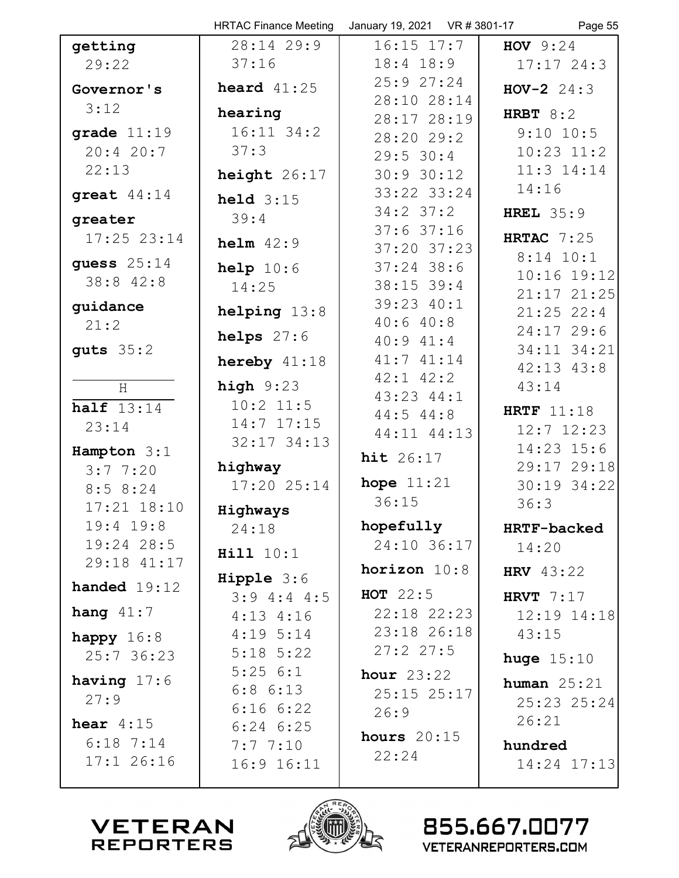**getting** 29:22

**Governor's** 3:12

**grade** 11:19 20:4 20:7 22:13

**great** 44:14

**greater** 17:25 23:14

**guess** 25:14 38:8 42:8

**guidance** 21:2

**guts** 35:2

H

**half** 13:14 23:14

**Hampton** 3:1 3:7 7:20 8:5 8:24 17:21 18:10 19:4 19:8 19:24 28:5 29:18 41:17

**handed** 19:12

**hang** 41:7

**happy** 16:8 25:7 36:23

**having** 17:6 27:9

**hear** 4:15 6:18 7:14 17:1 26:16 28:14 29:9 37:16

**heard** 41:25

**hearing** 16:11 34:2 37:3

**height** 26:17

**held** 3:15 39:4

**helm** 42:9

**help** 10:6 14:25

**helping** 13:8

**helps** 27:6

**hereby** 41:18

**high** 9:23 10:2 11:5 14:7 17:15 32:17 34:13

**highway** 17:20 25:14

**Highways** 24:18

**Hill** 10:1

**Hipple** 3:6 3:9 4:4 4:5 4:13 4:16 4:19 5:14 5:18 5:22 5:25 6:1 6:8 6:13 6:16 6:22 6:24 6:25 7:7 7:10 16:9 16:11 16:15 17:7 18:4 18:9 25:9 27:24 28:10 28:14 28:17 28:19 28:20 29:2 29:5 30:4 30:9 30:12 33:22 33:24 34:2 37:2 37:6 37:16 37:20 37:23 37:24 38:6 38:15 39:4 39:23 40:1 40:6 40:8 40:9 41:4 41:7 41:14 42:1 42:2 43:23 44:1 44:5 44:8 44:11 44:13

**hit** 26:17

**hope** 11:21 36:15

**hopefully** 24:10 36:17

**horizon** 10:8

**HOT** 22:5 22:18 22:23 23:18 26:18 27:2 27:5

**hour** 23:22 25:15 25:17 26:9

**hours** 20:15 22:24

**HOV** 9:24 17:17 24:3

**HOV-2** 24:3

**HRBT** 8:2 9:10 10:5 10:23 11:2 11:3 14:14 14:16

**HREL** 35:9

**HRTAC** 7:25 8:14 10:1 10:16 19:12 21:17 21:25 21:25 22:4 24:17 29:6 34:11 34:21 42:13 43:8 43:14

**HRTF** 11:18 12:7 12:23 14:23 15:6 29:17 29:18 30:19 34:22 36:3

**HRTF-backed** 14:20

**HRV** 43:22

**HRVT** 7:17 12:19 14:18 43:15

**huge** 15:10

**human** 25:21 25:23 25:24 26:21

**hundred** 14:24 17:13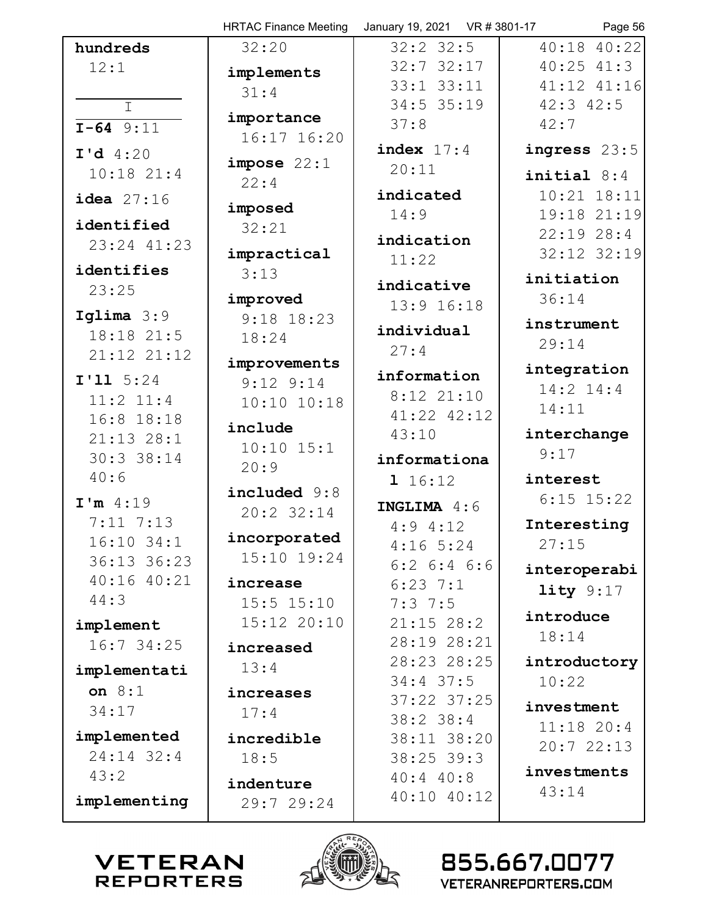**hundreds** 12:1

I

**I-64** 9:11

**I'd** 4:20 10:18 21:4

**idea** 27:16

**identified** 23:24 41:23

**identifies** 23:25

**Iglima** 3:9 18:18 21:5 21:12 21:12

**I'll** 5:24 11:2 11:4 16:8 18:18 21:13 28:1 30:3 38:14 40:6

**I'm** 4:19 7:11 7:13 16:10 34:1 36:13 36:23 40:16 40:21 44:3

**implement** 16:7 34:25

**implementation** 8:1 34:17

**implemented** 24:14 32:4 43:2

**implementing** 32:20

**implements** 31:4

**importance** 16:17 16:20

**impose** 22:1 22:4

**imposed** 32:21

**impractical** 3:13

**improved** 9:18 18:23 18:24

**improvements** 9:12 9:14 10:10 10:18

**include** 10:10 15:1 20:9

**included** 9:8 20:2 32:14

**incorporated** 15:10 19:24

**increase** 15:5 15:10 15:12 20:10

**increased** 13:4

**increases** 17:4

**incredible** 18:5

**indenture** 29:7 29:24 32:2 32:5 32:7 32:17 33:1 33:11 34:5 35:19 37:8

**index** 17:4 20:11

**indicated** 14:9

**indication** 11:22

**indicative** 13:9 16:18

**individual** 27:4

**information** 8:12 21:10 41:22 42:12 43:10

**informational** 16:12

**INGLIMA** 4:6 4:9 4:12 4:16 5:24 6:2 6:4 6:6 6:23 7:1 7:3 7:5 21:15 28:2 28:19 28:21 28:23 28:25 34:4 37:5 37:22 37:25 38:2 38:4 38:11 38:20 38:25 39:3 40:4 40:8 40:10 40:12 40:18 40:22 40:25 41:3 41:12 41:16 42:3 42:5 42:7

**ingress** 23:5

**initial** 8:4 10:21 18:11 19:18 21:19 22:19 28:4 32:12 32:19

**initiation** 36:14

**instrument** 29:14

**integration** 14:2 14:4 14:11

**interchange** 9:17

**interest** 6:15 15:22

**Interesting** 27:15

**interoperability** 9:17

**introduce** 18:14

**introductory** 10:22

**investment** 11:18 20:4 20:7 22:13

**investments** 43:14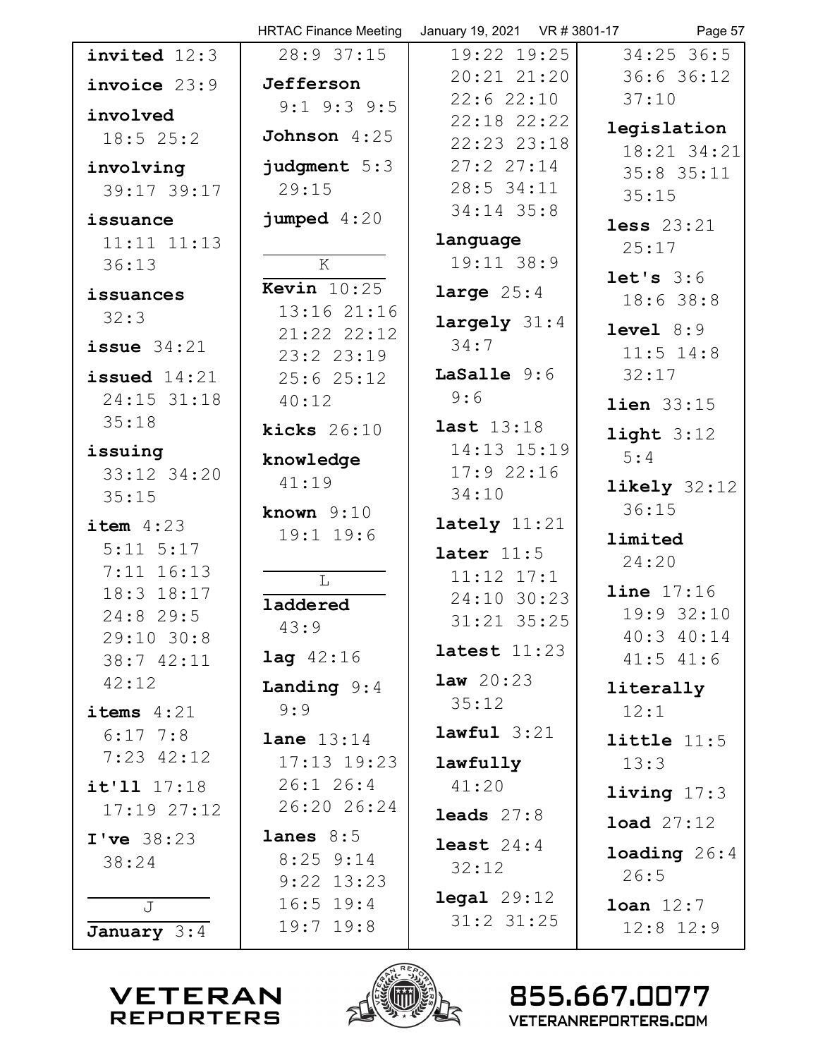**invited** 12:3

**invoice** 23:9

**involved** 18:5 25:2

**involving** 39:17 39:17

**issuance** 11:11 11:13 36:13

**issuances** 32:3

**issue** 34:21

**issued** 14:21 24:15 31:18 35:18

**issuing** 33:12 34:20 35:15

**item** 4:23 5:11 5:17 7:11 16:13 18:3 18:17 24:8 29:5 29:10 30:8 38:7 42:11 42:12

**items** 4:21 6:17 7:8 7:23 42:12

**it'll** 17:18 17:19 27:12

**I've** 38:23 38:24

J

**January** 3:4 28:9 37:15

**Jefferson** 9:1 9:3 9:5

**Johnson** 4:25

**judgment** 5:3 29:15

**jumped** 4:20

K

**Kevin** 10:25 13:16 21:16 21:22 22:12 23:2 23:19 25:6 25:12 40:12

**kicks** 26:10

**knowledge** 41:19

**known** 9:10 19:1 19:6

L

**laddered** 43:9

**lag** 42:16

**Landing** 9:4 9:9

**lane** 13:14 17:13 19:23 26:1 26:4 26:20 26:24

**lanes** 8:5 8:25 9:14 9:22 13:23 16:5 19:4 19:7 19:8 19:22 19:25 20:21 21:20 22:6 22:10 22:18 22:22 22:23 23:18 27:2 27:14 28:5 34:11 34:14 35:8

**language** 19:11 38:9

**large** 25:4

**largely** 31:4 34:7

**LaSalle** 9:6 9:6

**last** 13:18 14:13 15:19 17:9 22:16 34:10

**lately** 11:21

**later** 11:5 11:12 17:1 24:10 30:23 31:21 35:25

**latest** 11:23

**law** 20:23 35:12

**lawful** 3:21

**lawfully** 41:20

**leads** 27:8

**least** 24:4 32:12

**legal** 29:12 31:2 31:25 34:25 36:5 36:6 36:12 37:10

**legislation** 18:21 34:21 35:8 35:11 35:15

**less** 23:21 25:17

**let's** 3:6 18:6 38:8

**level** 8:9 11:5 14:8 32:17

**lien** 33:15

**light** 3:12 5:4

**likely** 32:12 36:15

**limited** 24:20

**line** 17:16 19:9 32:10 40:3 40:14 41:5 41:6

**literally** 12:1

**little** 11:5 13:3

**living** 17:3

**load** 27:12

**loading** 26:4 26:5

**loan** 12:7 12:8 12:9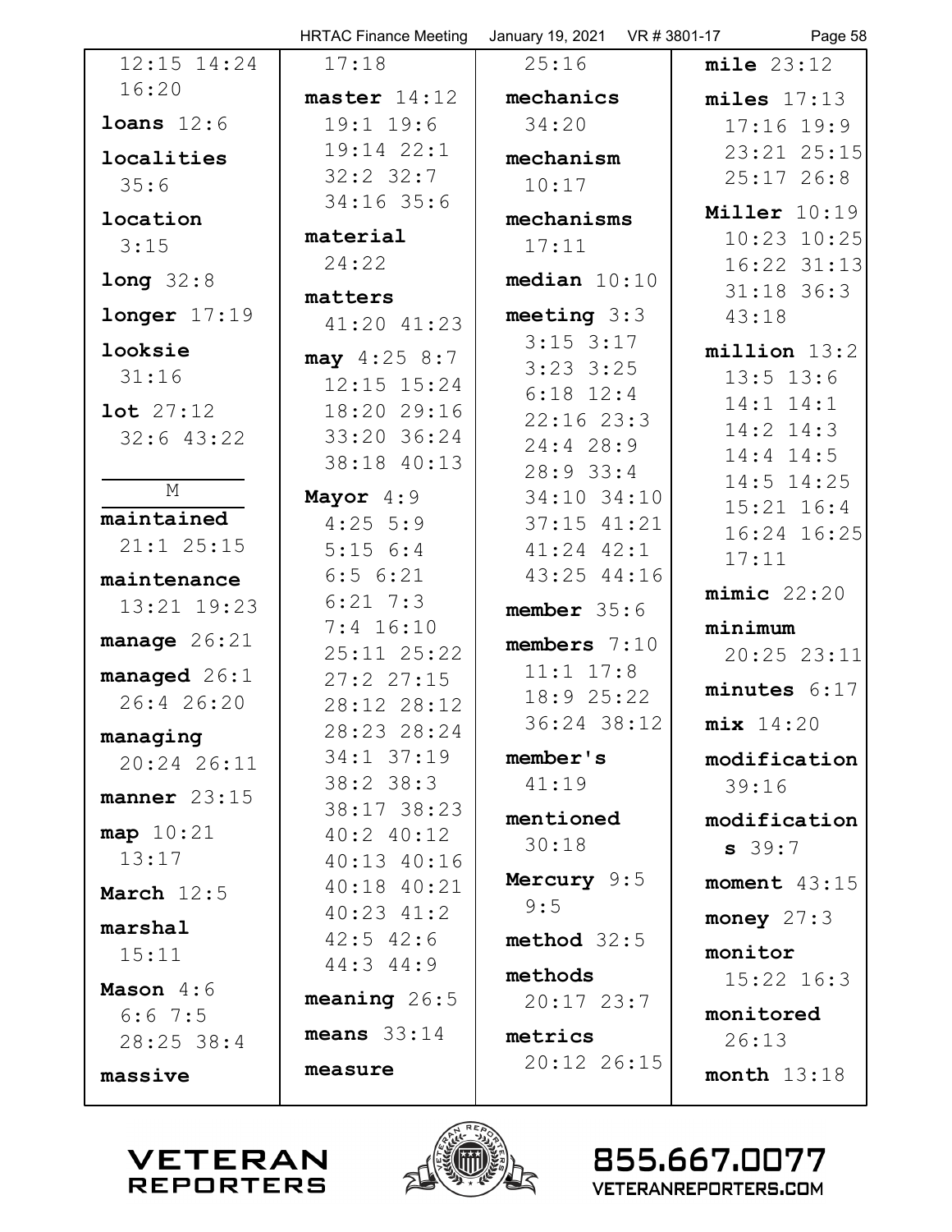12:15 14:24 16:20

**loans** 12:6

**localities** 35:6

**location** 3:15

**long** 32:8

**longer** 17:19

**looksie** 31:16

**lot** 27:12 32:6 43:22

## M

**maintained** 21:1 25:15

**maintenance** 13:21 19:23

**manage** 26:21

**managed** 26:1 26:4 26:20

**managing** 20:24 26:11

**manner** 23:15

**map** 10:21 13:17

**March** 12:5

**marshal** 15:11

**Mason** 4:6 6:6 7:5 28:25 38:4

**massive** 17:18

**master** 14:12 19:1 19:6 19:14 22:1 32:2 32:7 34:16 35:6

**material** 24:22

**matters** 41:20 41:23

**may** 4:25 8:7 12:15 15:24 18:20 29:16 33:20 36:24 38:18 40:13

**Mayor** 4:9 4:25 5:9 5:15 6:4 6:5 6:21 6:21 7:3 7:4 16:10 25:11 25:22 27:2 27:15 28:12 28:12 28:23 28:24 34:1 37:19 38:2 38:3 38:17 38:23 40:2 40:12 40:13 40:16 40:18 40:21 40:23 41:2 42:5 42:6 44:3 44:9

**meaning** 26:5

**means** 33:14

**measure** 25:16

**mechanics** 34:20

**mechanism** 10:17

**mechanisms** 17:11

**median** 10:10

**meeting** 3:3 3:15 3:17 3:23 3:25 6:18 12:4 22:16 23:3 24:4 28:9 28:9 33:4 34:10 34:10 37:15 41:21 41:24 42:1 43:25 44:16

**member** 35:6

**members** 7:10 11:1 17:8 18:9 25:22 36:24 38:12

**member's** 41:19

**mentioned** 30:18

**Mercury** 9:5 9:5

**method** 32:5

**methods** 20:17 23:7

**metrics** 20:12 26:15

**mile** 23:12

**miles** 17:13 17:16 19:9 23:21 25:15 25:17 26:8

**Miller** 10:19 10:23 10:25 16:22 31:13 31:18 36:3 43:18

**million** 13:2 13:5 13:6 14:1 14:1 14:2 14:3 14:4 14:5 14:5 14:25 15:21 16:4 16:24 16:25 17:11

**mimic** 22:20

**minimum** 20:25 23:11

**minutes** 6:17

**mix** 14:20

**modification** 39:16

**modifications** 39:7

**moment** 43:15

**money** 27:3

**monitor** 15:22 16:3

**monitored** 26:13

**month** 13:18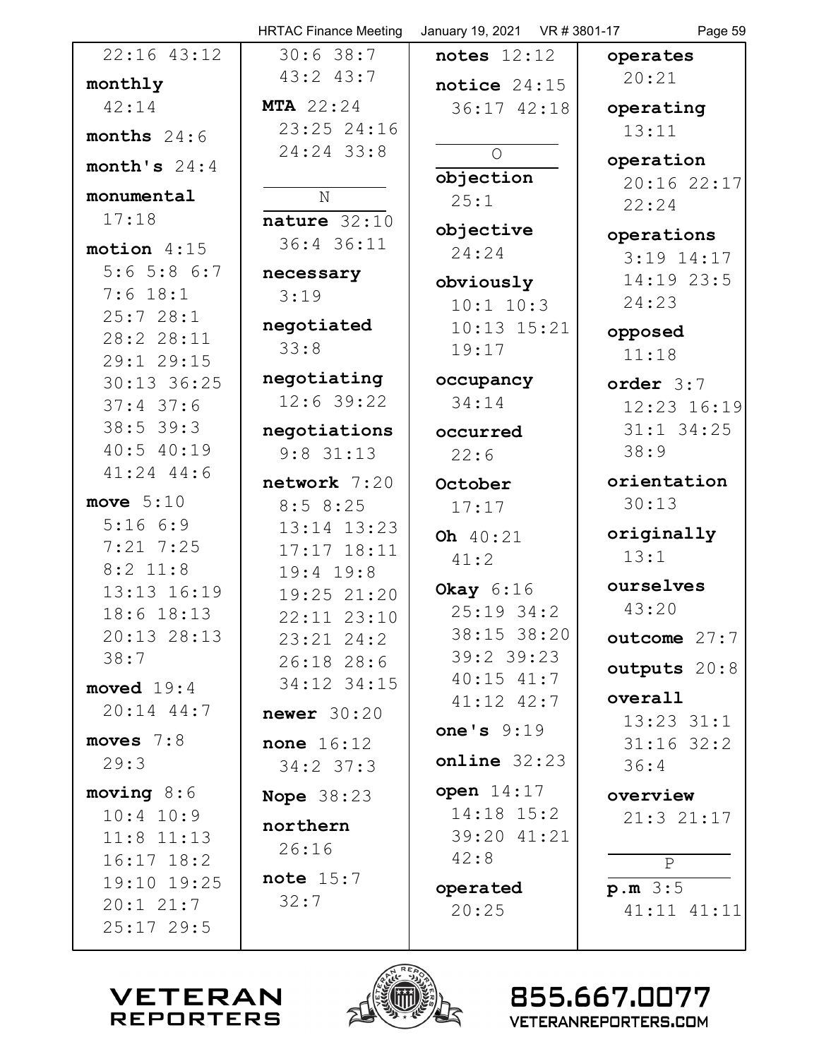22:16 43:12

**monthly** 42:14

**months** 24:6

**month's** 24:4

**monumental** 17:18

**motion** 4:15 5:6 5:8 6:7 7:6 18:1 25:7 28:1 28:2 28:11 29:1 29:15 30:13 36:25 37:4 37:6 38:5 39:3 40:5 40:19 41:24 44:6

**move** 5:10 5:16 6:9 7:21 7:25 8:2 11:8 13:13 16:19 18:6 18:13 20:13 28:13 38:7

**moved** 19:4 20:14 44:7

**moves** 7:8 29:3

**moving** 8:6 10:4 10:9 11:8 11:13 16:17 18:2 19:10 19:25 20:1 21:7 25:17 29:5 30:6 38:7 43:2 43:7

**MTA** 22:24 23:25 24:16 24:24 33:8

N

**nature** 32:10 36:4 36:11

**necessary** 3:19

**negotiated** 33:8

**negotiating** 12:6 39:22

**negotiations** 9:8 31:13

**network** 7:20 8:5 8:25 13:14 13:23 17:17 18:11 19:4 19:8 19:25 21:20 22:11 23:10 23:21 24:2 26:18 28:6 34:12 34:15

**newer** 30:20

**none** 16:12 34:2 37:3

**Nope** 38:23

**northern** 26:16

**note** 15:7 32:7

**notes** 12:12

**notice** 24:15 36:17 42:18

O

**objection** 25:1

**objective** 24:24

**obviously** 10:1 10:3 10:13 15:21 19:17

**occupancy** 34:14

**occurred** 22:6

**October** 17:17

**Oh** 40:21 41:2

**Okay** 6:16 25:19 34:2 38:15 38:20 39:2 39:23 40:15 41:7 41:12 42:7

**one's** 9:19

**online** 32:23

**open** 14:17 14:18 15:2 39:20 41:21 42:8

**operated** 20:25

**operates** 20:21

**operating** 13:11

**operation** 20:16 22:17 22:24

**operations** 3:19 14:17 14:19 23:5 24:23

**opposed** 11:18

**order** 3:7 12:23 16:19 31:1 34:25 38:9

**orientation** 30:13

**originally** 13:1

**ourselves** 43:20

**outcome** 27:7

**outputs** 20:8

**overall** 13:23 31:1 31:16 32:2 36:4

**overview** 21:3 21:17

P

**p.m** 3:5 41:11 41:11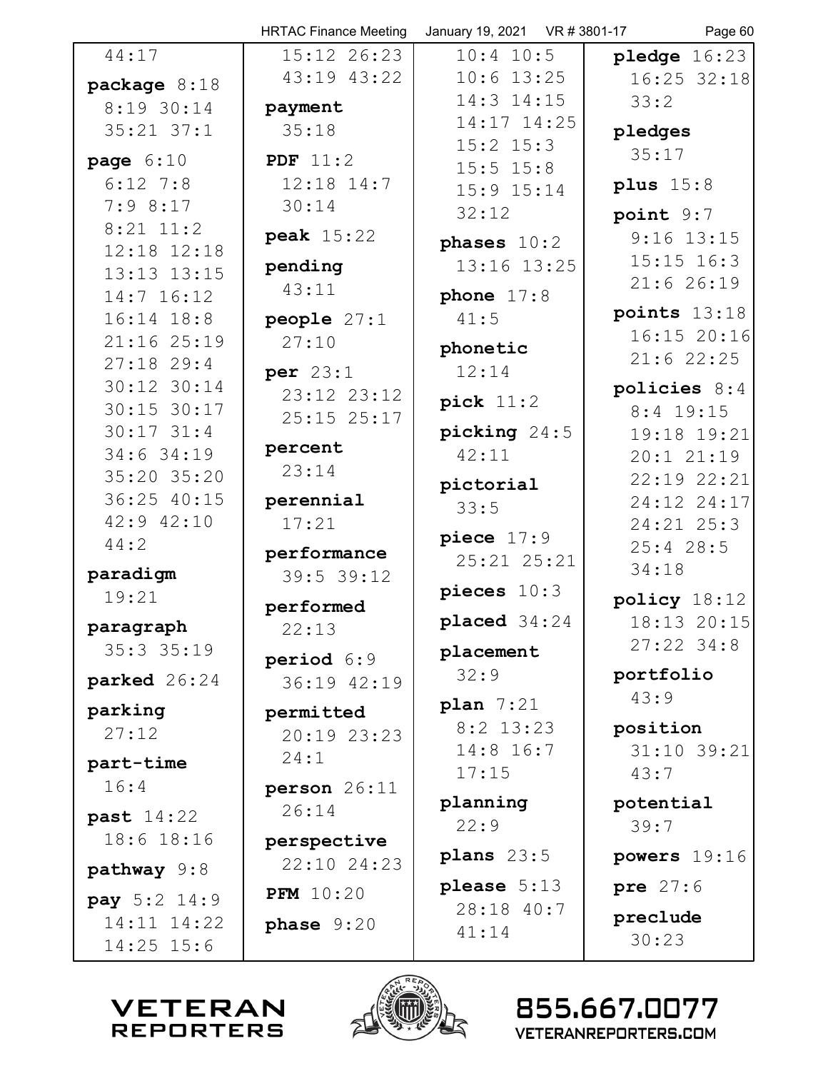44:17

**package** 8:18 8:19 30:14 35:21 37:1

**page** 6:10 6:12 7:8 7:9 8:17 8:21 11:2 12:18 12:18 13:13 13:15 14:7 16:12 16:14 18:8 21:16 25:19 27:18 29:4 30:12 30:14 30:15 30:17 30:17 31:4 34:6 34:19 35:20 35:20 36:25 40:15 42:9 42:10 44:2

**paradigm** 19:21

**paragraph** 35:3 35:19

**parked** 26:24

**parking** 27:12

**part-time** 16:4

**past** 14:22 18:6 18:16

**pathway** 9:8

**pay** 5:2 14:9 14:11 14:22 14:25 15:6 15:12 26:23 43:19 43:22

**payment** 35:18

**PDF** 11:2 12:18 14:7 30:14

**peak** 15:22

**pending** 43:11

**people** 27:1 27:10

**per** 23:1 23:12 23:12 25:15 25:17

**percent** 23:14

**perennial** 17:21

**performance** 39:5 39:12

**performed** 22:13

**period** 6:9 36:19 42:19

**permitted** 20:19 23:23 24:1

**person** 26:11 26:14

**perspective** 22:10 24:23

**PFM** 10:20

**phase** 9:20 10:4 10:5 10:6 13:25 14:3 14:15 14:17 14:25 15:2 15:3 15:5 15:8 15:9 15:14 32:12

**phases** 10:2 13:16 13:25

**phone** 17:8 41:5

**phonetic** 12:14

**pick** 11:2

**picking** 24:5 42:11

**pictorial** 33:5

**piece** 17:9 25:21 25:21

**pieces** 10:3

**placed** 34:24

**placement** 32:9

**plan** 7:21 8:2 13:23 14:8 16:7 17:15

**planning** 22:9

**plans** 23:5

**please** 5:13 28:18 40:7 41:14

**pledge** 16:23 16:25 32:18 33:2

**pledges** 35:17

**plus** 15:8

**point** 9:7 9:16 13:15 15:15 16:3 21:6 26:19

**points** 13:18 16:15 20:16 21:6 22:25

**policies** 8:4 8:4 19:15 19:18 19:21 20:1 21:19 22:19 22:21 24:12 24:17 24:21 25:3 25:4 28:5 34:18

**policy** 18:12 18:13 20:15 27:22 34:8

**portfolio** 43:9

**position** 31:10 39:21 43:7

**potential** 39:7

**powers** 19:16

**pre** 27:6

**preclude** 30:23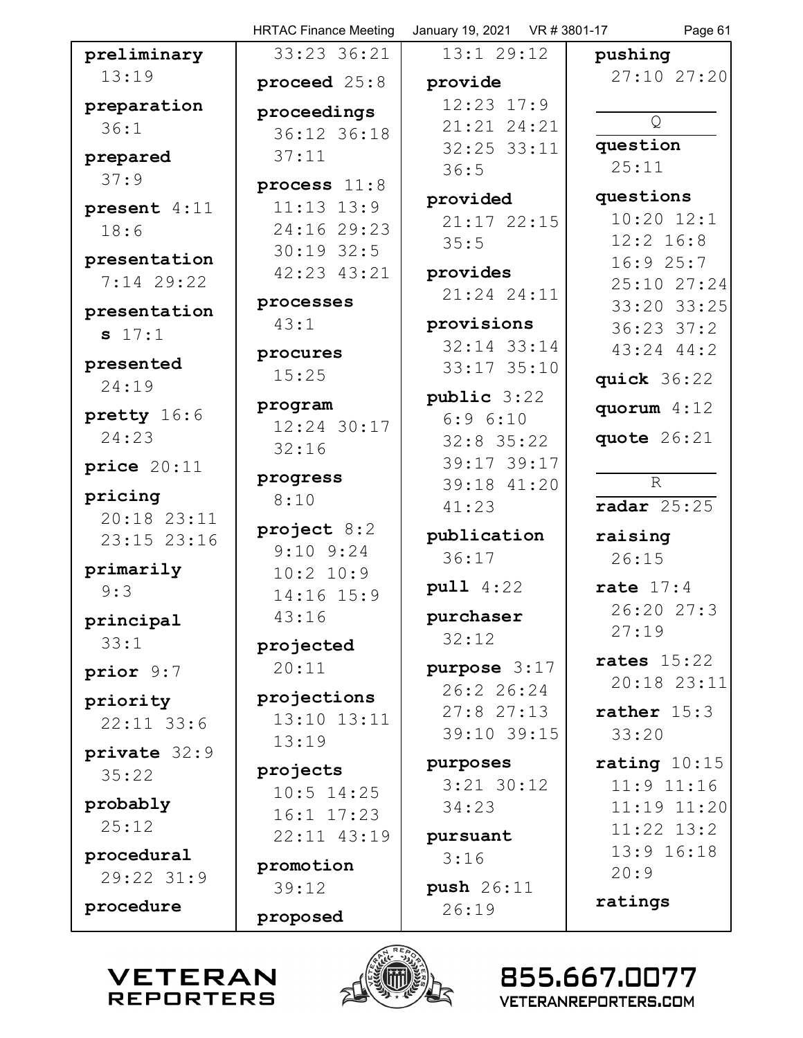**preliminary** 13:19

**preparation** 36:1

**prepared** 37:9

**present** 4:11 18:6

**presentation** 7:14 29:22

**presentations** 17:1

**presented** 24:19

**pretty** 16:6 24:23

**price** 20:11

**pricing** 20:18 23:11 23:15 23:16

**primarily** 9:3

**principal** 33:1

**prior** 9:7

**priority** 22:11 33:6

**private** 32:9 35:22

**probably** 25:12

**procedural** 29:22 31:9

**procedure** 33:23 36:21

**proceed** 25:8

**proceedings** 36:12 36:18 37:11

**process** 11:8 11:13 13:9 24:16 29:23 30:19 32:5 42:23 43:21

**processes** 43:1

**procures** 15:25

**program** 12:24 30:17 32:16

**progress** 8:10

**project** 8:2 9:10 9:24 10:2 10:9 14:16 15:9 43:16

**projected** 20:11

**projections** 13:10 13:11 13:19

**projects** 10:5 14:25 16:1 17:23 22:11 43:19

**promotion** 39:12

**proposed** 13:1 29:12

**provide** 12:23 17:9 21:21 24:21 32:25 33:11 36:5

**provided** 21:17 22:15 35:5

**provides** 21:24 24:11

**provisions** 32:14 33:14 33:17 35:10

**public** 3:22 6:9 6:10 32:8 35:22 39:17 39:17 39:18 41:20 41:23

**publication** 36:17

**pull** 4:22

**purchaser** 32:12

**purpose** 3:17 26:2 26:24 27:8 27:13 39:10 39:15

**purposes** 3:21 30:12 34:23

**pursuant** 3:16

**push** 26:11 26:19

**pushing** 27:10 27:20

Q

**question** 25:11

**questions** 10:20 12:1 12:2 16:8 16:9 25:7 25:10 27:24 33:20 33:25 36:23 37:2 43:24 44:2

**quick** 36:22

**quorum** 4:12

**quote** 26:21

R

**radar** 25:25

**raising** 26:15

**rate** 17:4 26:20 27:3 27:19

**rates** 15:22 20:18 23:11

**rather** 15:3 33:20

**rating** 10:15 11:9 11:16 11:19 11:20 11:22 13:2 13:9 16:18 20:9

**ratings**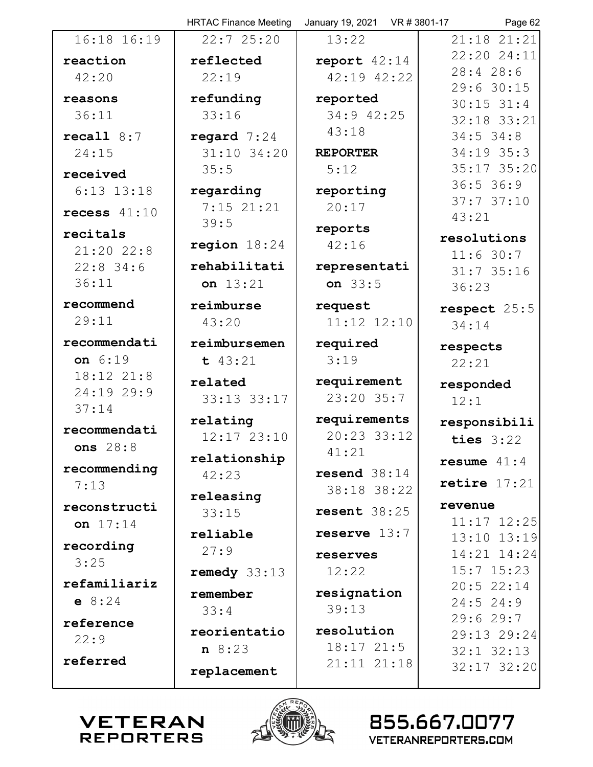16:18 16:19

**reaction** 42:20

**reasons** 36:11

**recall** 8:7 24:15

**received** 6:13 13:18

**recess** 41:10

**recitals** 21:20 22:8 22:8 34:6 36:11

**recommend** 29:11

**recommendation** 6:19 18:12 21:8 24:19 29:9 37:14

**recommendations** 28:8

**recommending** 7:13

**reconstruction** 17:14

**recording** 3:25

**refamiliarize** 8:24

**reference** 22:9

**referred** 22:7 25:20

**reflected** 22:19

**refunding** 33:16

**regard** 7:24 31:10 34:20 35:5

**regarding** 7:15 21:21 39:5

**region** 18:24

**rehabilitation** 13:21

**reimburse** 43:20

**reimbursement** 43:21

**related** 33:13 33:17

**relating** 12:17 23:10

**relationship** 42:23

**releasing** 33:15

**reliable** 27:9

**remedy** 33:13

**remember** 33:4

**reorientation** 8:23

**replacement** 13:22

**report** 42:14 42:19 42:22

**reported** 34:9 42:25 43:18

**REPORTER** 5:12

**reporting** 20:17

**reports** 42:16

**representation** 33:5

**request** 11:12 12:10

**required** 3:19

**requirement** 23:20 35:7

**requirements** 20:23 33:12 41:21

**resend** 38:14 38:18 38:22

**resent** 38:25

**reserve** 13:7

**reserves** 12:22

**resignation** 39:13

**resolution** 18:17 21:5 21:11 21:18 21:18 21:21 22:20 24:11 28:4 28:6 29:6 30:15 30:15 31:4 32:18 33:21 34:5 34:8 34:19 35:3 35:17 35:20 36:5 36:9 37:7 37:10 43:21

**resolutions** 11:6 30:7 31:7 35:16 36:23

**respect** 25:5 34:14

**respects** 22:21

**responded** 12:1

**responsibilities** 3:22

**resume** 41:4

**retire** 17:21

**revenue** 11:17 12:25 13:10 13:19 14:21 14:24 15:7 15:23 20:5 22:14 24:5 24:9 29:6 29:7 29:13 29:24 32:1 32:13 32:17 32:20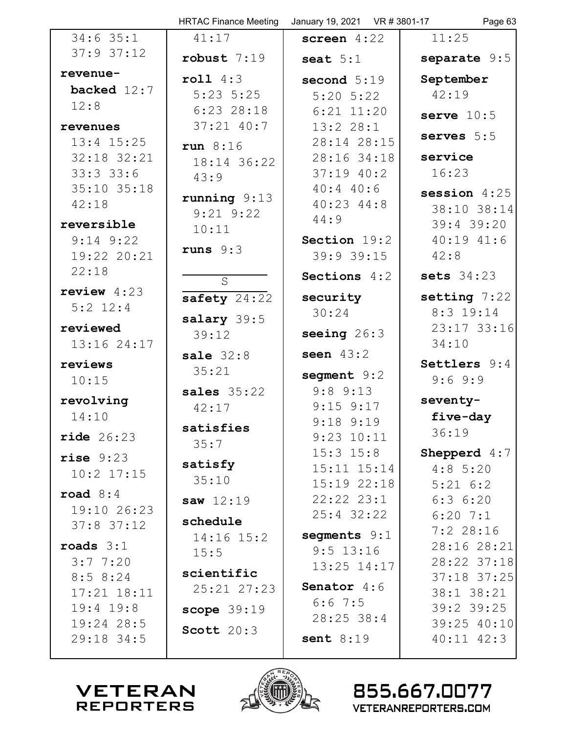34:6 35:1 37:9 37:12

**revenue-backed** 12:7 12:8

**revenues** 13:4 15:25 32:18 32:21 33:3 33:6 35:10 35:18 42:18

**reversible** 9:14 9:22 19:22 20:21 22:18

**review** 4:23 5:2 12:4

**reviewed** 13:16 24:17

**reviews** 10:15

**revolving** 14:10

**ride** 26:23

**rise** 9:23 10:2 17:15

**road** 8:4 19:10 26:23 37:8 37:12

**roads** 3:1 3:7 7:20 8:5 8:24 17:21 18:11 19:4 19:8 19:24 28:5 29:18 34:5 41:17

**robust** 7:19

**roll** 4:3 5:23 5:25 6:23 28:18 37:21 40:7

**run** 8:16 18:14 36:22 43:9

**running** 9:13 9:21 9:22 10:11

**runs** 9:3

## S

**safety** 24:22

**salary** 39:5 39:12

**sale** 32:8 35:21

**sales** 35:22 42:17

**satisfies** 35:7

**satisfy** 35:10

**saw** 12:19

**schedule** 14:16 15:2 15:5

**scientific** 25:21 27:23

**scope** 39:19

**Scott** 20:3

**screen** 4:22

**seat** 5:1

**second** 5:19 5:20 5:22 6:21 11:20 13:2 28:1 28:14 28:15 28:16 34:18 37:19 40:2 40:4 40:6 40:23 44:8 44:9

**Section** 19:2 39:9 39:15

**Sections** 4:2

**security** 30:24

**seeing** 26:3

**seen** 43:2

**segment** 9:2 9:8 9:13 9:15 9:17 9:18 9:19 9:23 10:11 15:3 15:8 15:11 15:14 15:19 22:18 22:22 23:1 25:4 32:22

**segments** 9:1 9:5 13:16 13:25 14:17

**Senator** 4:6 6:6 7:5 28:25 38:4

**sent** 8:19 11:25

**separate** 9:5

**September** 42:19

**serve** 10:5

**serves** 5:5

**service** 16:23

**session** 4:25 38:10 38:14 39:4 39:20 40:19 41:6 42:8

**sets** 34:23

**setting** 7:22 8:3 19:14 23:17 33:16 34:10

**Settlers** 9:4 9:6 9:9

**seventy-five-day** 36:19

**Shepperd** 4:7 4:8 5:20 5:21 6:2 6:3 6:20 6:20 7:1 7:2 28:16 28:16 28:21 28:22 37:18 37:18 37:25 38:1 38:21 39:2 39:25 39:25 40:10 40:11 42:3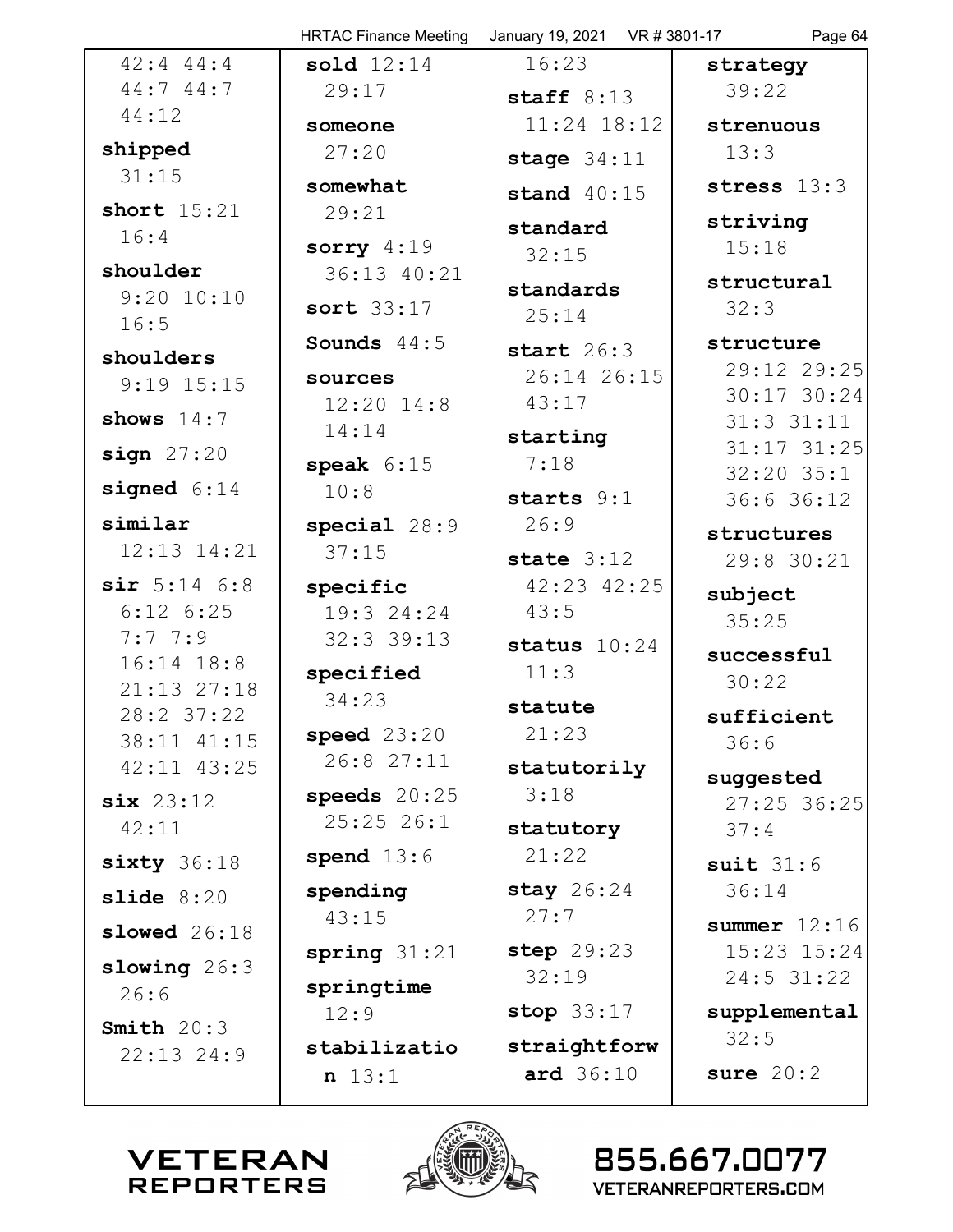42:4 44:4
44:7 44:7
44:12

**shipped** 31:15

**short** 15:21
16:4

**shoulder**
9:20 10:10
16:5

**shoulders**
9:19 15:15

**shows** 14:7

**sign** 27:20

**signed** 6:14

**similar**
12:13 14:21

**sir** 5:14 6:8
6:12 6:25
7:7 7:9
16:14 18:8
21:13 27:18
28:2 37:22
38:11 41:15
42:11 43:25

**six** 23:12
42:11

**sixty** 36:18

**slide** 8:20

**slowed** 26:18

**slowing** 26:3
26:6

**Smith** 20:3
22:13 24:9

**sold** 12:14
29:17

**someone**
27:20

**somewhat**
29:21

**sorry** 4:19
36:13 40:21

**sort** 33:17

**Sounds** 44:5

**sources**
12:20 14:8
14:14

**speak** 6:15
10:8

**special** 28:9
37:15

**specific**
19:3 24:24
32:3 39:13

**specified**
34:23

**speed** 23:20
26:8 27:11

**speeds** 20:25
25:25 26:1

**spend** 13:6

**spending**
43:15

**spring** 31:21

**springtime**
12:9

**stabilization** 13:1

16:23

**staff** 8:13
11:24 18:12

**stage** 34:11

**stand** 40:15

**standard**
32:15

**standards**
25:14

**start** 26:3
26:14 26:15
43:17

**starting**
7:18

**starts** 9:1
26:9

**state** 3:12
42:23 42:25
43:5

**status** 10:24
11:3

**statute**
21:23

**statutorily**
3:18

**statutory**
21:22

**stay** 26:24
27:7

**step** 29:23
32:19

**stop** 33:17

**straightforward** 36:10

**strategy**
39:22

**strenuous**
13:3

**stress** 13:3

**striving**
15:18

**structural**
32:3

**structure**
29:12 29:25
30:17 30:24
31:3 31:11
31:17 31:25
32:20 35:1
36:6 36:12

**structures**
29:8 30:21

**subject**
35:25

**successful**
30:22

**sufficient**
36:6

**suggested**
27:25 36:25
37:4

**suit** 31:6
36:14

**summer** 12:16
15:23 15:24
24:5 31:22

**supplemental**
32:5

**sure** 20:2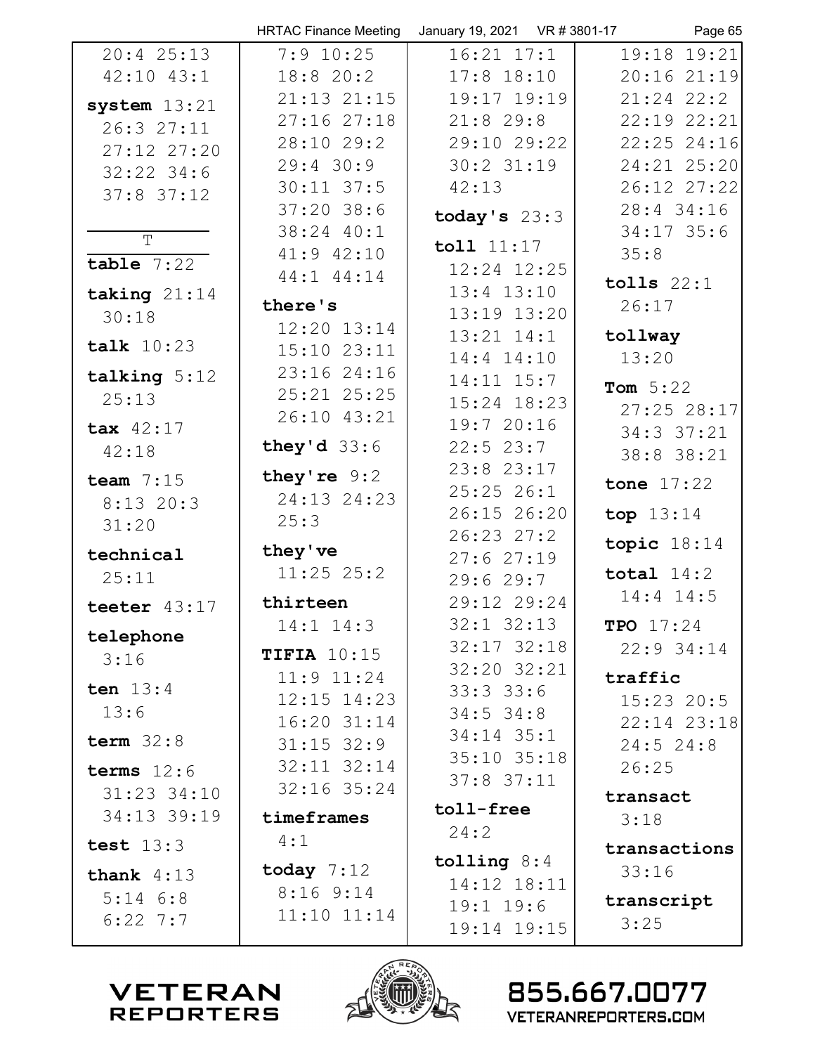20:4 25:13
42:10 43:1

**system** 13:21
26:3 27:11
27:12 27:20
32:22 34:6
37:8 37:12

T

**table** 7:22

**taking** 21:14
30:18

**talk** 10:23

**talking** 5:12
25:13

**tax** 42:17
42:18

**team** 7:15
8:13 20:3
31:20

**technical**
25:11

**teeter** 43:17

**telephone**
3:16

**ten** 13:4
13:6

**term** 32:8

**terms** 12:6
31:23 34:10
34:13 39:19

**test** 13:3

**thank** 4:13
5:14 6:8
6:22 7:7
7:9 10:25
18:8 20:2
21:13 21:15
27:16 27:18
28:10 29:2
29:4 30:9
30:11 37:5
37:20 38:6
38:24 40:1
41:9 42:10
44:1 44:14

**there's**
12:20 13:14
15:10 23:11
23:16 24:16
25:21 25:25
26:10 43:21

**they'd** 33:6

**they're** 9:2
24:13 24:23
25:3

**they've**
11:25 25:2

**thirteen**
14:1 14:3

**TIFIA** 10:15
11:9 11:24
12:15 14:23
16:20 31:14
31:15 32:9
32:11 32:14
32:16 35:24

**timeframes**
4:1

**today** 7:12
8:16 9:14
11:10 11:14
16:21 17:1
17:8 18:10
19:17 19:19
21:8 29:8
29:10 29:22
30:2 31:19
42:13

**today's** 23:3

**toll** 11:17
12:24 12:25
13:4 13:10
13:19 13:20
13:21 14:1
14:4 14:10
14:11 15:7
15:24 18:23
19:7 20:16
22:5 23:7
23:8 23:17
25:25 26:1
26:15 26:20
26:23 27:2
27:6 27:19
29:6 29:7
29:12 29:24
32:1 32:13
32:17 32:18
32:20 32:21
33:3 33:6
34:5 34:8
34:14 35:1
35:10 35:18
37:8 37:11

**toll-free**
24:2

**tolling** 8:4
14:12 18:11
19:1 19:6
19:14 19:15
19:18 19:21
20:16 21:19
21:24 22:2
22:19 22:21
22:25 24:16
24:21 25:20
26:12 27:22
28:4 34:16
34:17 35:6
35:8

**tolls** 22:1
26:17

**tollway**
13:20

**Tom** 5:22
27:25 28:17
34:3 37:21
38:8 38:21

**tone** 17:22

**top** 13:14

**topic** 18:14

**total** 14:2
14:4 14:5

**TPO** 17:24
22:9 34:14

**traffic**
15:23 20:5
22:14 23:18
24:5 24:8
26:25

**transact**
3:18

**transactions**
33:16

**transcript**
3:25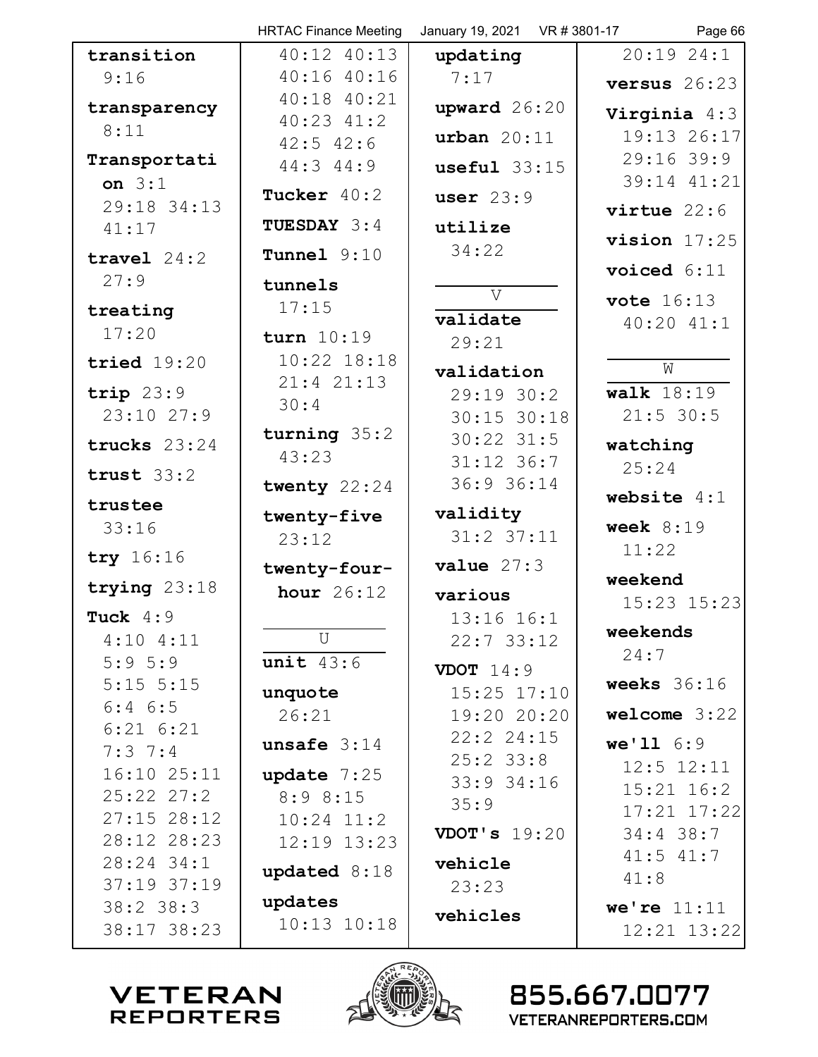**transition** 9:16

**transparency** 8:11

**Transportation** 3:1 29:18 34:13 41:17

**travel** 24:2 27:9

**treating** 17:20

**tried** 19:20

**trip** 23:9 23:10 27:9

**trucks** 23:24

**trust** 33:2

**trustee** 33:16

**try** 16:16

**trying** 23:18

**Tuck** 4:9 4:10 4:11 5:9 5:9 5:15 5:15 6:4 6:5 6:21 6:21 7:3 7:4 16:10 25:11 25:22 27:2 27:15 28:12 28:12 28:23 28:24 34:1 37:19 37:19 38:2 38:3 38:17 38:23 40:12 40:13 40:16 40:16 40:18 40:21 40:23 41:2 42:5 42:6 44:3 44:9

**Tucker** 40:2

**TUESDAY** 3:4

**Tunnel** 9:10

**tunnels** 17:15

**turn** 10:19 10:22 18:18 21:4 21:13 30:4

**turning** 35:2 43:23

**twenty** 22:24

**twenty-five** 23:12

**twenty-four-hour** 26:12

## U

**unit** 43:6

**unquote** 26:21

**unsafe** 3:14

**update** 7:25 8:9 8:15 10:24 11:2 12:19 13:23

**updated** 8:18

**updates** 10:13 10:18

**updating** 7:17

**upward** 26:20

**urban** 20:11

**useful** 33:15

**user** 23:9

**utilize** 34:22

## V

**validate** 29:21

**validation** 29:19 30:2 30:15 30:18 30:22 31:5 31:12 36:7 36:9 36:14

**validity** 31:2 37:11

**value** 27:3

**various** 13:16 16:1 22:7 33:12

**VDOT** 14:9 15:25 17:10 19:20 20:20 22:2 24:15 25:2 33:8 33:9 34:16 35:9

**VDOT's** 19:20

**vehicle** 23:23

**vehicles** 20:19 24:1

**versus** 26:23

**Virginia** 4:3 19:13 26:17 29:16 39:9 39:14 41:21

**virtue** 22:6

**vision** 17:25

**voiced** 6:11

**vote** 16:13 40:20 41:1

## W

**walk** 18:19 21:5 30:5

**watching** 25:24

**website** 4:1

**week** 8:19 11:22

**weekend** 15:23 15:23

**weekends** 24:7

**weeks** 36:16

**welcome** 3:22

**we'll** 6:9 12:5 12:11 15:21 16:2 17:21 17:22 34:4 38:7 41:5 41:7 41:8

**we're** 11:11 12:21 13:22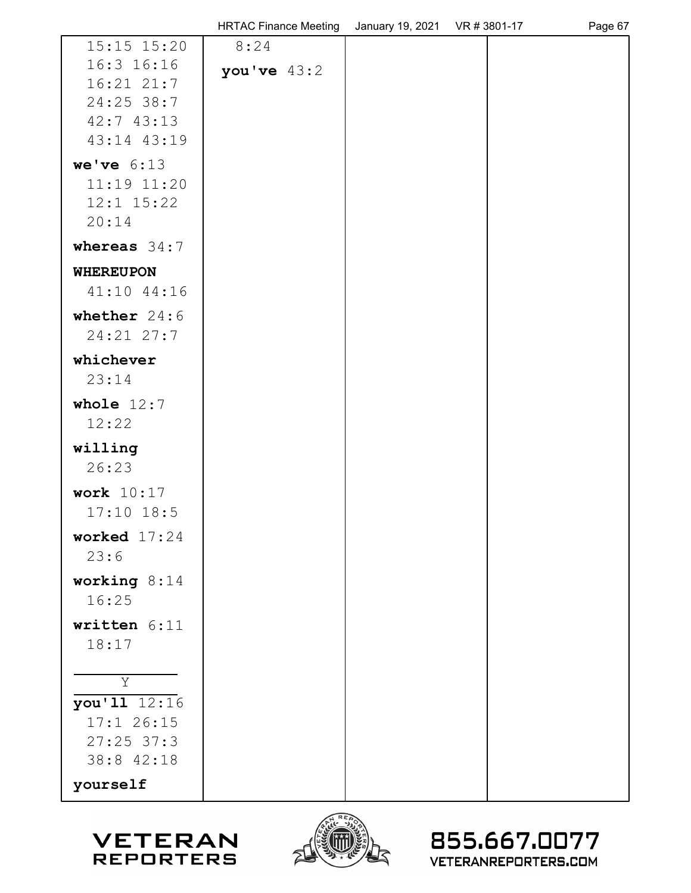15:15 15:20
16:3 16:16
16:21 21:7
24:25 38:7
42:7 43:13
43:14 43:19

**we've** 6:13
11:19 11:20
12:1 15:22
20:14

**whereas** 34:7

**WHEREUPON**
41:10 44:16

**whether** 24:6
24:21 27:7

**whichever**
23:14

**whole** 12:7
12:22

**willing**
26:23

**work** 10:17
17:10 18:5

**worked** 17:24
23:6

**working** 8:14
16:25

**written** 6:11
18:17

Y

**you'll** 12:16
17:1 26:15
27:25 37:3
38:8 42:18

**yourself**
8:24

**you've** 43:2